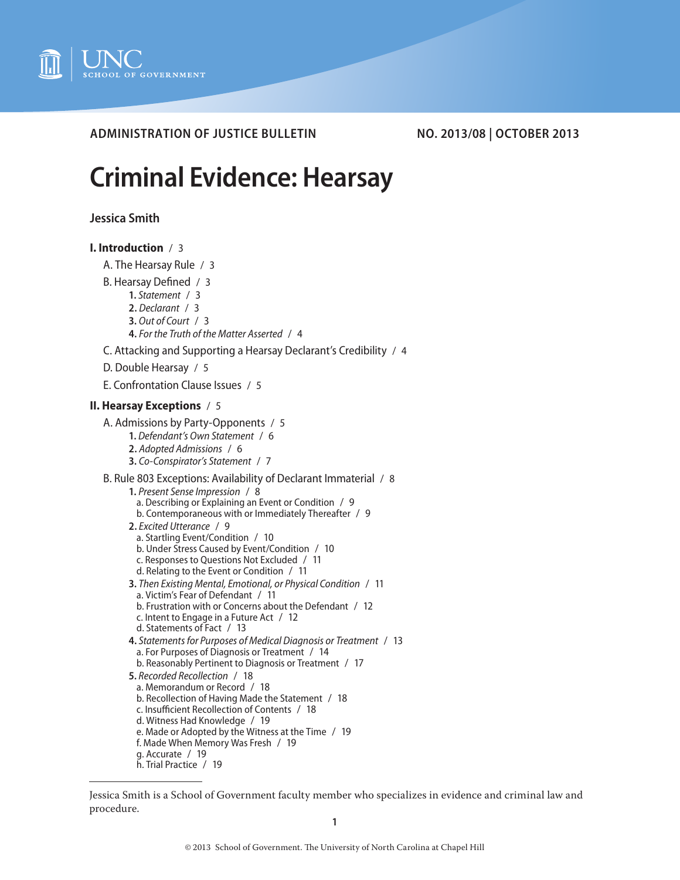ADMINISTRATION OF JUSTICE BULLETIN NO. 2013/08 | OCTOBER 2013

# Criminal Evidence: Hearsay

**Jessica Smith**

**I. Introduction** / 3

- A. The Hearsay Rule / 3
- B. Hearsay Defined / 3
  - **1.** *Statement* / 3
  - **2.** *Declarant* / 3
  - **3.** *Out of Court* / 3
  - **4.** *For the Truth of the Matter Asserted* / 4
- C. Attacking and Supporting a Hearsay Declarant's Credibility / 4
- D. Double Hearsay / 5
- E. Confrontation Clause Issues / 5

**II. Hearsay Exceptions** / 5

- A. Admissions by Party-Opponents / 5
  - **1.** *Defendant's Own Statement* / 6
  - **2.** *Adopted Admissions* / 6
  - **3.** *Co-Conspirator's Statement* / 7
- B. Rule 803 Exceptions: Availability of Declarant Immaterial / 8
  - **1.** *Present Sense Impression* / 8
    - a. Describing or Explaining an Event or Condition / 9
    - b. Contemporaneous with or Immediately Thereafter / 9
  - **2.** *Excited Utterance* / 9
    - a. Startling Event/Condition / 10
    - b. Under Stress Caused by Event/Condition / 10
    - c. Responses to Questions Not Excluded / 11
    - d. Relating to the Event or Condition / 11
  - **3.** *Then Existing Mental, Emotional, or Physical Condition* / 11
    - a. Victim's Fear of Defendant / 11
    - b. Frustration with or Concerns about the Defendant / 12
    - c. Intent to Engage in a Future Act / 12
    - d. Statements of Fact / 13
  - **4.** *Statements for Purposes of Medical Diagnosis or Treatment* / 13
    - a. For Purposes of Diagnosis or Treatment / 14
    - b. Reasonably Pertinent to Diagnosis or Treatment / 17
  - **5.** *Recorded Recollection* / 18
    - a. Memorandum or Record / 18
    - b. Recollection of Having Made the Statement / 18
    - c. Insufficient Recollection of Contents / 18
    - d. Witness Had Knowledge / 19
    - e. Made or Adopted by the Witness at the Time / 19
    - f. Made When Memory Was Fresh / 19
    - g. Accurate / 19
    - h. Trial Practice / 19

---

Jessica Smith is a School of Government faculty member who specializes in evidence and criminal law and procedure.

© 2013 School of Government. The University of North Carolina at Chapel Hill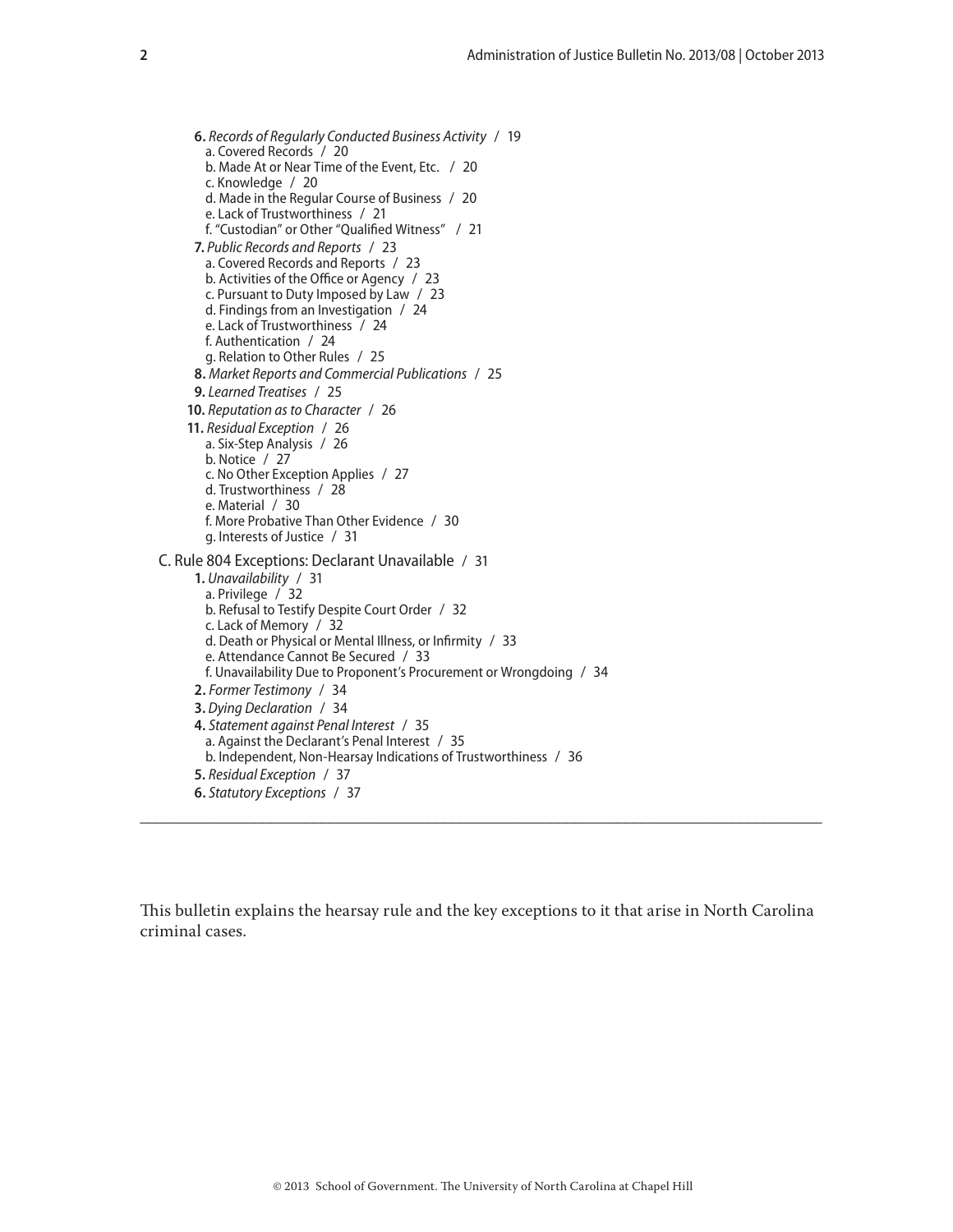- **6.** *Records of Regularly Conducted Business Activity* / 19
  - a. Covered Records / 20
  - b. Made At or Near Time of the Event, Etc. / 20
  - c. Knowledge / 20
  - d. Made in the Regular Course of Business / 20
  - e. Lack of Trustworthiness / 21
  - f. "Custodian" or Other "Qualified Witness" / 21
- **7.** *Public Records and Reports* / 23
  - a. Covered Records and Reports / 23
  - b. Activities of the Office or Agency / 23
  - c. Pursuant to Duty Imposed by Law / 23
  - d. Findings from an Investigation / 24
  - e. Lack of Trustworthiness / 24
  - f. Authentication / 24
  - g. Relation to Other Rules / 25
- **8.** *Market Reports and Commercial Publications* / 25
- **9.** *Learned Treatises* / 25
- **10.** *Reputation as to Character* / 26
- **11.** *Residual Exception* / 26
  - a. Six-Step Analysis / 26
  - b. Notice / 27
  - c. No Other Exception Applies / 27
  - d. Trustworthiness / 28
  - e. Material / 30
  - f. More Probative Than Other Evidence / 30
  - g. Interests of Justice / 31

C. Rule 804 Exceptions: Declarant Unavailable / 31

- **1.** *Unavailability* / 31
  - a. Privilege / 32
  - b. Refusal to Testify Despite Court Order / 32
  - c. Lack of Memory / 32
  - d. Death or Physical or Mental Illness, or Infirmity / 33
  - e. Attendance Cannot Be Secured / 33
  - f. Unavailability Due to Proponent's Procurement or Wrongdoing / 34
- **2.** *Former Testimony* / 34
- **3.** *Dying Declaration* / 34
- **4.** *Statement against Penal Interest* / 35
  - a. Against the Declarant's Penal Interest / 35
  - b. Independent, Non-Hearsay Indications of Trustworthiness / 36
- **5.** *Residual Exception* / 37
- **6.** *Statutory Exceptions* / 37

---

This bulletin explains the hearsay rule and the key exceptions to it that arise in North Carolina criminal cases.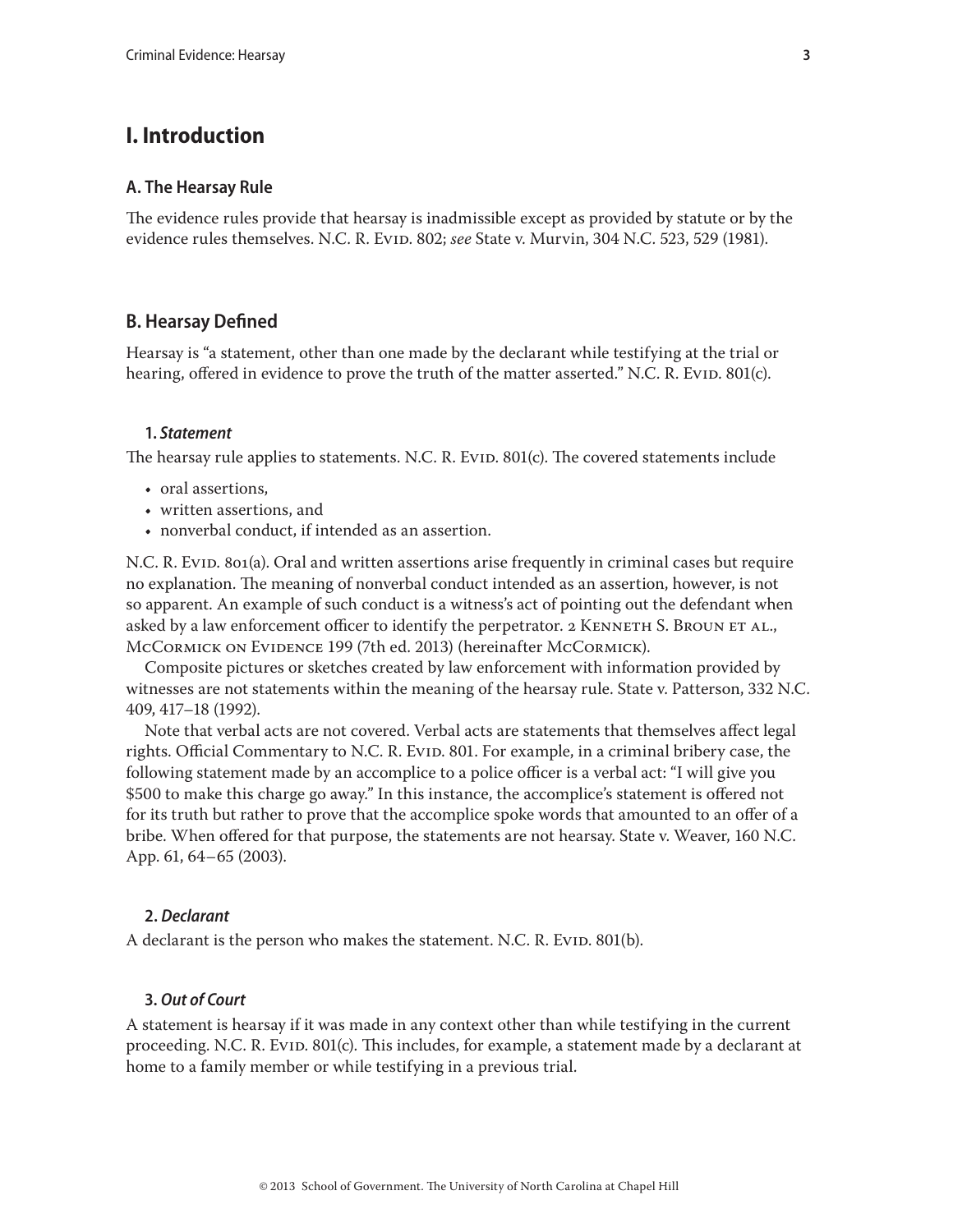# I. Introduction

## A. The Hearsay Rule

The evidence rules provide that hearsay is inadmissible except as provided by statute or by the evidence rules themselves. N.C. R. Evid. 802; *see* State v. Murvin, 304 N.C. 523, 529 (1981).

## B. Hearsay Defined

Hearsay is "a statement, other than one made by the declarant while testifying at the trial or hearing, offered in evidence to prove the truth of the matter asserted." N.C. R. Evid. 801(c).

### 1. *Statement*

The hearsay rule applies to statements. N.C. R. Evid. 801(c). The covered statements include

- oral assertions,
- written assertions, and
- nonverbal conduct, if intended as an assertion.

N.C. R. Evid. 801(a). Oral and written assertions arise frequently in criminal cases but require no explanation. The meaning of nonverbal conduct intended as an assertion, however, is not so apparent. An example of such conduct is a witness's act of pointing out the defendant when asked by a law enforcement officer to identify the perpetrator. 2 Kenneth S. Broun et al., McCormick on Evidence 199 (7th ed. 2013) (hereinafter McCormick).

Composite pictures or sketches created by law enforcement with information provided by witnesses are not statements within the meaning of the hearsay rule. State v. Patterson, 332 N.C. 409, 417–18 (1992).

Note that verbal acts are not covered. Verbal acts are statements that themselves affect legal rights. Official Commentary to N.C. R. Evid. 801. For example, in a criminal bribery case, the following statement made by an accomplice to a police officer is a verbal act: "I will give you $500 to make this charge go away." In this instance, the accomplice's statement is offered not for its truth but rather to prove that the accomplice spoke words that amounted to an offer of a bribe. When offered for that purpose, the statements are not hearsay. State v. Weaver, 160 N.C. App. 61, 64–65 (2003).

### 2. *Declarant*

A declarant is the person who makes the statement. N.C. R. Evid. 801(b).

### 3. *Out of Court*

A statement is hearsay if it was made in any context other than while testifying in the current proceeding. N.C. R. Evid. 801(c). This includes, for example, a statement made by a declarant at home to a family member or while testifying in a previous trial.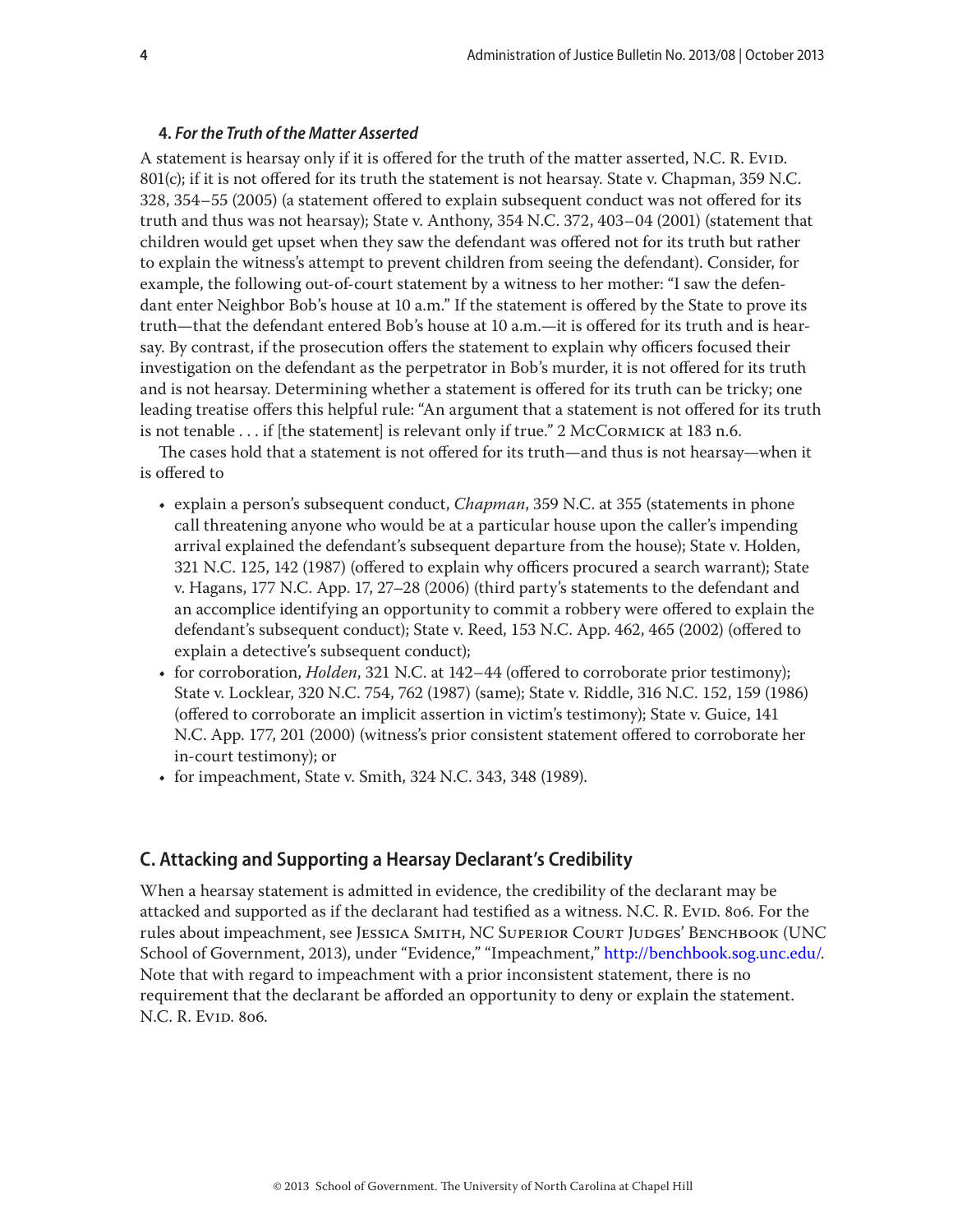#### 4. *For the Truth of the Matter Asserted*

A statement is hearsay only if it is offered for the truth of the matter asserted, N.C. R. Evid. 801(c); if it is not offered for its truth the statement is not hearsay. State v. Chapman, 359 N.C. 328, 354–55 (2005) (a statement offered to explain subsequent conduct was not offered for its truth and thus was not hearsay); State v. Anthony, 354 N.C. 372, 403–04 (2001) (statement that children would get upset when they saw the defendant was offered not for its truth but rather to explain the witness's attempt to prevent children from seeing the defendant). Consider, for example, the following out-of-court statement by a witness to her mother: "I saw the defendant enter Neighbor Bob's house at 10 a.m." If the statement is offered by the State to prove its truth—that the defendant entered Bob's house at 10 a.m.—it is offered for its truth and is hearsay. By contrast, if the prosecution offers the statement to explain why officers focused their investigation on the defendant as the perpetrator in Bob's murder, it is not offered for its truth and is not hearsay. Determining whether a statement is offered for its truth can be tricky; one leading treatise offers this helpful rule: "An argument that a statement is not offered for its truth is not tenable . . . if [the statement] is relevant only if true." 2 McCormick at 183 n.6.

The cases hold that a statement is not offered for its truth—and thus is not hearsay—when it is offered to

- explain a person's subsequent conduct, *Chapman*, 359 N.C. at 355 (statements in phone call threatening anyone who would be at a particular house upon the caller's impending arrival explained the defendant's subsequent departure from the house); State v. Holden, 321 N.C. 125, 142 (1987) (offered to explain why officers procured a search warrant); State v. Hagans, 177 N.C. App. 17, 27–28 (2006) (third party's statements to the defendant and an accomplice identifying an opportunity to commit a robbery were offered to explain the defendant's subsequent conduct); State v. Reed, 153 N.C. App. 462, 465 (2002) (offered to explain a detective's subsequent conduct);
- for corroboration, *Holden*, 321 N.C. at 142–44 (offered to corroborate prior testimony); State v. Locklear, 320 N.C. 754, 762 (1987) (same); State v. Riddle, 316 N.C. 152, 159 (1986) (offered to corroborate an implicit assertion in victim's testimony); State v. Guice, 141 N.C. App. 177, 201 (2000) (witness's prior consistent statement offered to corroborate her in-court testimony); or
- for impeachment, State v. Smith, 324 N.C. 343, 348 (1989).

### C. Attacking and Supporting a Hearsay Declarant's Credibility

When a hearsay statement is admitted in evidence, the credibility of the declarant may be attacked and supported as if the declarant had testified as a witness. N.C. R. Evid. 806. For the rules about impeachment, see Jessica Smith, NC Superior Court Judges' Benchbook (UNC School of Government, 2013), under "Evidence," "Impeachment," http://benchbook.sog.unc.edu/. Note that with regard to impeachment with a prior inconsistent statement, there is no requirement that the declarant be afforded an opportunity to deny or explain the statement. N.C. R. Evid. 806.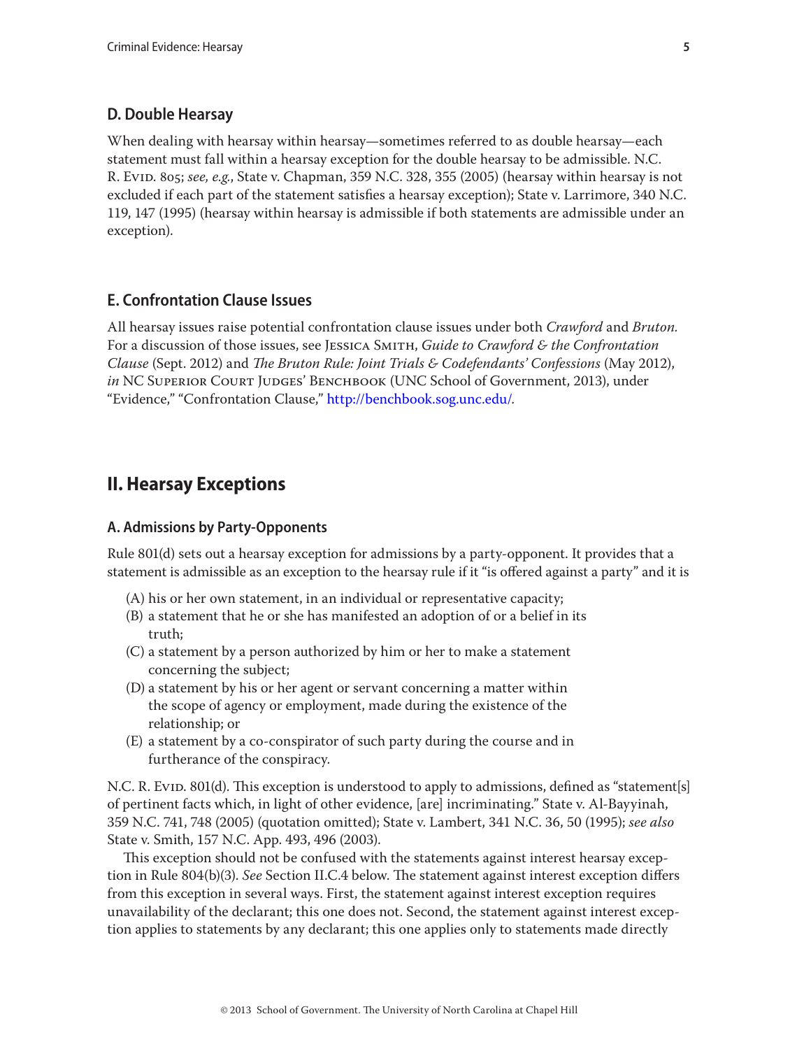### D. Double Hearsay

When dealing with hearsay within hearsay—sometimes referred to as double hearsay—each statement must fall within a hearsay exception for the double hearsay to be admissible. N.C. R. Evid. 805; *see, e.g.*, State v. Chapman, 359 N.C. 328, 355 (2005) (hearsay within hearsay is not excluded if each part of the statement satisfies a hearsay exception); State v. Larrimore, 340 N.C. 119, 147 (1995) (hearsay within hearsay is admissible if both statements are admissible under an exception).

### E. Confrontation Clause Issues

All hearsay issues raise potential confrontation clause issues under both *Crawford* and *Bruton.* For a discussion of those issues, see Jessica Smith, *Guide to Crawford & the Confrontation Clause* (Sept. 2012) and *The Bruton Rule: Joint Trials & Codefendants' Confessions* (May 2012), *in* NC Superior Court Judges' Benchbook (UNC School of Government, 2013), under "Evidence," "Confrontation Clause," http://benchbook.sog.unc.edu/.

## II. Hearsay Exceptions

### A. Admissions by Party-Opponents

Rule 801(d) sets out a hearsay exception for admissions by a party-opponent. It provides that a statement is admissible as an exception to the hearsay rule if it "is offered against a party" and it is

(A) his or her own statement, in an individual or representative capacity;
(B) a statement that he or she has manifested an adoption of or a belief in its truth;
(C) a statement by a person authorized by him or her to make a statement concerning the subject;
(D) a statement by his or her agent or servant concerning a matter within the scope of agency or employment, made during the existence of the relationship; or
(E) a statement by a co-conspirator of such party during the course and in furtherance of the conspiracy.

N.C. R. Evid. 801(d). This exception is understood to apply to admissions, defined as "statement[s] of pertinent facts which, in light of other evidence, [are] incriminating." State v. Al-Bayyinah, 359 N.C. 741, 748 (2005) (quotation omitted); State v. Lambert, 341 N.C. 36, 50 (1995); *see also* State v. Smith, 157 N.C. App. 493, 496 (2003).

This exception should not be confused with the statements against interest hearsay exception in Rule 804(b)(3). *See* Section II.C.4 below. The statement against interest exception differs from this exception in several ways. First, the statement against interest exception requires unavailability of the declarant; this one does not. Second, the statement against interest exception applies to statements by any declarant; this one applies only to statements made directly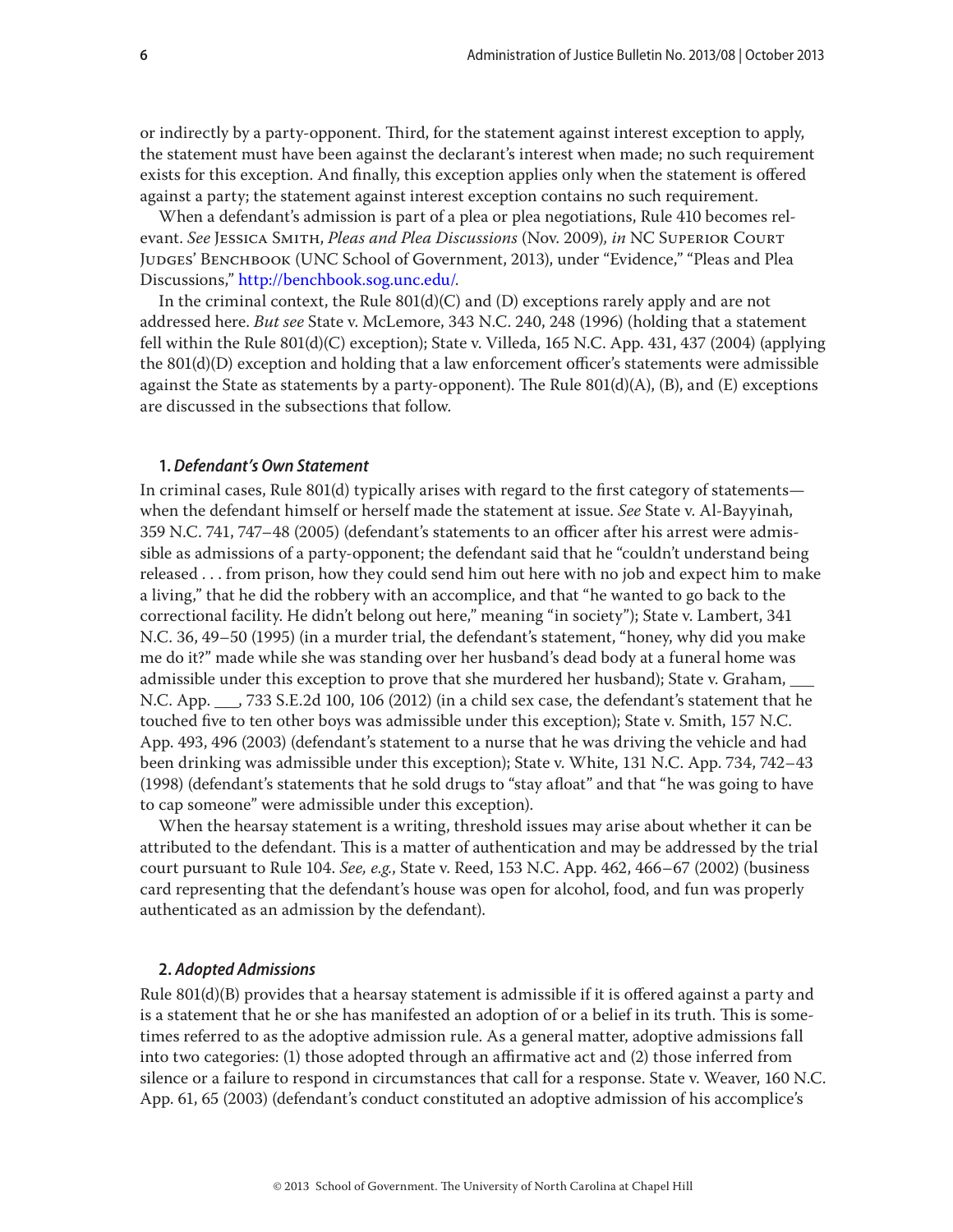or indirectly by a party-opponent. Third, for the statement against interest exception to apply, the statement must have been against the declarant's interest when made; no such requirement exists for this exception. And finally, this exception applies only when the statement is offered against a party; the statement against interest exception contains no such requirement.

When a defendant's admission is part of a plea or plea negotiations, Rule 410 becomes relevant. *See* Jessica Smith, *Pleas and Plea Discussions* (Nov. 2009), *in* NC Superior Court Judges' Benchbook (UNC School of Government, 2013), under "Evidence," "Pleas and Plea Discussions," http://benchbook.sog.unc.edu/.

In the criminal context, the Rule 801(d)(C) and (D) exceptions rarely apply and are not addressed here. *But see* State v. McLemore, 343 N.C. 240, 248 (1996) (holding that a statement fell within the Rule 801(d)(C) exception); State v. Villeda, 165 N.C. App. 431, 437 (2004) (applying the 801(d)(D) exception and holding that a law enforcement officer's statements were admissible against the State as statements by a party-opponent). The Rule 801(d)(A), (B), and (E) exceptions are discussed in the subsections that follow.

### 1. *Defendant's Own Statement*

In criminal cases, Rule 801(d) typically arises with regard to the first category of statements—when the defendant himself or herself made the statement at issue. *See* State v. Al-Bayyinah, 359 N.C. 741, 747–48 (2005) (defendant's statements to an officer after his arrest were admissible as admissions of a party-opponent; the defendant said that he "couldn't understand being released . . . from prison, how they could send him out here with no job and expect him to make a living," that he did the robbery with an accomplice, and that "he wanted to go back to the correctional facility. He didn't belong out here," meaning "in society"); State v. Lambert, 341 N.C. 36, 49–50 (1995) (in a murder trial, the defendant's statement, "honey, why did you make me do it?" made while she was standing over her husband's dead body at a funeral home was admissible under this exception to prove that she murdered her husband); State v. Graham, ___ N.C. App. ___, 733 S.E.2d 100, 106 (2012) (in a child sex case, the defendant's statement that he touched five to ten other boys was admissible under this exception); State v. Smith, 157 N.C. App. 493, 496 (2003) (defendant's statement to a nurse that he was driving the vehicle and had been drinking was admissible under this exception); State v. White, 131 N.C. App. 734, 742–43 (1998) (defendant's statements that he sold drugs to "stay afloat" and that "he was going to have to cap someone" were admissible under this exception).

When the hearsay statement is a writing, threshold issues may arise about whether it can be attributed to the defendant. This is a matter of authentication and may be addressed by the trial court pursuant to Rule 104. *See, e.g.*, State v. Reed, 153 N.C. App. 462, 466–67 (2002) (business card representing that the defendant's house was open for alcohol, food, and fun was properly authenticated as an admission by the defendant).

### 2. *Adopted Admissions*

Rule 801(d)(B) provides that a hearsay statement is admissible if it is offered against a party and is a statement that he or she has manifested an adoption of or a belief in its truth. This is sometimes referred to as the adoptive admission rule. As a general matter, adoptive admissions fall into two categories: (1) those adopted through an affirmative act and (2) those inferred from silence or a failure to respond in circumstances that call for a response. State v. Weaver, 160 N.C. App. 61, 65 (2003) (defendant's conduct constituted an adoptive admission of his accomplice's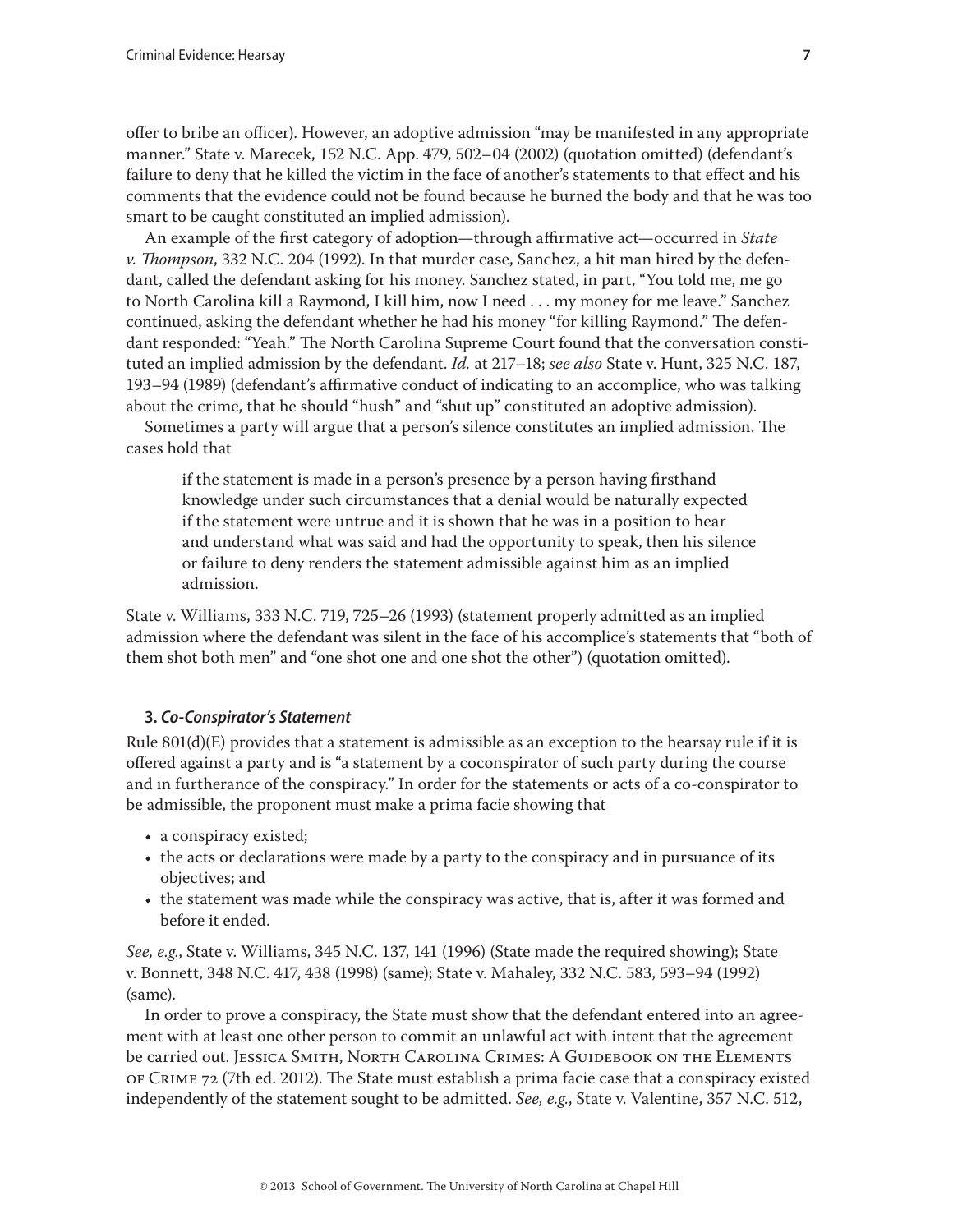offer to bribe an officer). However, an adoptive admission "may be manifested in any appropriate manner." State v. Marecek, 152 N.C. App. 479, 502–04 (2002) (quotation omitted) (defendant's failure to deny that he killed the victim in the face of another's statements to that effect and his comments that the evidence could not be found because he burned the body and that he was too smart to be caught constituted an implied admission).

An example of the first category of adoption—through affirmative act—occurred in *State v. Thompson*, 332 N.C. 204 (1992). In that murder case, Sanchez, a hit man hired by the defendant, called the defendant asking for his money. Sanchez stated, in part, "You told me, me go to North Carolina kill a Raymond, I kill him, now I need . . . my money for me leave." Sanchez continued, asking the defendant whether he had his money "for killing Raymond." The defendant responded: "Yeah." The North Carolina Supreme Court found that the conversation constituted an implied admission by the defendant. *Id.* at 217–18; *see also* State v. Hunt, 325 N.C. 187, 193–94 (1989) (defendant's affirmative conduct of indicating to an accomplice, who was talking about the crime, that he should "hush" and "shut up" constituted an adoptive admission).

Sometimes a party will argue that a person's silence constitutes an implied admission. The cases hold that

> if the statement is made in a person's presence by a person having firsthand knowledge under such circumstances that a denial would be naturally expected if the statement were untrue and it is shown that he was in a position to hear and understand what was said and had the opportunity to speak, then his silence or failure to deny renders the statement admissible against him as an implied admission.

State v. Williams, 333 N.C. 719, 725–26 (1993) (statement properly admitted as an implied admission where the defendant was silent in the face of his accomplice's statements that "both of them shot both men" and "one shot one and one shot the other") (quotation omitted).

### 3. *Co-Conspirator's Statement*

Rule 801(d)(E) provides that a statement is admissible as an exception to the hearsay rule if it is offered against a party and is "a statement by a coconspirator of such party during the course and in furtherance of the conspiracy." In order for the statements or acts of a co-conspirator to be admissible, the proponent must make a prima facie showing that

- a conspiracy existed;
- the acts or declarations were made by a party to the conspiracy and in pursuance of its objectives; and
- the statement was made while the conspiracy was active, that is, after it was formed and before it ended.

*See, e.g.*, State v. Williams, 345 N.C. 137, 141 (1996) (State made the required showing); State v. Bonnett, 348 N.C. 417, 438 (1998) (same); State v. Mahaley, 332 N.C. 583, 593–94 (1992) (same).

In order to prove a conspiracy, the State must show that the defendant entered into an agreement with at least one other person to commit an unlawful act with intent that the agreement be carried out. Jessica Smith, North Carolina Crimes: A Guidebook on the Elements of Crime 72 (7th ed. 2012). The State must establish a prima facie case that a conspiracy existed independently of the statement sought to be admitted. *See, e.g.*, State v. Valentine, 357 N.C. 512,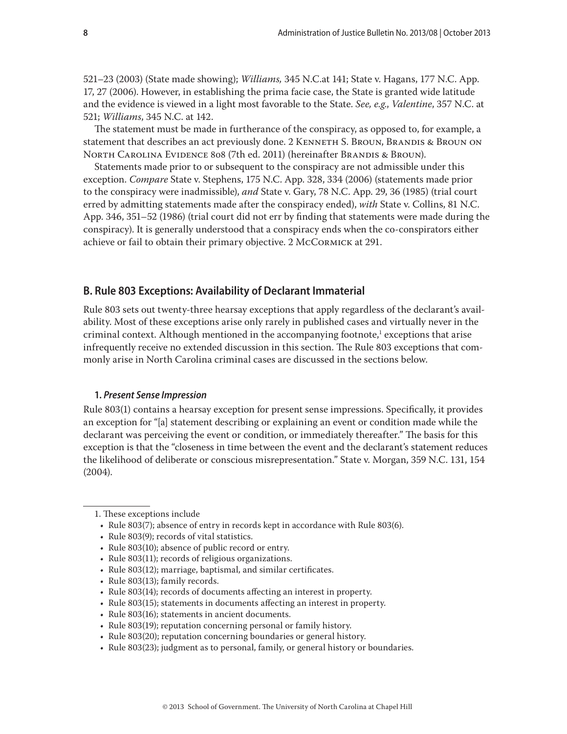521–23 (2003) (State made showing); *Williams,* 345 N.C.at 141; State v. Hagans, 177 N.C. App. 17, 27 (2006). However, in establishing the prima facie case, the State is granted wide latitude and the evidence is viewed in a light most favorable to the State. *See, e.g.*, *Valentine*, 357 N.C. at 521; *Williams*, 345 N.C. at 142.

The statement must be made in furtherance of the conspiracy, as opposed to, for example, a statement that describes an act previously done. 2 Kenneth S. Broun, Brandis & Broun on North Carolina Evidence 808 (7th ed. 2011) (hereinafter Brandis & Broun).

Statements made prior to or subsequent to the conspiracy are not admissible under this exception. *Compare* State v. Stephens, 175 N.C. App. 328, 334 (2006) (statements made prior to the conspiracy were inadmissible), *and* State v. Gary, 78 N.C. App. 29, 36 (1985) (trial court erred by admitting statements made after the conspiracy ended), *with* State v. Collins, 81 N.C. App. 346, 351–52 (1986) (trial court did not err by finding that statements were made during the conspiracy). It is generally understood that a conspiracy ends when the co-conspirators either achieve or fail to obtain their primary objective. 2 McCormick at 291.

## B. Rule 803 Exceptions: Availability of Declarant Immaterial

Rule 803 sets out twenty-three hearsay exceptions that apply regardless of the declarant's availability. Most of these exceptions arise only rarely in published cases and virtually never in the criminal context. Although mentioned in the accompanying footnote,[1] exceptions that arise infrequently receive no extended discussion in this section. The Rule 803 exceptions that commonly arise in North Carolina criminal cases are discussed in the sections below.

### 1. *Present Sense Impression*

Rule 803(1) contains a hearsay exception for present sense impressions. Specifically, it provides an exception for "[a] statement describing or explaining an event or condition made while the declarant was perceiving the event or condition, or immediately thereafter." The basis for this exception is that the "closeness in time between the event and the declarant's statement reduces the likelihood of deliberate or conscious misrepresentation." State v. Morgan, 359 N.C. 131, 154 (2004).

---

1. These exceptions include

- Rule 803(7); absence of entry in records kept in accordance with Rule 803(6).
- Rule 803(9); records of vital statistics.
- Rule 803(10); absence of public record or entry.
- Rule 803(11); records of religious organizations.
- Rule 803(12); marriage, baptismal, and similar certificates.
- Rule 803(13); family records.
- Rule 803(14); records of documents affecting an interest in property.
- Rule 803(15); statements in documents affecting an interest in property.
- Rule 803(16); statements in ancient documents.
- Rule 803(19); reputation concerning personal or family history.
- Rule 803(20); reputation concerning boundaries or general history.
- Rule 803(23); judgment as to personal, family, or general history or boundaries.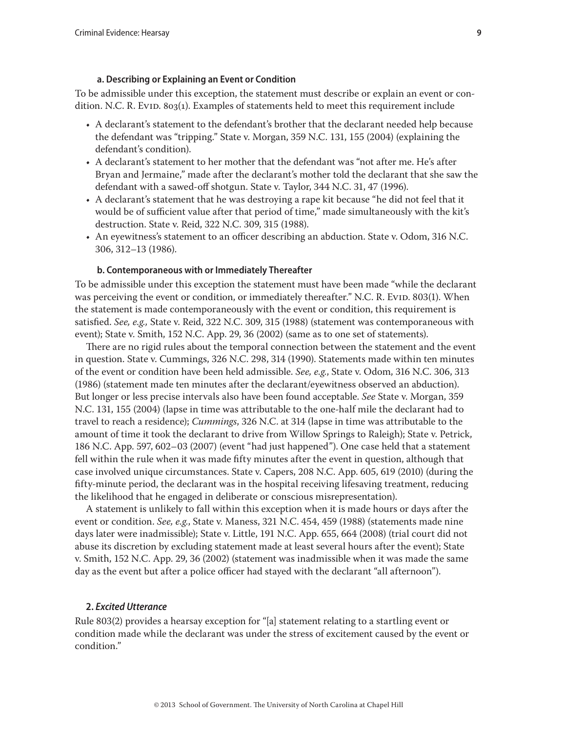#### a. Describing or Explaining an Event or Condition

To be admissible under this exception, the statement must describe or explain an event or condition. N.C. R. Evid. 803(1). Examples of statements held to meet this requirement include

- A declarant's statement to the defendant's brother that the declarant needed help because the defendant was "tripping." State v. Morgan, 359 N.C. 131, 155 (2004) (explaining the defendant's condition).
- A declarant's statement to her mother that the defendant was "not after me. He's after Bryan and Jermaine," made after the declarant's mother told the declarant that she saw the defendant with a sawed-off shotgun. State v. Taylor, 344 N.C. 31, 47 (1996).
- A declarant's statement that he was destroying a rape kit because "he did not feel that it would be of sufficient value after that period of time," made simultaneously with the kit's destruction. State v. Reid, 322 N.C. 309, 315 (1988).
- An eyewitness's statement to an officer describing an abduction. State v. Odom, 316 N.C. 306, 312–13 (1986).

#### b. Contemporaneous with or Immediately Thereafter

To be admissible under this exception the statement must have been made "while the declarant was perceiving the event or condition, or immediately thereafter." N.C. R. Evid. 803(1). When the statement is made contemporaneously with the event or condition, this requirement is satisfied. *See, e.g.,* State v. Reid, 322 N.C. 309, 315 (1988) (statement was contemporaneous with event); State v. Smith, 152 N.C. App. 29, 36 (2002) (same as to one set of statements).

There are no rigid rules about the temporal connection between the statement and the event in question. State v. Cummings, 326 N.C. 298, 314 (1990). Statements made within ten minutes of the event or condition have been held admissible. *See, e.g.*, State v. Odom, 316 N.C. 306, 313 (1986) (statement made ten minutes after the declarant/eyewitness observed an abduction). But longer or less precise intervals also have been found acceptable. *See* State v. Morgan, 359 N.C. 131, 155 (2004) (lapse in time was attributable to the one-half mile the declarant had to travel to reach a residence); *Cummings*, 326 N.C. at 314 (lapse in time was attributable to the amount of time it took the declarant to drive from Willow Springs to Raleigh); State v. Petrick, 186 N.C. App. 597, 602–03 (2007) (event "had just happened"). One case held that a statement fell within the rule when it was made fifty minutes after the event in question, although that case involved unique circumstances. State v. Capers, 208 N.C. App. 605, 619 (2010) (during the fifty-minute period, the declarant was in the hospital receiving lifesaving treatment, reducing the likelihood that he engaged in deliberate or conscious misrepresentation).

A statement is unlikely to fall within this exception when it is made hours or days after the event or condition. *See, e.g.*, State v. Maness, 321 N.C. 454, 459 (1988) (statements made nine days later were inadmissible); State v. Little, 191 N.C. App. 655, 664 (2008) (trial court did not abuse its discretion by excluding statement made at least several hours after the event); State v. Smith, 152 N.C. App. 29, 36 (2002) (statement was inadmissible when it was made the same day as the event but after a police officer had stayed with the declarant "all afternoon").

### 2. *Excited Utterance*

Rule 803(2) provides a hearsay exception for "[a] statement relating to a startling event or condition made while the declarant was under the stress of excitement caused by the event or condition."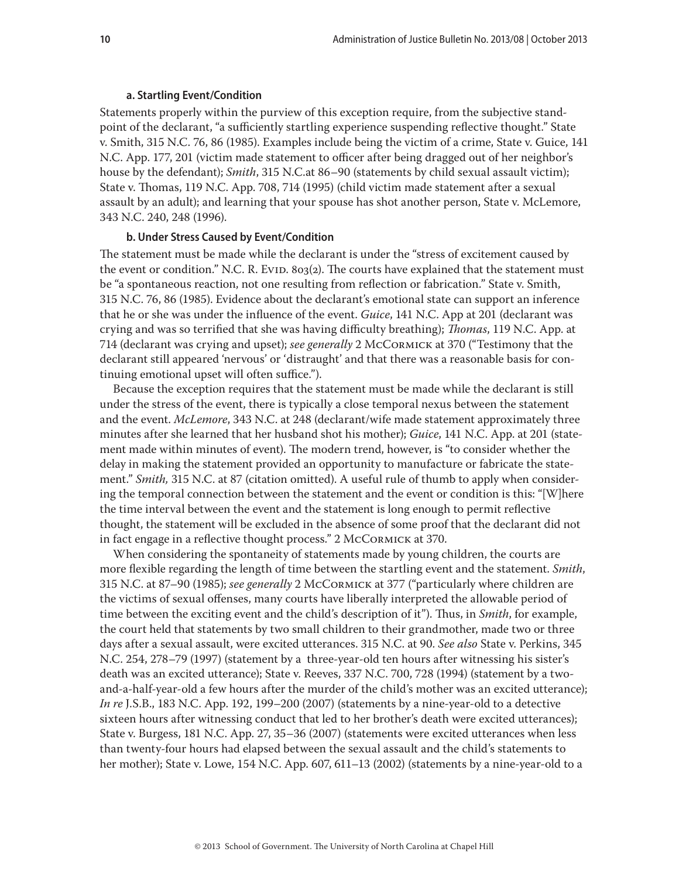#### a. Startling Event/Condition

Statements properly within the purview of this exception require, from the subjective standpoint of the declarant, "a sufficiently startling experience suspending reflective thought." State v. Smith, 315 N.C. 76, 86 (1985). Examples include being the victim of a crime, State v. Guice, 141 N.C. App. 177, 201 (victim made statement to officer after being dragged out of her neighbor's house by the defendant); *Smith*, 315 N.C.at 86–90 (statements by child sexual assault victim); State v. Thomas, 119 N.C. App. 708, 714 (1995) (child victim made statement after a sexual assault by an adult); and learning that your spouse has shot another person, State v. McLemore, 343 N.C. 240, 248 (1996).

#### b. Under Stress Caused by Event/Condition

The statement must be made while the declarant is under the "stress of excitement caused by the event or condition." N.C. R. Evid. 803(2). The courts have explained that the statement must be "a spontaneous reaction, not one resulting from reflection or fabrication." State v. Smith, 315 N.C. 76, 86 (1985). Evidence about the declarant's emotional state can support an inference that he or she was under the influence of the event. *Guice*, 141 N.C. App at 201 (declarant was crying and was so terrified that she was having difficulty breathing); *Thomas*, 119 N.C. App. at 714 (declarant was crying and upset); *see generally* 2 McCormick at 370 ("Testimony that the declarant still appeared 'nervous' or 'distraught' and that there was a reasonable basis for continuing emotional upset will often suffice.").

Because the exception requires that the statement must be made while the declarant is still under the stress of the event, there is typically a close temporal nexus between the statement and the event. *McLemore*, 343 N.C. at 248 (declarant/wife made statement approximately three minutes after she learned that her husband shot his mother); *Guice*, 141 N.C. App. at 201 (statement made within minutes of event). The modern trend, however, is "to consider whether the delay in making the statement provided an opportunity to manufacture or fabricate the statement." *Smith,* 315 N.C. at 87 (citation omitted). A useful rule of thumb to apply when considering the temporal connection between the statement and the event or condition is this: "[W]here the time interval between the event and the statement is long enough to permit reflective thought, the statement will be excluded in the absence of some proof that the declarant did not in fact engage in a reflective thought process." 2 McCormick at 370.

When considering the spontaneity of statements made by young children, the courts are more flexible regarding the length of time between the startling event and the statement. *Smith*, 315 N.C. at 87–90 (1985); *see generally* 2 McCormick at 377 ("particularly where children are the victims of sexual offenses, many courts have liberally interpreted the allowable period of time between the exciting event and the child's description of it"). Thus, in *Smith*, for example, the court held that statements by two small children to their grandmother, made two or three days after a sexual assault, were excited utterances. 315 N.C. at 90. *See also* State v. Perkins, 345 N.C. 254, 278–79 (1997) (statement by a three-year-old ten hours after witnessing his sister's death was an excited utterance); State v. Reeves, 337 N.C. 700, 728 (1994) (statement by a two-and-a-half-year-old a few hours after the murder of the child's mother was an excited utterance); *In re* J.S.B., 183 N.C. App. 192, 199–200 (2007) (statements by a nine-year-old to a detective sixteen hours after witnessing conduct that led to her brother's death were excited utterances); State v. Burgess, 181 N.C. App. 27, 35–36 (2007) (statements were excited utterances when less than twenty-four hours had elapsed between the sexual assault and the child's statements to her mother); State v. Lowe, 154 N.C. App. 607, 611–13 (2002) (statements by a nine-year-old to a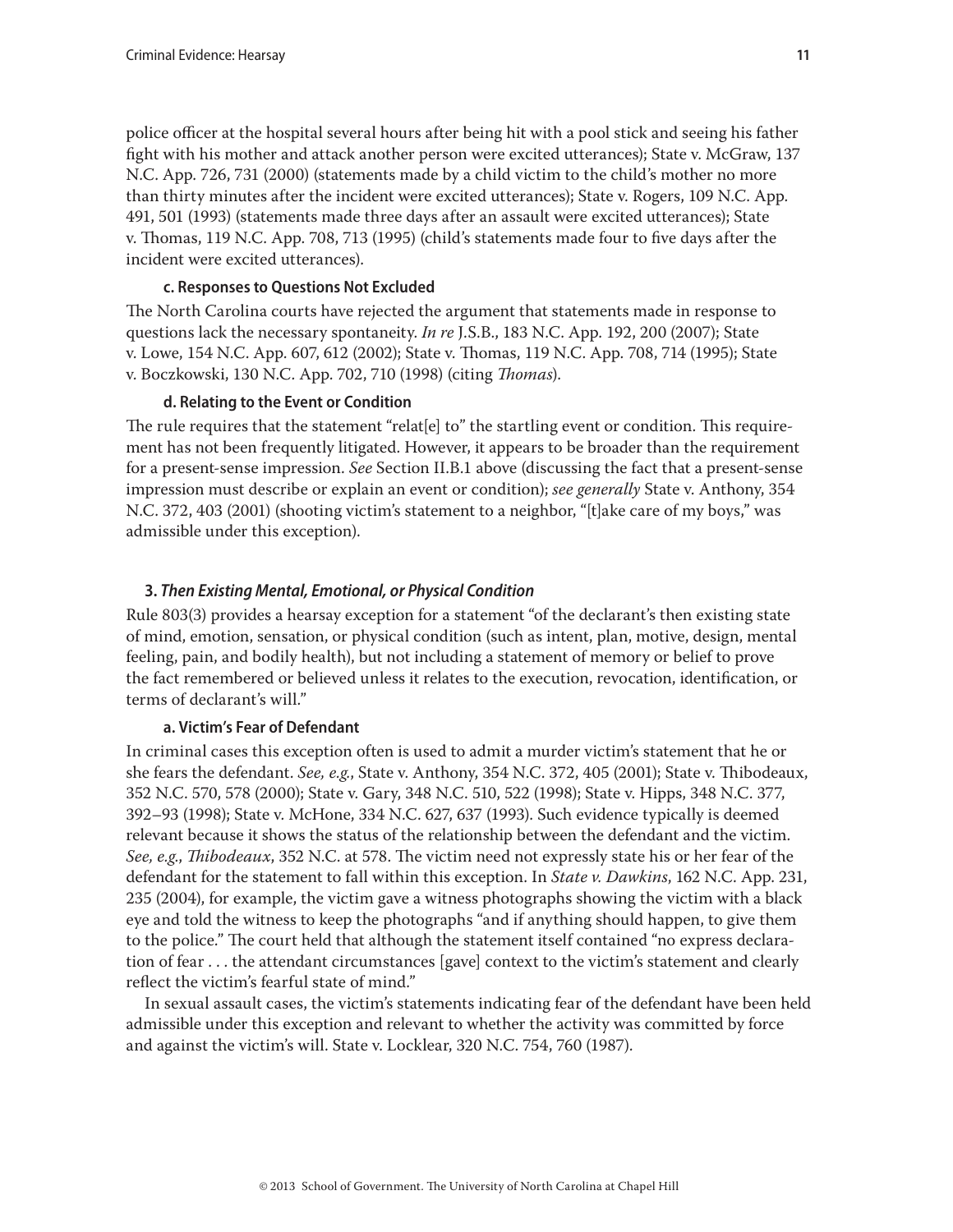police officer at the hospital several hours after being hit with a pool stick and seeing his father fight with his mother and attack another person were excited utterances); State v. McGraw, 137 N.C. App. 726, 731 (2000) (statements made by a child victim to the child's mother no more than thirty minutes after the incident were excited utterances); State v. Rogers, 109 N.C. App. 491, 501 (1993) (statements made three days after an assault were excited utterances); State v. Thomas, 119 N.C. App. 708, 713 (1995) (child's statements made four to five days after the incident were excited utterances).

#### c. Responses to Questions Not Excluded

The North Carolina courts have rejected the argument that statements made in response to questions lack the necessary spontaneity. *In re* J.S.B., 183 N.C. App. 192, 200 (2007); State v. Lowe, 154 N.C. App. 607, 612 (2002); State v. Thomas, 119 N.C. App. 708, 714 (1995); State v. Boczkowski, 130 N.C. App. 702, 710 (1998) (citing *Thomas*).

#### d. Relating to the Event or Condition

The rule requires that the statement "relat[e] to" the startling event or condition. This requirement has not been frequently litigated. However, it appears to be broader than the requirement for a present-sense impression. *See* Section II.B.1 above (discussing the fact that a present-sense impression must describe or explain an event or condition); *see generally* State v. Anthony, 354 N.C. 372, 403 (2001) (shooting victim's statement to a neighbor, "[t]ake care of my boys," was admissible under this exception).

### 3. *Then Existing Mental, Emotional, or Physical Condition*

Rule 803(3) provides a hearsay exception for a statement "of the declarant's then existing state of mind, emotion, sensation, or physical condition (such as intent, plan, motive, design, mental feeling, pain, and bodily health), but not including a statement of memory or belief to prove the fact remembered or believed unless it relates to the execution, revocation, identification, or terms of declarant's will."

#### a. Victim's Fear of Defendant

In criminal cases this exception often is used to admit a murder victim's statement that he or she fears the defendant. *See, e.g.*, State v. Anthony, 354 N.C. 372, 405 (2001); State v. Thibodeaux, 352 N.C. 570, 578 (2000); State v. Gary, 348 N.C. 510, 522 (1998); State v. Hipps, 348 N.C. 377, 392–93 (1998); State v. McHone, 334 N.C. 627, 637 (1993). Such evidence typically is deemed relevant because it shows the status of the relationship between the defendant and the victim. *See, e.g.*, *Thibodeaux*, 352 N.C. at 578. The victim need not expressly state his or her fear of the defendant for the statement to fall within this exception. In *State v. Dawkins*, 162 N.C. App. 231, 235 (2004), for example, the victim gave a witness photographs showing the victim with a black eye and told the witness to keep the photographs "and if anything should happen, to give them to the police." The court held that although the statement itself contained "no express declaration of fear . . . the attendant circumstances [gave] context to the victim's statement and clearly reflect the victim's fearful state of mind."

In sexual assault cases, the victim's statements indicating fear of the defendant have been held admissible under this exception and relevant to whether the activity was committed by force and against the victim's will. State v. Locklear, 320 N.C. 754, 760 (1987).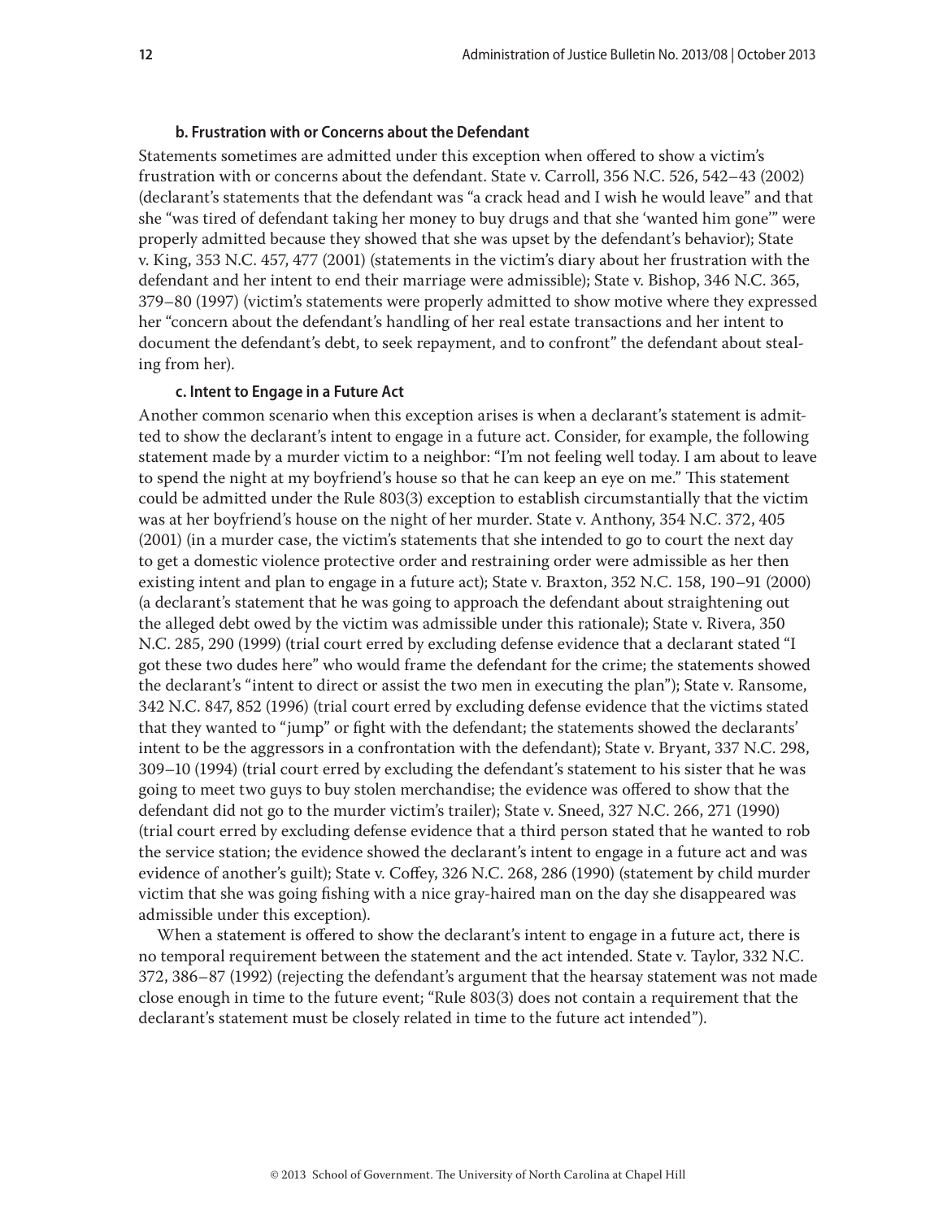#### b. Frustration with or Concerns about the Defendant

Statements sometimes are admitted under this exception when offered to show a victim's frustration with or concerns about the defendant. State v. Carroll, 356 N.C. 526, 542–43 (2002) (declarant's statements that the defendant was "a crack head and I wish he would leave" and that she "was tired of defendant taking her money to buy drugs and that she 'wanted him gone'" were properly admitted because they showed that she was upset by the defendant's behavior); State v. King, 353 N.C. 457, 477 (2001) (statements in the victim's diary about her frustration with the defendant and her intent to end their marriage were admissible); State v. Bishop, 346 N.C. 365, 379–80 (1997) (victim's statements were properly admitted to show motive where they expressed her "concern about the defendant's handling of her real estate transactions and her intent to document the defendant's debt, to seek repayment, and to confront" the defendant about stealing from her).

#### c. Intent to Engage in a Future Act

Another common scenario when this exception arises is when a declarant's statement is admitted to show the declarant's intent to engage in a future act. Consider, for example, the following statement made by a murder victim to a neighbor: "I'm not feeling well today. I am about to leave to spend the night at my boyfriend's house so that he can keep an eye on me." This statement could be admitted under the Rule 803(3) exception to establish circumstantially that the victim was at her boyfriend's house on the night of her murder. State v. Anthony, 354 N.C. 372, 405 (2001) (in a murder case, the victim's statements that she intended to go to court the next day to get a domestic violence protective order and restraining order were admissible as her then existing intent and plan to engage in a future act); State v. Braxton, 352 N.C. 158, 190–91 (2000) (a declarant's statement that he was going to approach the defendant about straightening out the alleged debt owed by the victim was admissible under this rationale); State v. Rivera, 350 N.C. 285, 290 (1999) (trial court erred by excluding defense evidence that a declarant stated "I got these two dudes here" who would frame the defendant for the crime; the statements showed the declarant's "intent to direct or assist the two men in executing the plan"); State v. Ransome, 342 N.C. 847, 852 (1996) (trial court erred by excluding defense evidence that the victims stated that they wanted to "jump" or fight with the defendant; the statements showed the declarants' intent to be the aggressors in a confrontation with the defendant); State v. Bryant, 337 N.C. 298, 309–10 (1994) (trial court erred by excluding the defendant's statement to his sister that he was going to meet two guys to buy stolen merchandise; the evidence was offered to show that the defendant did not go to the murder victim's trailer); State v. Sneed, 327 N.C. 266, 271 (1990) (trial court erred by excluding defense evidence that a third person stated that he wanted to rob the service station; the evidence showed the declarant's intent to engage in a future act and was evidence of another's guilt); State v. Coffey, 326 N.C. 268, 286 (1990) (statement by child murder victim that she was going fishing with a nice gray-haired man on the day she disappeared was admissible under this exception).

When a statement is offered to show the declarant's intent to engage in a future act, there is no temporal requirement between the statement and the act intended. State v. Taylor, 332 N.C. 372, 386–87 (1992) (rejecting the defendant's argument that the hearsay statement was not made close enough in time to the future event; "Rule 803(3) does not contain a requirement that the declarant's statement must be closely related in time to the future act intended").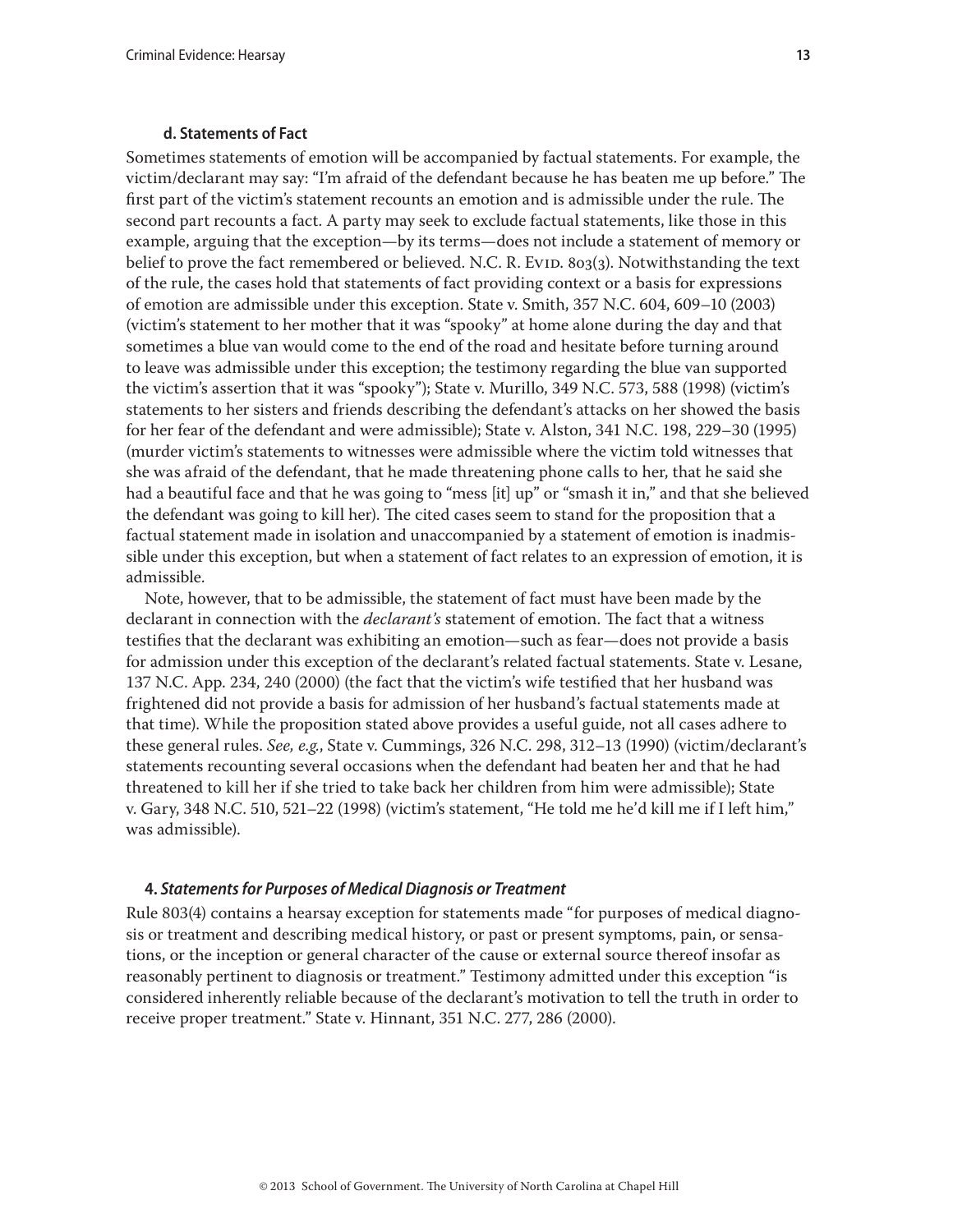#### d. Statements of Fact

Sometimes statements of emotion will be accompanied by factual statements. For example, the victim/declarant may say: "I'm afraid of the defendant because he has beaten me up before." The first part of the victim's statement recounts an emotion and is admissible under the rule. The second part recounts a fact. A party may seek to exclude factual statements, like those in this example, arguing that the exception—by its terms—does not include a statement of memory or belief to prove the fact remembered or believed. N.C. R. Evid. 803(3). Notwithstanding the text of the rule, the cases hold that statements of fact providing context or a basis for expressions of emotion are admissible under this exception. State v. Smith, 357 N.C. 604, 609–10 (2003) (victim's statement to her mother that it was "spooky" at home alone during the day and that sometimes a blue van would come to the end of the road and hesitate before turning around to leave was admissible under this exception; the testimony regarding the blue van supported the victim's assertion that it was "spooky"); State v. Murillo, 349 N.C. 573, 588 (1998) (victim's statements to her sisters and friends describing the defendant's attacks on her showed the basis for her fear of the defendant and were admissible); State v. Alston, 341 N.C. 198, 229–30 (1995) (murder victim's statements to witnesses were admissible where the victim told witnesses that she was afraid of the defendant, that he made threatening phone calls to her, that he said she had a beautiful face and that he was going to "mess [it] up" or "smash it in," and that she believed the defendant was going to kill her). The cited cases seem to stand for the proposition that a factual statement made in isolation and unaccompanied by a statement of emotion is inadmissible under this exception, but when a statement of fact relates to an expression of emotion, it is admissible.

Note, however, that to be admissible, the statement of fact must have been made by the declarant in connection with the *declarant's* statement of emotion. The fact that a witness testifies that the declarant was exhibiting an emotion—such as fear—does not provide a basis for admission under this exception of the declarant's related factual statements. State v. Lesane, 137 N.C. App. 234, 240 (2000) (the fact that the victim's wife testified that her husband was frightened did not provide a basis for admission of her husband's factual statements made at that time). While the proposition stated above provides a useful guide, not all cases adhere to these general rules. *See, e.g.,* State v. Cummings, 326 N.C. 298, 312–13 (1990) (victim/declarant's statements recounting several occasions when the defendant had beaten her and that he had threatened to kill her if she tried to take back her children from him were admissible); State v. Gary, 348 N.C. 510, 521–22 (1998) (victim's statement, "He told me he'd kill me if I left him," was admissible).

### 4. *Statements for Purposes of Medical Diagnosis or Treatment*

Rule 803(4) contains a hearsay exception for statements made "for purposes of medical diagnosis or treatment and describing medical history, or past or present symptoms, pain, or sensations, or the inception or general character of the cause or external source thereof insofar as reasonably pertinent to diagnosis or treatment." Testimony admitted under this exception "is considered inherently reliable because of the declarant's motivation to tell the truth in order to receive proper treatment." State v. Hinnant, 351 N.C. 277, 286 (2000).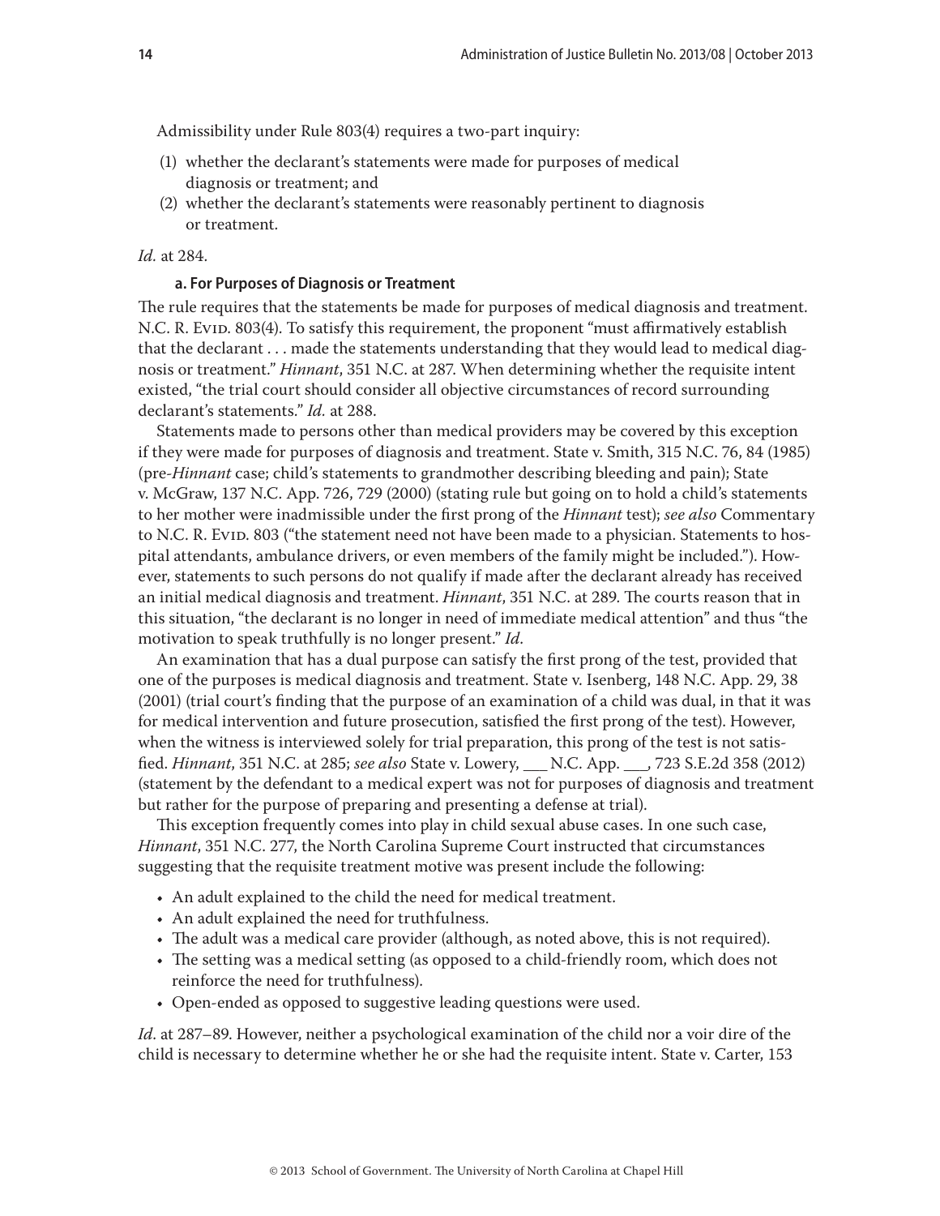Admissibility under Rule 803(4) requires a two-part inquiry:

(1) whether the declarant's statements were made for purposes of medical diagnosis or treatment; and
(2) whether the declarant's statements were reasonably pertinent to diagnosis or treatment.

*Id.* at 284.

#### a. For Purposes of Diagnosis or Treatment

The rule requires that the statements be made for purposes of medical diagnosis and treatment. N.C. R. Evid. 803(4). To satisfy this requirement, the proponent "must affirmatively establish that the declarant . . . made the statements understanding that they would lead to medical diagnosis or treatment." *Hinnant*, 351 N.C. at 287. When determining whether the requisite intent existed, "the trial court should consider all objective circumstances of record surrounding declarant's statements." *Id.* at 288.

Statements made to persons other than medical providers may be covered by this exception if they were made for purposes of diagnosis and treatment. State v. Smith, 315 N.C. 76, 84 (1985) (pre-*Hinnant* case; child's statements to grandmother describing bleeding and pain); State v. McGraw, 137 N.C. App. 726, 729 (2000) (stating rule but going on to hold a child's statements to her mother were inadmissible under the first prong of the *Hinnant* test); *see also* Commentary to N.C. R. Evid. 803 ("the statement need not have been made to a physician. Statements to hospital attendants, ambulance drivers, or even members of the family might be included."). However, statements to such persons do not qualify if made after the declarant already has received an initial medical diagnosis and treatment. *Hinnant*, 351 N.C. at 289. The courts reason that in this situation, "the declarant is no longer in need of immediate medical attention" and thus "the motivation to speak truthfully is no longer present." *Id*.

An examination that has a dual purpose can satisfy the first prong of the test, provided that one of the purposes is medical diagnosis and treatment. State v. Isenberg, 148 N.C. App. 29, 38 (2001) (trial court's finding that the purpose of an examination of a child was dual, in that it was for medical intervention and future prosecution, satisfied the first prong of the test). However, when the witness is interviewed solely for trial preparation, this prong of the test is not satisfied. *Hinnant*, 351 N.C. at 285; *see also* State v. Lowery, ___ N.C. App. ___, 723 S.E.2d 358 (2012) (statement by the defendant to a medical expert was not for purposes of diagnosis and treatment but rather for the purpose of preparing and presenting a defense at trial).

This exception frequently comes into play in child sexual abuse cases. In one such case, *Hinnant*, 351 N.C. 277, the North Carolina Supreme Court instructed that circumstances suggesting that the requisite treatment motive was present include the following:

- An adult explained to the child the need for medical treatment.
- An adult explained the need for truthfulness.
- The adult was a medical care provider (although, as noted above, this is not required).
- The setting was a medical setting (as opposed to a child-friendly room, which does not reinforce the need for truthfulness).
- Open-ended as opposed to suggestive leading questions were used.

*Id*. at 287–89. However, neither a psychological examination of the child nor a voir dire of the child is necessary to determine whether he or she had the requisite intent. State v. Carter, 153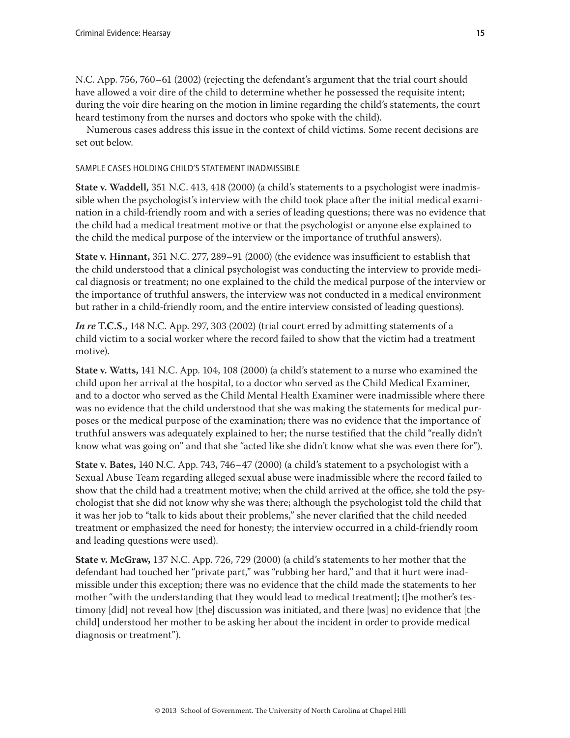N.C. App. 756, 760–61 (2002) (rejecting the defendant's argument that the trial court should have allowed a voir dire of the child to determine whether he possessed the requisite intent; during the voir dire hearing on the motion in limine regarding the child's statements, the court heard testimony from the nurses and doctors who spoke with the child).

Numerous cases address this issue in the context of child victims. Some recent decisions are set out below.

### SAMPLE CASES HOLDING CHILD'S STATEMENT INADMISSIBLE

**State v. Waddell,** 351 N.C. 413, 418 (2000) (a child's statements to a psychologist were inadmissible when the psychologist's interview with the child took place after the initial medical examination in a child-friendly room and with a series of leading questions; there was no evidence that the child had a medical treatment motive or that the psychologist or anyone else explained to the child the medical purpose of the interview or the importance of truthful answers).

**State v. Hinnant,** 351 N.C. 277, 289–91 (2000) (the evidence was insufficient to establish that the child understood that a clinical psychologist was conducting the interview to provide medical diagnosis or treatment; no one explained to the child the medical purpose of the interview or the importance of truthful answers, the interview was not conducted in a medical environment but rather in a child-friendly room, and the entire interview consisted of leading questions).

***In re* T.C.S.,** 148 N.C. App. 297, 303 (2002) (trial court erred by admitting statements of a child victim to a social worker where the record failed to show that the victim had a treatment motive).

**State v. Watts,** 141 N.C. App. 104, 108 (2000) (a child's statement to a nurse who examined the child upon her arrival at the hospital, to a doctor who served as the Child Medical Examiner, and to a doctor who served as the Child Mental Health Examiner were inadmissible where there was no evidence that the child understood that she was making the statements for medical purposes or the medical purpose of the examination; there was no evidence that the importance of truthful answers was adequately explained to her; the nurse testified that the child "really didn't know what was going on" and that she "acted like she didn't know what she was even there for").

**State v. Bates,** 140 N.C. App. 743, 746–47 (2000) (a child's statement to a psychologist with a Sexual Abuse Team regarding alleged sexual abuse were inadmissible where the record failed to show that the child had a treatment motive; when the child arrived at the office, she told the psychologist that she did not know why she was there; although the psychologist told the child that it was her job to "talk to kids about their problems," she never clarified that the child needed treatment or emphasized the need for honesty; the interview occurred in a child-friendly room and leading questions were used).

**State v. McGraw,** 137 N.C. App. 726, 729 (2000) (a child's statements to her mother that the defendant had touched her "private part," was "rubbing her hard," and that it hurt were inadmissible under this exception; there was no evidence that the child made the statements to her mother "with the understanding that they would lead to medical treatment[; t]he mother's testimony [did] not reveal how [the] discussion was initiated, and there [was] no evidence that [the child] understood her mother to be asking her about the incident in order to provide medical diagnosis or treatment").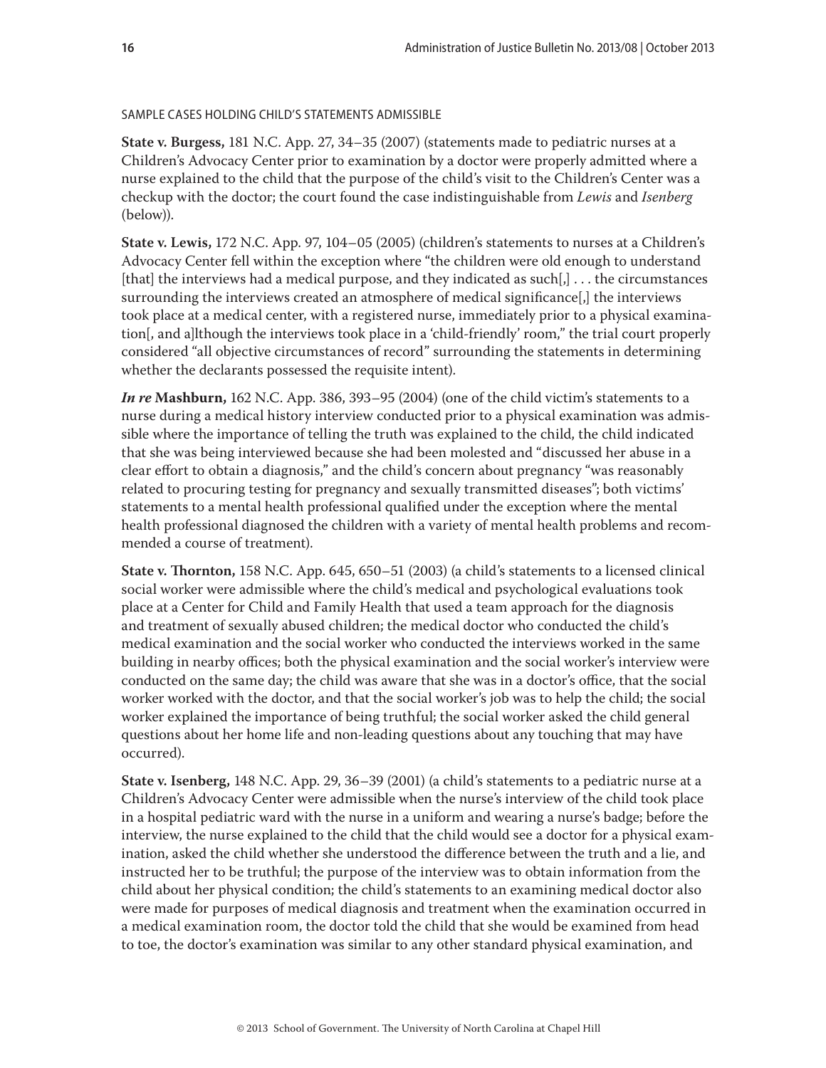SAMPLE CASES HOLDING CHILD'S STATEMENTS ADMISSIBLE

**State v. Burgess,** 181 N.C. App. 27, 34–35 (2007) (statements made to pediatric nurses at a Children's Advocacy Center prior to examination by a doctor were properly admitted where a nurse explained to the child that the purpose of the child's visit to the Children's Center was a checkup with the doctor; the court found the case indistinguishable from *Lewis* and *Isenberg* (below)).

**State v. Lewis,** 172 N.C. App. 97, 104–05 (2005) (children's statements to nurses at a Children's Advocacy Center fell within the exception where "the children were old enough to understand [that] the interviews had a medical purpose, and they indicated as such[,] . . . the circumstances surrounding the interviews created an atmosphere of medical significance[,] the interviews took place at a medical center, with a registered nurse, immediately prior to a physical examination[, and a]lthough the interviews took place in a 'child-friendly' room," the trial court properly considered "all objective circumstances of record" surrounding the statements in determining whether the declarants possessed the requisite intent).

***In re* Mashburn,** 162 N.C. App. 386, 393–95 (2004) (one of the child victim's statements to a nurse during a medical history interview conducted prior to a physical examination was admissible where the importance of telling the truth was explained to the child, the child indicated that she was being interviewed because she had been molested and "discussed her abuse in a clear effort to obtain a diagnosis," and the child's concern about pregnancy "was reasonably related to procuring testing for pregnancy and sexually transmitted diseases"; both victims' statements to a mental health professional qualified under the exception where the mental health professional diagnosed the children with a variety of mental health problems and recommended a course of treatment).

**State v. Thornton,** 158 N.C. App. 645, 650–51 (2003) (a child's statements to a licensed clinical social worker were admissible where the child's medical and psychological evaluations took place at a Center for Child and Family Health that used a team approach for the diagnosis and treatment of sexually abused children; the medical doctor who conducted the child's medical examination and the social worker who conducted the interviews worked in the same building in nearby offices; both the physical examination and the social worker's interview were conducted on the same day; the child was aware that she was in a doctor's office, that the social worker worked with the doctor, and that the social worker's job was to help the child; the social worker explained the importance of being truthful; the social worker asked the child general questions about her home life and non-leading questions about any touching that may have occurred).

**State v. Isenberg,** 148 N.C. App. 29, 36–39 (2001) (a child's statements to a pediatric nurse at a Children's Advocacy Center were admissible when the nurse's interview of the child took place in a hospital pediatric ward with the nurse in a uniform and wearing a nurse's badge; before the interview, the nurse explained to the child that the child would see a doctor for a physical examination, asked the child whether she understood the difference between the truth and a lie, and instructed her to be truthful; the purpose of the interview was to obtain information from the child about her physical condition; the child's statements to an examining medical doctor also were made for purposes of medical diagnosis and treatment when the examination occurred in a medical examination room, the doctor told the child that she would be examined from head to toe, the doctor's examination was similar to any other standard physical examination, and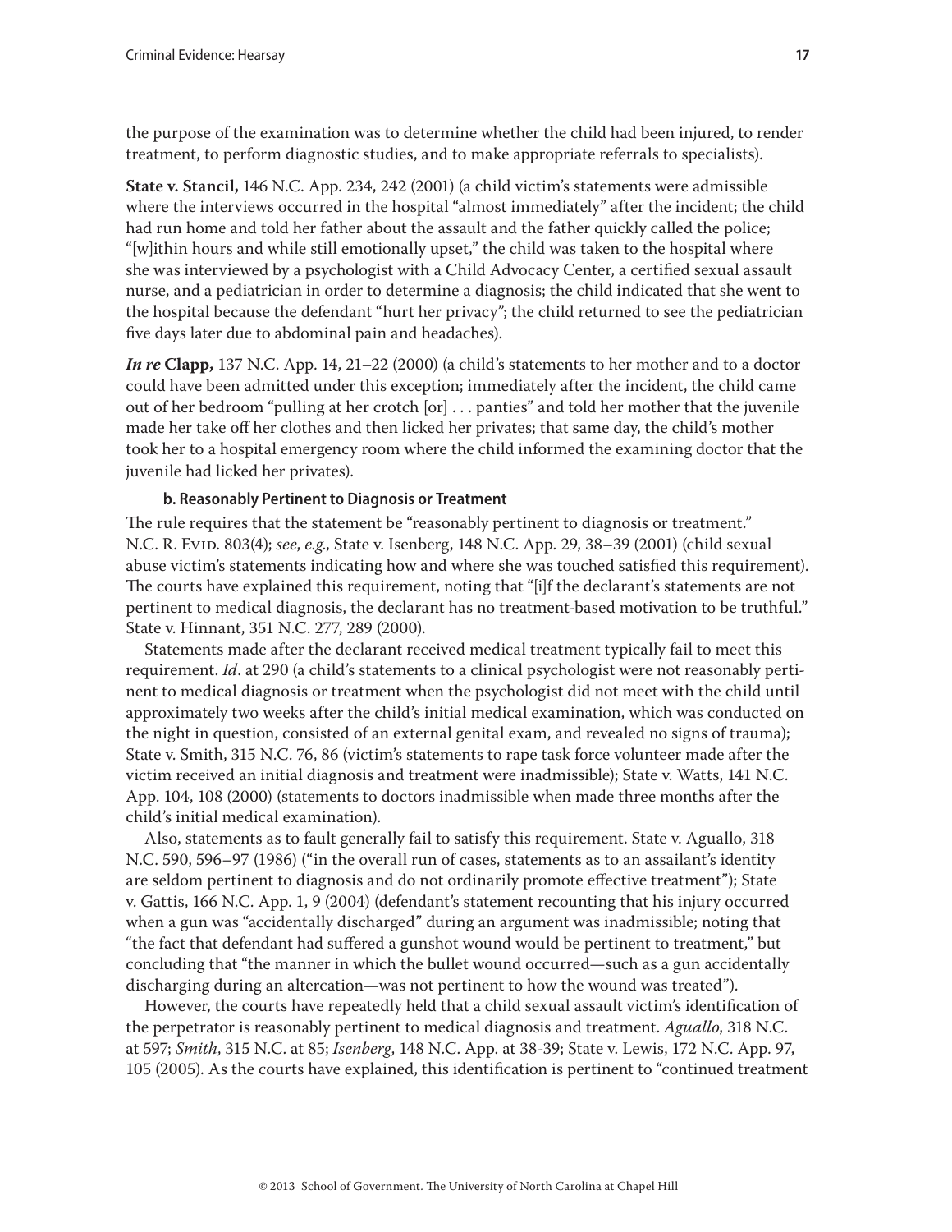the purpose of the examination was to determine whether the child had been injured, to render treatment, to perform diagnostic studies, and to make appropriate referrals to specialists).

**State v. Stancil,** 146 N.C. App. 234, 242 (2001) (a child victim's statements were admissible where the interviews occurred in the hospital "almost immediately" after the incident; the child had run home and told her father about the assault and the father quickly called the police; "[w]ithin hours and while still emotionally upset," the child was taken to the hospital where she was interviewed by a psychologist with a Child Advocacy Center, a certified sexual assault nurse, and a pediatrician in order to determine a diagnosis; the child indicated that she went to the hospital because the defendant "hurt her privacy"; the child returned to see the pediatrician five days later due to abdominal pain and headaches).

***In re* Clapp,** 137 N.C. App. 14, 21–22 (2000) (a child's statements to her mother and to a doctor could have been admitted under this exception; immediately after the incident, the child came out of her bedroom "pulling at her crotch [or] . . . panties" and told her mother that the juvenile made her take off her clothes and then licked her privates; that same day, the child's mother took her to a hospital emergency room where the child informed the examining doctor that the juvenile had licked her privates).

#### b. Reasonably Pertinent to Diagnosis or Treatment

The rule requires that the statement be "reasonably pertinent to diagnosis or treatment." N.C. R. Evid. 803(4); *see, e.g.*, State v. Isenberg, 148 N.C. App. 29, 38–39 (2001) (child sexual abuse victim's statements indicating how and where she was touched satisfied this requirement). The courts have explained this requirement, noting that "[i]f the declarant's statements are not pertinent to medical diagnosis, the declarant has no treatment-based motivation to be truthful." State v. Hinnant, 351 N.C. 277, 289 (2000).

Statements made after the declarant received medical treatment typically fail to meet this requirement. *Id*. at 290 (a child's statements to a clinical psychologist were not reasonably pertinent to medical diagnosis or treatment when the psychologist did not meet with the child until approximately two weeks after the child's initial medical examination, which was conducted on the night in question, consisted of an external genital exam, and revealed no signs of trauma); State v. Smith, 315 N.C. 76, 86 (victim's statements to rape task force volunteer made after the victim received an initial diagnosis and treatment were inadmissible); State v. Watts, 141 N.C. App. 104, 108 (2000) (statements to doctors inadmissible when made three months after the child's initial medical examination).

Also, statements as to fault generally fail to satisfy this requirement. State v. Aguallo, 318 N.C. 590, 596–97 (1986) ("in the overall run of cases, statements as to an assailant's identity are seldom pertinent to diagnosis and do not ordinarily promote effective treatment"); State v. Gattis, 166 N.C. App. 1, 9 (2004) (defendant's statement recounting that his injury occurred when a gun was "accidentally discharged" during an argument was inadmissible; noting that "the fact that defendant had suffered a gunshot wound would be pertinent to treatment," but concluding that "the manner in which the bullet wound occurred—such as a gun accidentally discharging during an altercation—was not pertinent to how the wound was treated").

However, the courts have repeatedly held that a child sexual assault victim's identification of the perpetrator is reasonably pertinent to medical diagnosis and treatment. *Aguallo*, 318 N.C. at 597; *Smith*, 315 N.C. at 85; *Isenberg*, 148 N.C. App. at 38-39; State v. Lewis, 172 N.C. App. 97, 105 (2005). As the courts have explained, this identification is pertinent to "continued treatment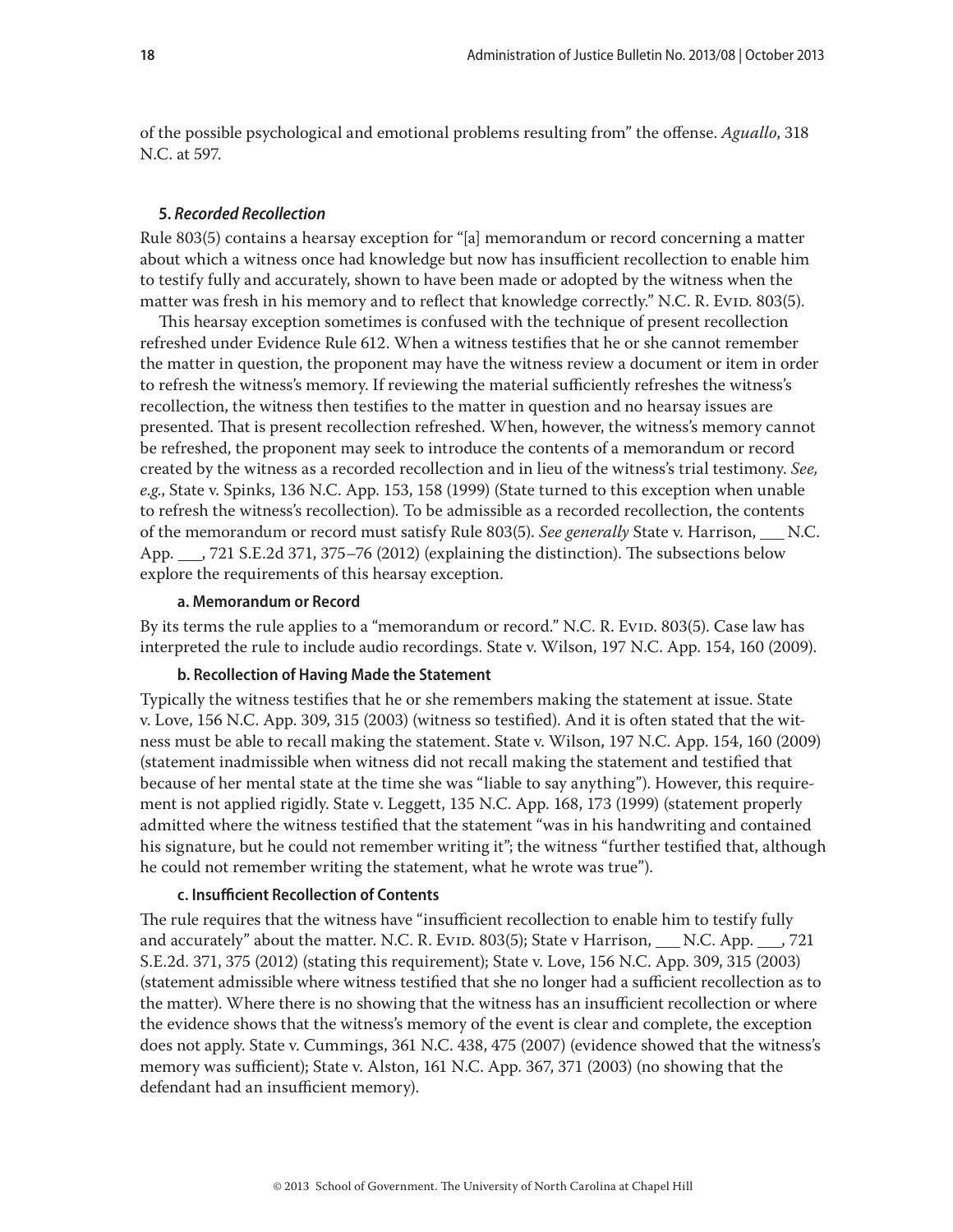of the possible psychological and emotional problems resulting from" the offense. *Aguallo*, 318 N.C. at 597.

#### 5. *Recorded Recollection*

Rule 803(5) contains a hearsay exception for "[a] memorandum or record concerning a matter about which a witness once had knowledge but now has insufficient recollection to enable him to testify fully and accurately, shown to have been made or adopted by the witness when the matter was fresh in his memory and to reflect that knowledge correctly." N.C. R. Evid. 803(5).

This hearsay exception sometimes is confused with the technique of present recollection refreshed under Evidence Rule 612. When a witness testifies that he or she cannot remember the matter in question, the proponent may have the witness review a document or item in order to refresh the witness's memory. If reviewing the material sufficiently refreshes the witness's recollection, the witness then testifies to the matter in question and no hearsay issues are presented. That is present recollection refreshed. When, however, the witness's memory cannot be refreshed, the proponent may seek to introduce the contents of a memorandum or record created by the witness as a recorded recollection and in lieu of the witness's trial testimony. *See, e.g.*, State v. Spinks, 136 N.C. App. 153, 158 (1999) (State turned to this exception when unable to refresh the witness's recollection). To be admissible as a recorded recollection, the contents of the memorandum or record must satisfy Rule 803(5). *See generally* State v. Harrison, ___ N.C. App. ___, 721 S.E.2d 371, 375–76 (2012) (explaining the distinction). The subsections below explore the requirements of this hearsay exception.

##### a. Memorandum or Record

By its terms the rule applies to a "memorandum or record." N.C. R. Evid. 803(5). Case law has interpreted the rule to include audio recordings. State v. Wilson, 197 N.C. App. 154, 160 (2009).

##### b. Recollection of Having Made the Statement

Typically the witness testifies that he or she remembers making the statement at issue. State v. Love, 156 N.C. App. 309, 315 (2003) (witness so testified). And it is often stated that the witness must be able to recall making the statement. State v. Wilson, 197 N.C. App. 154, 160 (2009) (statement inadmissible when witness did not recall making the statement and testified that because of her mental state at the time she was "liable to say anything"). However, this requirement is not applied rigidly. State v. Leggett, 135 N.C. App. 168, 173 (1999) (statement properly admitted where the witness testified that the statement "was in his handwriting and contained his signature, but he could not remember writing it"; the witness "further testified that, although he could not remember writing the statement, what he wrote was true").

##### c. Insufficient Recollection of Contents

The rule requires that the witness have "insufficient recollection to enable him to testify fully and accurately" about the matter. N.C. R. Evid. 803(5); State v Harrison, ___ N.C. App. ___, 721 S.E.2d. 371, 375 (2012) (stating this requirement); State v. Love, 156 N.C. App. 309, 315 (2003) (statement admissible where witness testified that she no longer had a sufficient recollection as to the matter). Where there is no showing that the witness has an insufficient recollection or where the evidence shows that the witness's memory of the event is clear and complete, the exception does not apply. State v. Cummings, 361 N.C. 438, 475 (2007) (evidence showed that the witness's memory was sufficient); State v. Alston, 161 N.C. App. 367, 371 (2003) (no showing that the defendant had an insufficient memory).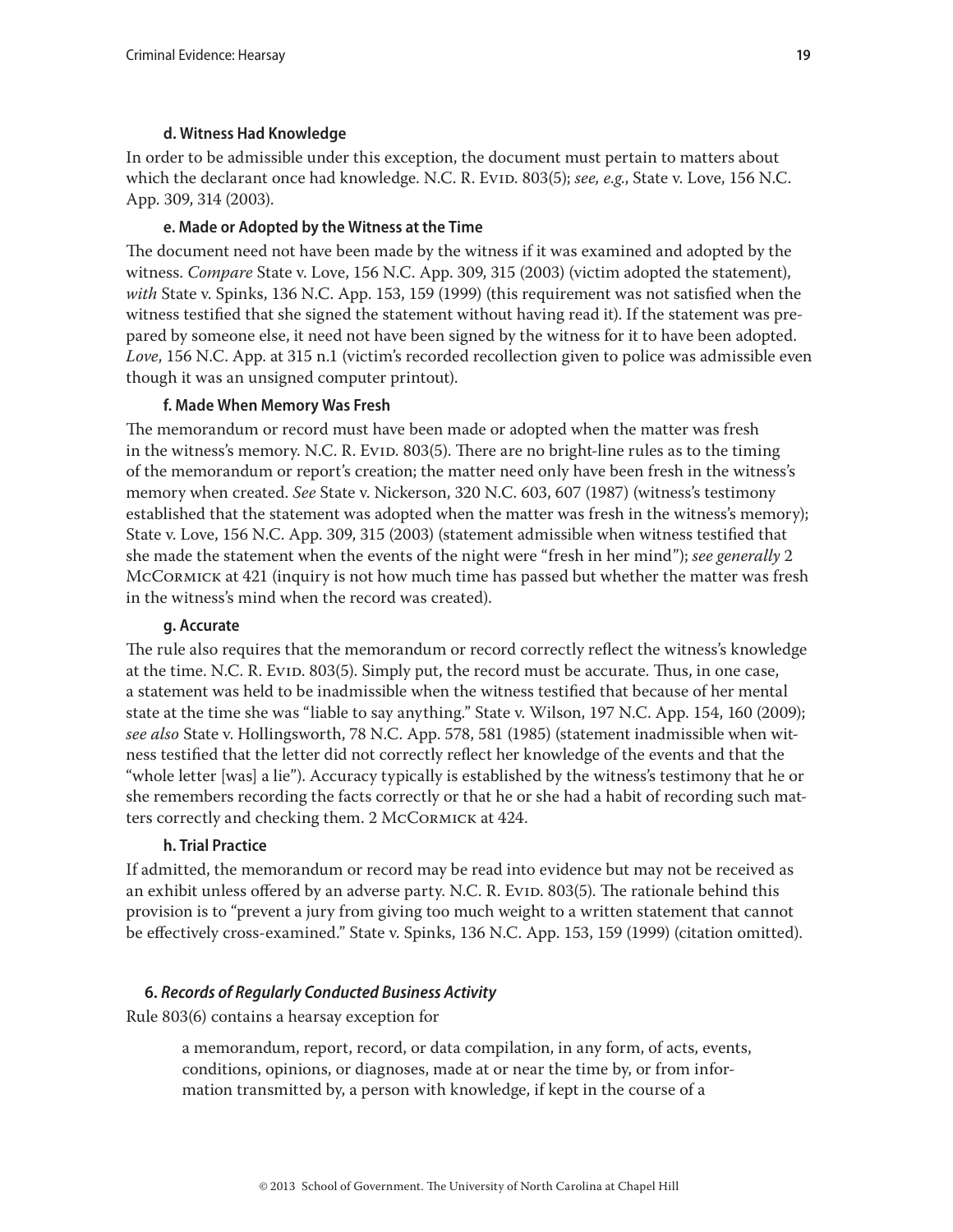#### d. Witness Had Knowledge

In order to be admissible under this exception, the document must pertain to matters about which the declarant once had knowledge. N.C. R. Evid. 803(5); *see, e.g.*, State v. Love, 156 N.C. App. 309, 314 (2003).

#### e. Made or Adopted by the Witness at the Time

The document need not have been made by the witness if it was examined and adopted by the witness. *Compare* State v. Love, 156 N.C. App. 309, 315 (2003) (victim adopted the statement), *with* State v. Spinks, 136 N.C. App. 153, 159 (1999) (this requirement was not satisfied when the witness testified that she signed the statement without having read it). If the statement was prepared by someone else, it need not have been signed by the witness for it to have been adopted. *Love*, 156 N.C. App. at 315 n.1 (victim's recorded recollection given to police was admissible even though it was an unsigned computer printout).

#### f. Made When Memory Was Fresh

The memorandum or record must have been made or adopted when the matter was fresh in the witness's memory. N.C. R. Evid. 803(5). There are no bright-line rules as to the timing of the memorandum or report's creation; the matter need only have been fresh in the witness's memory when created. *See* State v. Nickerson, 320 N.C. 603, 607 (1987) (witness's testimony established that the statement was adopted when the matter was fresh in the witness's memory); State v. Love, 156 N.C. App. 309, 315 (2003) (statement admissible when witness testified that she made the statement when the events of the night were "fresh in her mind"); *see generally* 2 McCormick at 421 (inquiry is not how much time has passed but whether the matter was fresh in the witness's mind when the record was created).

#### g. Accurate

The rule also requires that the memorandum or record correctly reflect the witness's knowledge at the time. N.C. R. Evid. 803(5). Simply put, the record must be accurate. Thus, in one case, a statement was held to be inadmissible when the witness testified that because of her mental state at the time she was "liable to say anything." State v. Wilson, 197 N.C. App. 154, 160 (2009); *see also* State v. Hollingsworth, 78 N.C. App. 578, 581 (1985) (statement inadmissible when witness testified that the letter did not correctly reflect her knowledge of the events and that the "whole letter [was] a lie"). Accuracy typically is established by the witness's testimony that he or she remembers recording the facts correctly or that he or she had a habit of recording such matters correctly and checking them. 2 McCormick at 424.

#### h. Trial Practice

If admitted, the memorandum or record may be read into evidence but may not be received as an exhibit unless offered by an adverse party. N.C. R. Evid. 803(5). The rationale behind this provision is to "prevent a jury from giving too much weight to a written statement that cannot be effectively cross-examined." State v. Spinks, 136 N.C. App. 153, 159 (1999) (citation omitted).

### 6. *Records of Regularly Conducted Business Activity*

Rule 803(6) contains a hearsay exception for

> a memorandum, report, record, or data compilation, in any form, of acts, events, conditions, opinions, or diagnoses, made at or near the time by, or from information transmitted by, a person with knowledge, if kept in the course of a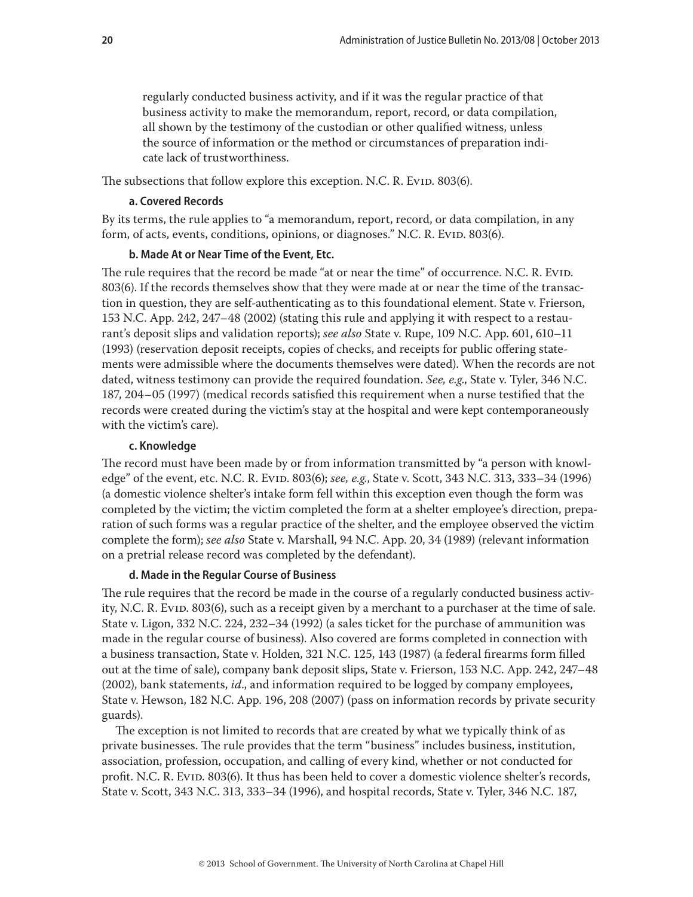> regularly conducted business activity, and if it was the regular practice of that business activity to make the memorandum, report, record, or data compilation, all shown by the testimony of the custodian or other qualified witness, unless the source of information or the method or circumstances of preparation indicate lack of trustworthiness.

The subsections that follow explore this exception. N.C. R. Evid. 803(6).

#### a. Covered Records

By its terms, the rule applies to "a memorandum, report, record, or data compilation, in any form, of acts, events, conditions, opinions, or diagnoses." N.C. R. Evid. 803(6).

#### b. Made At or Near Time of the Event, Etc.

The rule requires that the record be made "at or near the time" of occurrence. N.C. R. Evid. 803(6). If the records themselves show that they were made at or near the time of the transaction in question, they are self-authenticating as to this foundational element. State v. Frierson, 153 N.C. App. 242, 247–48 (2002) (stating this rule and applying it with respect to a restaurant's deposit slips and validation reports); *see also* State v. Rupe, 109 N.C. App. 601, 610–11 (1993) (reservation deposit receipts, copies of checks, and receipts for public offering statements were admissible where the documents themselves were dated). When the records are not dated, witness testimony can provide the required foundation. *See, e.g.*, State v. Tyler, 346 N.C. 187, 204–05 (1997) (medical records satisfied this requirement when a nurse testified that the records were created during the victim's stay at the hospital and were kept contemporaneously with the victim's care).

#### c. Knowledge

The record must have been made by or from information transmitted by "a person with knowledge" of the event, etc. N.C. R. Evid. 803(6); *see, e.g.*, State v. Scott, 343 N.C. 313, 333–34 (1996) (a domestic violence shelter's intake form fell within this exception even though the form was completed by the victim; the victim completed the form at a shelter employee's direction, preparation of such forms was a regular practice of the shelter, and the employee observed the victim complete the form); *see also* State v. Marshall, 94 N.C. App. 20, 34 (1989) (relevant information on a pretrial release record was completed by the defendant).

#### d. Made in the Regular Course of Business

The rule requires that the record be made in the course of a regularly conducted business activity, N.C. R. Evid. 803(6), such as a receipt given by a merchant to a purchaser at the time of sale. State v. Ligon, 332 N.C. 224, 232–34 (1992) (a sales ticket for the purchase of ammunition was made in the regular course of business). Also covered are forms completed in connection with a business transaction, State v. Holden, 321 N.C. 125, 143 (1987) (a federal firearms form filled out at the time of sale), company bank deposit slips, State v. Frierson, 153 N.C. App. 242, 247–48 (2002), bank statements, *id*., and information required to be logged by company employees, State v. Hewson, 182 N.C. App. 196, 208 (2007) (pass on information records by private security guards).

The exception is not limited to records that are created by what we typically think of as private businesses. The rule provides that the term "business" includes business, institution, association, profession, occupation, and calling of every kind, whether or not conducted for profit. N.C. R. Evid. 803(6). It thus has been held to cover a domestic violence shelter's records, State v. Scott, 343 N.C. 313, 333–34 (1996), and hospital records, State v. Tyler, 346 N.C. 187,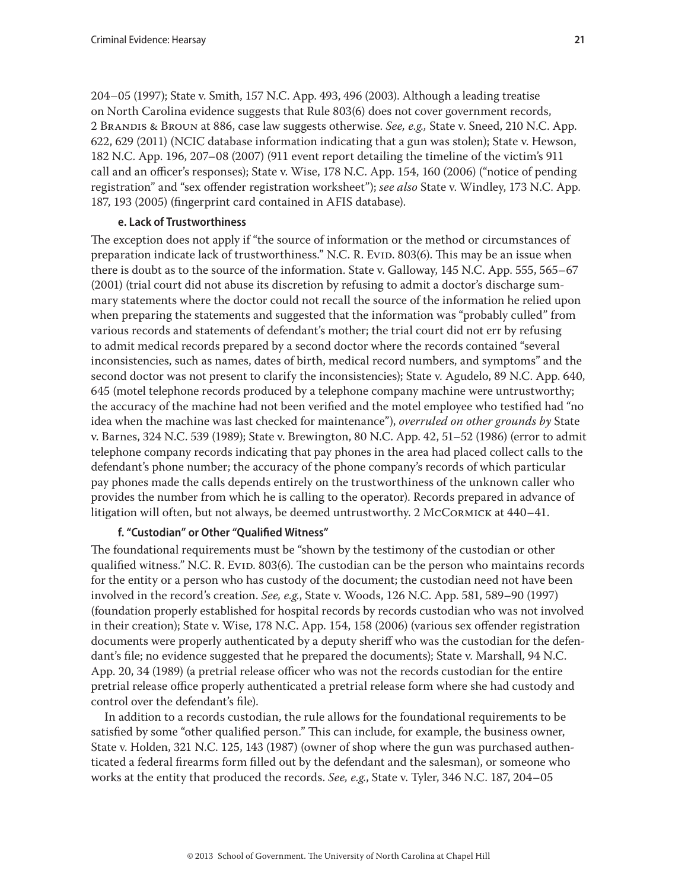204–05 (1997); State v. Smith, 157 N.C. App. 493, 496 (2003). Although a leading treatise on North Carolina evidence suggests that Rule 803(6) does not cover government records, 2 Brandis & Broun at 886, case law suggests otherwise. *See, e.g.,* State v. Sneed, 210 N.C. App. 622, 629 (2011) (NCIC database information indicating that a gun was stolen); State v. Hewson, 182 N.C. App. 196, 207–08 (2007) (911 event report detailing the timeline of the victim's 911 call and an officer's responses); State v. Wise, 178 N.C. App. 154, 160 (2006) ("notice of pending registration" and "sex offender registration worksheet"); *see also* State v. Windley, 173 N.C. App. 187, 193 (2005) (fingerprint card contained in AFIS database).

#### e. Lack of Trustworthiness

The exception does not apply if "the source of information or the method or circumstances of preparation indicate lack of trustworthiness." N.C. R. Evid. 803(6). This may be an issue when there is doubt as to the source of the information. State v. Galloway, 145 N.C. App. 555, 565–67 (2001) (trial court did not abuse its discretion by refusing to admit a doctor's discharge summary statements where the doctor could not recall the source of the information he relied upon when preparing the statements and suggested that the information was "probably culled" from various records and statements of defendant's mother; the trial court did not err by refusing to admit medical records prepared by a second doctor where the records contained "several inconsistencies, such as names, dates of birth, medical record numbers, and symptoms" and the second doctor was not present to clarify the inconsistencies); State v. Agudelo, 89 N.C. App. 640, 645 (motel telephone records produced by a telephone company machine were untrustworthy; the accuracy of the machine had not been verified and the motel employee who testified had "no idea when the machine was last checked for maintenance"), *overruled on other grounds by* State v. Barnes, 324 N.C. 539 (1989); State v. Brewington, 80 N.C. App. 42, 51–52 (1986) (error to admit telephone company records indicating that pay phones in the area had placed collect calls to the defendant's phone number; the accuracy of the phone company's records of which particular pay phones made the calls depends entirely on the trustworthiness of the unknown caller who provides the number from which he is calling to the operator). Records prepared in advance of litigation will often, but not always, be deemed untrustworthy. 2 McCormick at 440–41.

#### f. "Custodian" or Other "Qualified Witness"

The foundational requirements must be "shown by the testimony of the custodian or other qualified witness." N.C. R. Evid. 803(6). The custodian can be the person who maintains records for the entity or a person who has custody of the document; the custodian need not have been involved in the record's creation. *See, e.g.*, State v. Woods, 126 N.C. App. 581, 589–90 (1997) (foundation properly established for hospital records by records custodian who was not involved in their creation); State v. Wise, 178 N.C. App. 154, 158 (2006) (various sex offender registration documents were properly authenticated by a deputy sheriff who was the custodian for the defendant's file; no evidence suggested that he prepared the documents); State v. Marshall, 94 N.C. App. 20, 34 (1989) (a pretrial release officer who was not the records custodian for the entire pretrial release office properly authenticated a pretrial release form where she had custody and control over the defendant's file).

In addition to a records custodian, the rule allows for the foundational requirements to be satisfied by some "other qualified person." This can include, for example, the business owner, State v. Holden, 321 N.C. 125, 143 (1987) (owner of shop where the gun was purchased authenticated a federal firearms form filled out by the defendant and the salesman), or someone who works at the entity that produced the records. *See, e.g.*, State v. Tyler, 346 N.C. 187, 204–05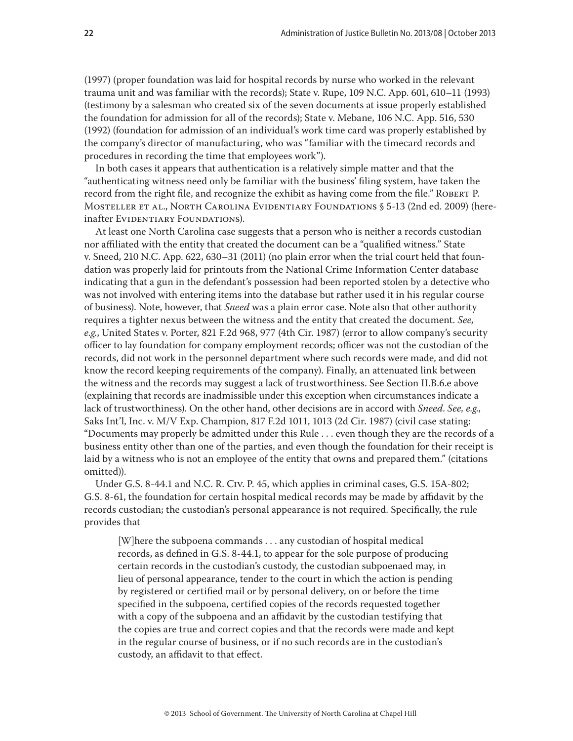(1997) (proper foundation was laid for hospital records by nurse who worked in the relevant trauma unit and was familiar with the records); State v. Rupe, 109 N.C. App. 601, 610–11 (1993) (testimony by a salesman who created six of the seven documents at issue properly established the foundation for admission for all of the records); State v. Mebane, 106 N.C. App. 516, 530 (1992) (foundation for admission of an individual's work time card was properly established by the company's director of manufacturing, who was "familiar with the timecard records and procedures in recording the time that employees work").

In both cases it appears that authentication is a relatively simple matter and that the "authenticating witness need only be familiar with the business' filing system, have taken the record from the right file, and recognize the exhibit as having come from the file." Robert P. Mosteller et al., North Carolina Evidentiary Foundations § 5-13 (2nd ed. 2009) (hereinafter Evidentiary Foundations).

At least one North Carolina case suggests that a person who is neither a records custodian nor affiliated with the entity that created the document can be a "qualified witness." State v. Sneed, 210 N.C. App. 622, 630–31 (2011) (no plain error when the trial court held that foundation was properly laid for printouts from the National Crime Information Center database indicating that a gun in the defendant's possession had been reported stolen by a detective who was not involved with entering items into the database but rather used it in his regular course of business). Note, however, that *Sneed* was a plain error case. Note also that other authority requires a tighter nexus between the witness and the entity that created the document. *See, e.g.*, United States v. Porter, 821 F.2d 968, 977 (4th Cir. 1987) (error to allow company's security officer to lay foundation for company employment records; officer was not the custodian of the records, did not work in the personnel department where such records were made, and did not know the record keeping requirements of the company). Finally, an attenuated link between the witness and the records may suggest a lack of trustworthiness. See Section II.B.6.e above (explaining that records are inadmissible under this exception when circumstances indicate a lack of trustworthiness). On the other hand, other decisions are in accord with *Sneed*. *See, e.g.*, Saks Int'l, Inc. v. M/V Exp. Champion, 817 F.2d 1011, 1013 (2d Cir. 1987) (civil case stating: "Documents may properly be admitted under this Rule . . . even though they are the records of a business entity other than one of the parties, and even though the foundation for their receipt is laid by a witness who is not an employee of the entity that owns and prepared them." (citations omitted)).

Under G.S. 8-44.1 and N.C. R. Civ. P. 45, which applies in criminal cases, G.S. 15A-802; G.S. 8-61, the foundation for certain hospital medical records may be made by affidavit by the records custodian; the custodian's personal appearance is not required. Specifically, the rule provides that

> [W]here the subpoena commands . . . any custodian of hospital medical records, as defined in G.S. 8-44.1, to appear for the sole purpose of producing certain records in the custodian's custody, the custodian subpoenaed may, in lieu of personal appearance, tender to the court in which the action is pending by registered or certified mail or by personal delivery, on or before the time specified in the subpoena, certified copies of the records requested together with a copy of the subpoena and an affidavit by the custodian testifying that the copies are true and correct copies and that the records were made and kept in the regular course of business, or if no such records are in the custodian's custody, an affidavit to that effect.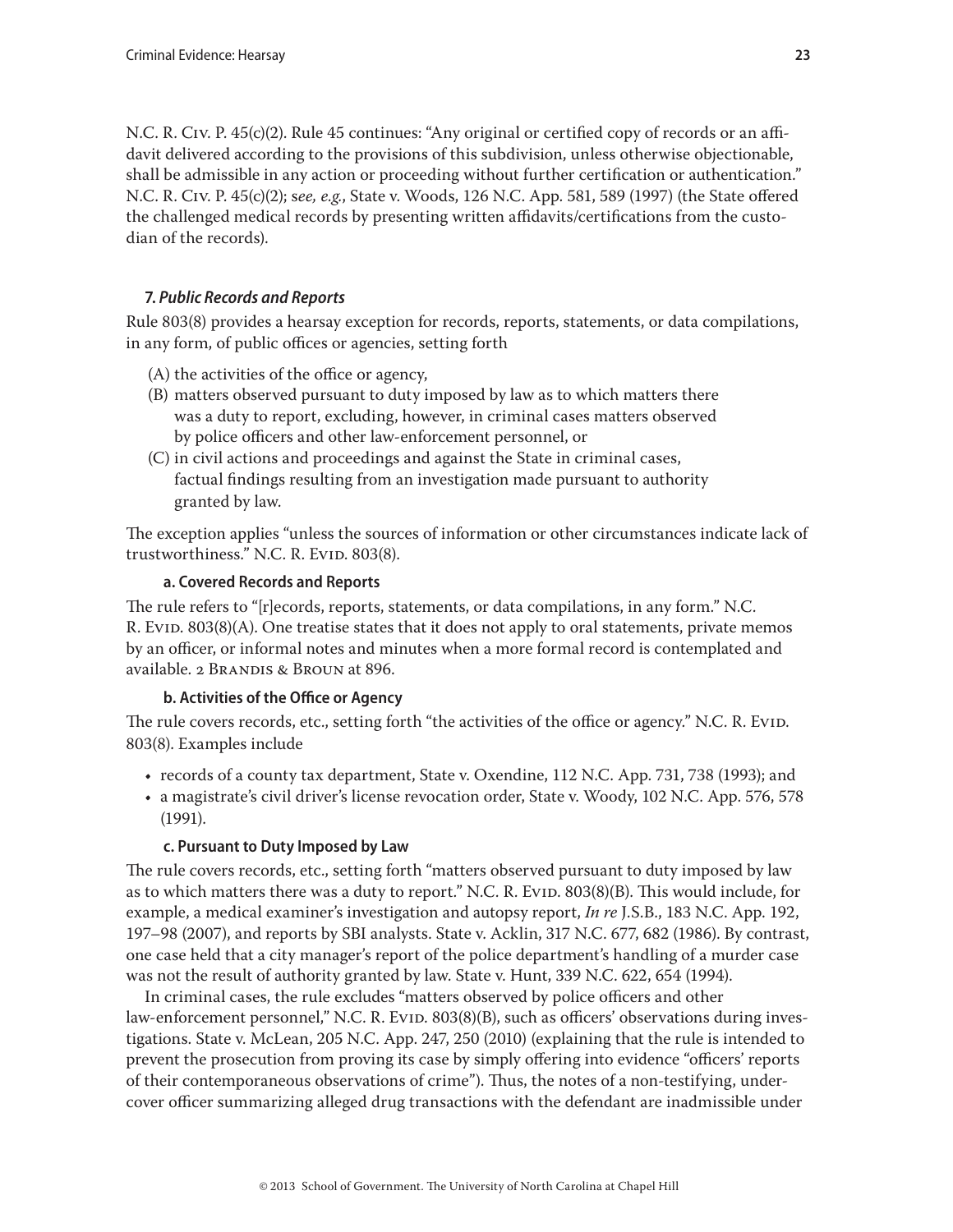N.C. R. Civ. P. 45(c)(2). Rule 45 continues: "Any original or certified copy of records or an affidavit delivered according to the provisions of this subdivision, unless otherwise objectionable, shall be admissible in any action or proceeding without further certification or authentication." N.C. R. Civ. P. 45(c)(2); s*ee, e.g.*, State v. Woods, 126 N.C. App. 581, 589 (1997) (the State offered the challenged medical records by presenting written affidavits/certifications from the custodian of the records).

### 7. *Public Records and Reports*

Rule 803(8) provides a hearsay exception for records, reports, statements, or data compilations, in any form, of public offices or agencies, setting forth

(A) the activities of the office or agency,

(B) matters observed pursuant to duty imposed by law as to which matters there was a duty to report, excluding, however, in criminal cases matters observed by police officers and other law-enforcement personnel, or

(C) in civil actions and proceedings and against the State in criminal cases, factual findings resulting from an investigation made pursuant to authority granted by law.

The exception applies "unless the sources of information or other circumstances indicate lack of trustworthiness." N.C. R. Evid. 803(8).

#### a. Covered Records and Reports

The rule refers to "[r]ecords, reports, statements, or data compilations, in any form." N.C. R. Evid. 803(8)(A). One treatise states that it does not apply to oral statements, private memos by an officer, or informal notes and minutes when a more formal record is contemplated and available. 2 Brandis & Broun at 896.

#### b. Activities of the Office or Agency

The rule covers records, etc., setting forth "the activities of the office or agency." N.C. R. Evid. 803(8). Examples include

- records of a county tax department, State v. Oxendine, 112 N.C. App. 731, 738 (1993); and
- a magistrate's civil driver's license revocation order, State v. Woody, 102 N.C. App. 576, 578 (1991).

#### c. Pursuant to Duty Imposed by Law

The rule covers records, etc., setting forth "matters observed pursuant to duty imposed by law as to which matters there was a duty to report." N.C. R. Evid. 803(8)(B). This would include, for example, a medical examiner's investigation and autopsy report, *In re* J.S.B., 183 N.C. App. 192, 197–98 (2007), and reports by SBI analysts. State v. Acklin, 317 N.C. 677, 682 (1986). By contrast, one case held that a city manager's report of the police department's handling of a murder case was not the result of authority granted by law. State v. Hunt, 339 N.C. 622, 654 (1994).

In criminal cases, the rule excludes "matters observed by police officers and other law-enforcement personnel," N.C. R. Evid. 803(8)(B), such as officers' observations during investigations. State v. McLean, 205 N.C. App. 247, 250 (2010) (explaining that the rule is intended to prevent the prosecution from proving its case by simply offering into evidence "officers' reports of their contemporaneous observations of crime"). Thus, the notes of a non-testifying, undercover officer summarizing alleged drug transactions with the defendant are inadmissible under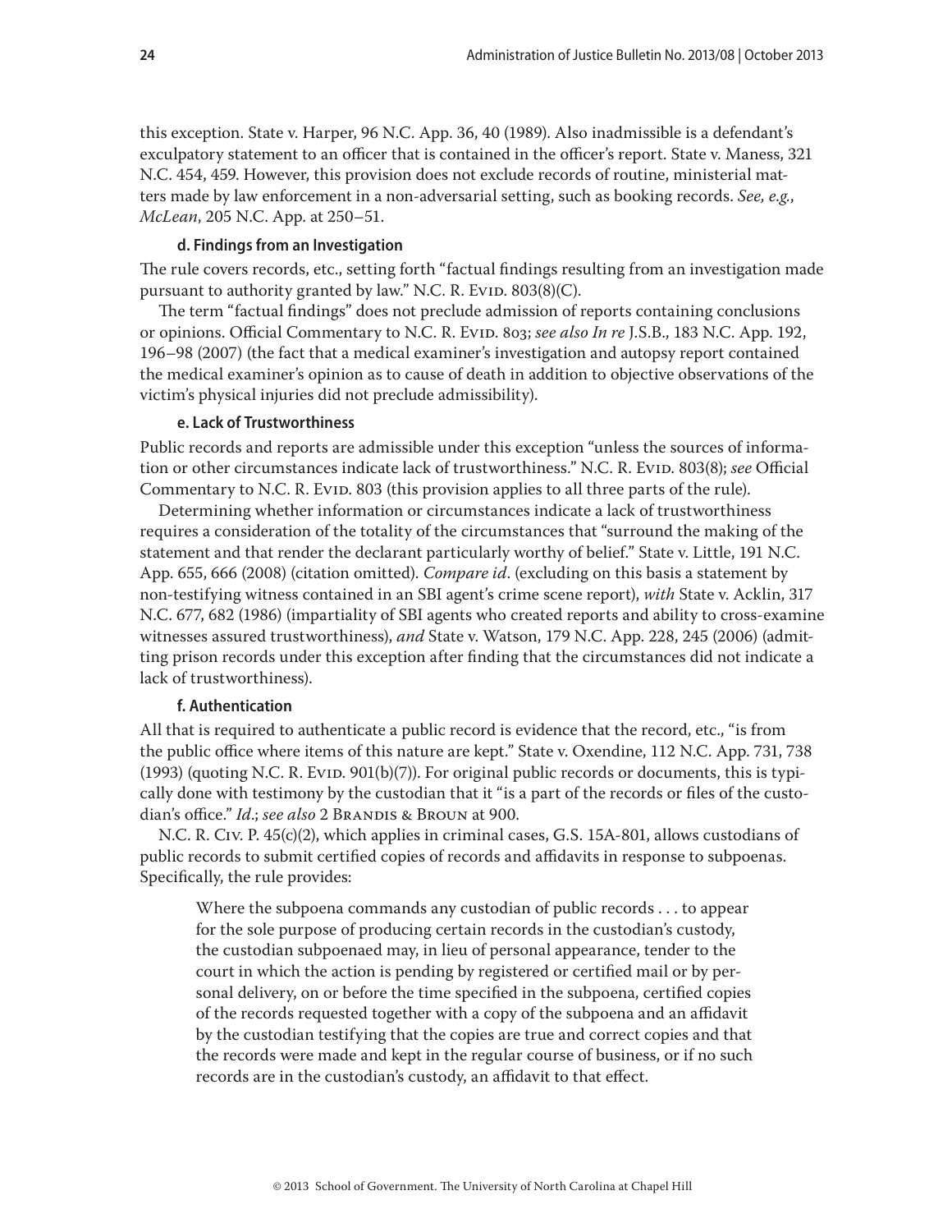this exception. State v. Harper, 96 N.C. App. 36, 40 (1989). Also inadmissible is a defendant's exculpatory statement to an officer that is contained in the officer's report. State v. Maness, 321 N.C. 454, 459. However, this provision does not exclude records of routine, ministerial matters made by law enforcement in a non-adversarial setting, such as booking records. *See, e.g.*, *McLean*, 205 N.C. App. at 250–51.

#### d. Findings from an Investigation

The rule covers records, etc., setting forth "factual findings resulting from an investigation made pursuant to authority granted by law." N.C. R. Evid. 803(8)(C).

The term "factual findings" does not preclude admission of reports containing conclusions or opinions. Official Commentary to N.C. R. Evid. 803; *see also In re* J.S.B., 183 N.C. App. 192, 196–98 (2007) (the fact that a medical examiner's investigation and autopsy report contained the medical examiner's opinion as to cause of death in addition to objective observations of the victim's physical injuries did not preclude admissibility).

#### e. Lack of Trustworthiness

Public records and reports are admissible under this exception "unless the sources of information or other circumstances indicate lack of trustworthiness." N.C. R. Evid. 803(8); *see* Official Commentary to N.C. R. Evid. 803 (this provision applies to all three parts of the rule).

Determining whether information or circumstances indicate a lack of trustworthiness requires a consideration of the totality of the circumstances that "surround the making of the statement and that render the declarant particularly worthy of belief." State v. Little, 191 N.C. App. 655, 666 (2008) (citation omitted). *Compare id.* (excluding on this basis a statement by non-testifying witness contained in an SBI agent's crime scene report), *with* State v. Acklin, 317 N.C. 677, 682 (1986) (impartiality of SBI agents who created reports and ability to cross-examine witnesses assured trustworthiness), *and* State v. Watson, 179 N.C. App. 228, 245 (2006) (admitting prison records under this exception after finding that the circumstances did not indicate a lack of trustworthiness).

#### f. Authentication

All that is required to authenticate a public record is evidence that the record, etc., "is from the public office where items of this nature are kept." State v. Oxendine, 112 N.C. App. 731, 738 (1993) (quoting N.C. R. Evid. 901(b)(7)). For original public records or documents, this is typically done with testimony by the custodian that it "is a part of the records or files of the custodian's office." *Id.*; *see also* 2 Brandis & Broun at 900.

N.C. R. Civ. P. 45(c)(2), which applies in criminal cases, G.S. 15A-801, allows custodians of public records to submit certified copies of records and affidavits in response to subpoenas. Specifically, the rule provides:

> Where the subpoena commands any custodian of public records . . . to appear for the sole purpose of producing certain records in the custodian's custody, the custodian subpoenaed may, in lieu of personal appearance, tender to the court in which the action is pending by registered or certified mail or by personal delivery, on or before the time specified in the subpoena, certified copies of the records requested together with a copy of the subpoena and an affidavit by the custodian testifying that the copies are true and correct copies and that the records were made and kept in the regular course of business, or if no such records are in the custodian's custody, an affidavit to that effect.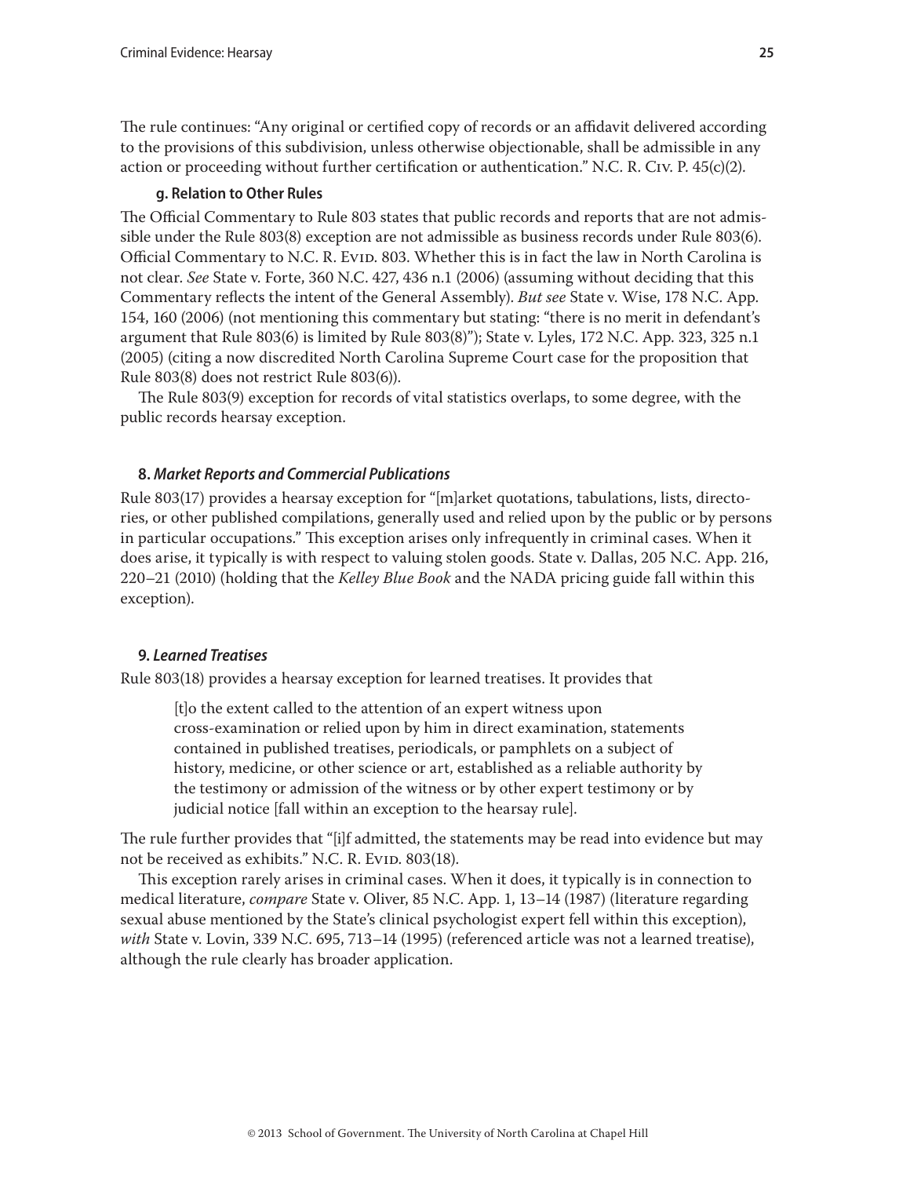The rule continues: "Any original or certified copy of records or an affidavit delivered according to the provisions of this subdivision, unless otherwise objectionable, shall be admissible in any action or proceeding without further certification or authentication." N.C. R. Civ. P. 45(c)(2).

#### g. Relation to Other Rules

The Official Commentary to Rule 803 states that public records and reports that are not admissible under the Rule 803(8) exception are not admissible as business records under Rule 803(6). Official Commentary to N.C. R. Evid. 803. Whether this is in fact the law in North Carolina is not clear. *See* State v. Forte, 360 N.C. 427, 436 n.1 (2006) (assuming without deciding that this Commentary reflects the intent of the General Assembly). *But see* State v. Wise, 178 N.C. App. 154, 160 (2006) (not mentioning this commentary but stating: "there is no merit in defendant's argument that Rule 803(6) is limited by Rule 803(8)"); State v. Lyles, 172 N.C. App. 323, 325 n.1 (2005) (citing a now discredited North Carolina Supreme Court case for the proposition that Rule 803(8) does not restrict Rule 803(6)).

The Rule 803(9) exception for records of vital statistics overlaps, to some degree, with the public records hearsay exception.

### 8. *Market Reports and Commercial Publications*

Rule 803(17) provides a hearsay exception for "[m]arket quotations, tabulations, lists, directories, or other published compilations, generally used and relied upon by the public or by persons in particular occupations." This exception arises only infrequently in criminal cases. When it does arise, it typically is with respect to valuing stolen goods. State v. Dallas, 205 N.C. App. 216, 220–21 (2010) (holding that the *Kelley Blue Book* and the NADA pricing guide fall within this exception).

### 9. *Learned Treatises*

Rule 803(18) provides a hearsay exception for learned treatises. It provides that

> [t]o the extent called to the attention of an expert witness upon cross-examination or relied upon by him in direct examination, statements contained in published treatises, periodicals, or pamphlets on a subject of history, medicine, or other science or art, established as a reliable authority by the testimony or admission of the witness or by other expert testimony or by judicial notice [fall within an exception to the hearsay rule].

The rule further provides that "[i]f admitted, the statements may be read into evidence but may not be received as exhibits." N.C. R. Evid. 803(18).

This exception rarely arises in criminal cases. When it does, it typically is in connection to medical literature, *compare* State v. Oliver, 85 N.C. App. 1, 13–14 (1987) (literature regarding sexual abuse mentioned by the State's clinical psychologist expert fell within this exception), *with* State v. Lovin, 339 N.C. 695, 713–14 (1995) (referenced article was not a learned treatise), although the rule clearly has broader application.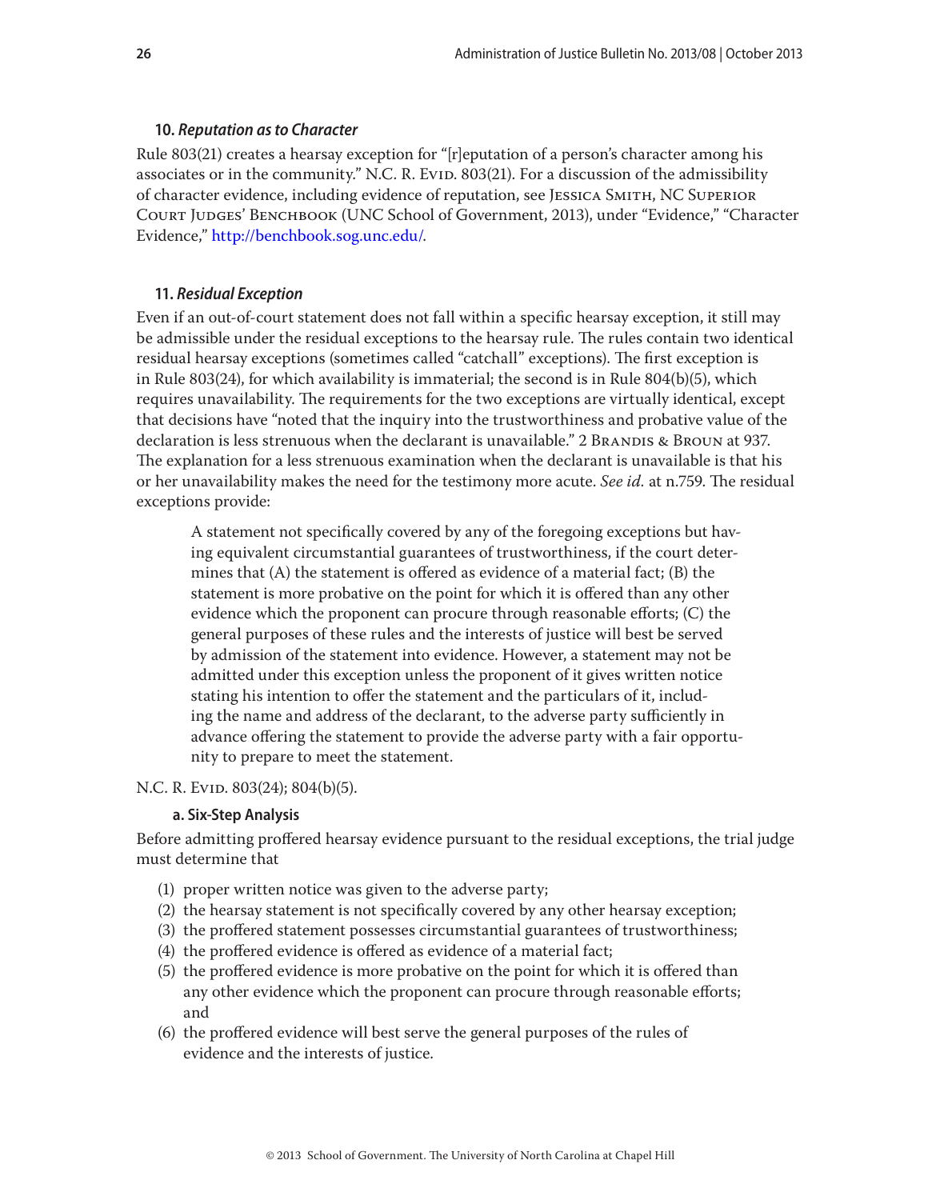### 10. *Reputation as to Character*

Rule 803(21) creates a hearsay exception for "[r]eputation of a person's character among his associates or in the community." N.C. R. Evid. 803(21). For a discussion of the admissibility of character evidence, including evidence of reputation, see Jessica Smith, NC Superior Court Judges' Benchbook (UNC School of Government, 2013), under "Evidence," "Character Evidence," http://benchbook.sog.unc.edu/.

### 11. *Residual Exception*

Even if an out-of-court statement does not fall within a specific hearsay exception, it still may be admissible under the residual exceptions to the hearsay rule. The rules contain two identical residual hearsay exceptions (sometimes called "catchall" exceptions). The first exception is in Rule 803(24), for which availability is immaterial; the second is in Rule 804(b)(5), which requires unavailability. The requirements for the two exceptions are virtually identical, except that decisions have "noted that the inquiry into the trustworthiness and probative value of the declaration is less strenuous when the declarant is unavailable." 2 Brandis & Broun at 937. The explanation for a less strenuous examination when the declarant is unavailable is that his or her unavailability makes the need for the testimony more acute. *See id.* at n.759. The residual exceptions provide:

> A statement not specifically covered by any of the foregoing exceptions but having equivalent circumstantial guarantees of trustworthiness, if the court determines that (A) the statement is offered as evidence of a material fact; (B) the statement is more probative on the point for which it is offered than any other evidence which the proponent can procure through reasonable efforts; (C) the general purposes of these rules and the interests of justice will best be served by admission of the statement into evidence. However, a statement may not be admitted under this exception unless the proponent of it gives written notice stating his intention to offer the statement and the particulars of it, including the name and address of the declarant, to the adverse party sufficiently in advance offering the statement to provide the adverse party with a fair opportunity to prepare to meet the statement.

N.C. R. Evid. 803(24); 804(b)(5).

#### a. Six-Step Analysis

Before admitting proffered hearsay evidence pursuant to the residual exceptions, the trial judge must determine that

1. proper written notice was given to the adverse party;
2. the hearsay statement is not specifically covered by any other hearsay exception;
3. the proffered statement possesses circumstantial guarantees of trustworthiness;
4. the proffered evidence is offered as evidence of a material fact;
5. the proffered evidence is more probative on the point for which it is offered than any other evidence which the proponent can procure through reasonable efforts; and
6. the proffered evidence will best serve the general purposes of the rules of evidence and the interests of justice.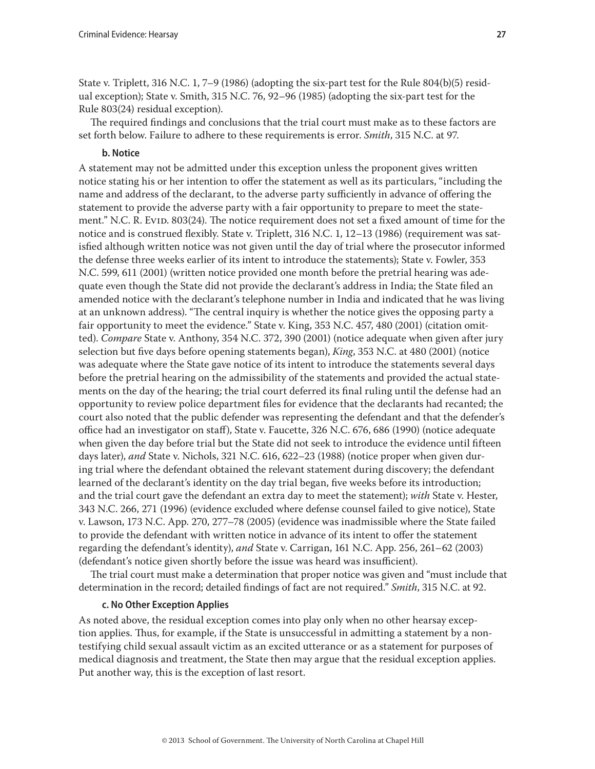State v. Triplett, 316 N.C. 1, 7–9 (1986) (adopting the six-part test for the Rule 804(b)(5) residual exception); State v. Smith, 315 N.C. 76, 92–96 (1985) (adopting the six-part test for the Rule 803(24) residual exception).

The required findings and conclusions that the trial court must make as to these factors are set forth below. Failure to adhere to these requirements is error. *Smith*, 315 N.C. at 97.

#### b. Notice

A statement may not be admitted under this exception unless the proponent gives written notice stating his or her intention to offer the statement as well as its particulars, "including the name and address of the declarant, to the adverse party sufficiently in advance of offering the statement to provide the adverse party with a fair opportunity to prepare to meet the statement." N.C. R. Evid. 803(24). The notice requirement does not set a fixed amount of time for the notice and is construed flexibly. State v. Triplett, 316 N.C. 1, 12–13 (1986) (requirement was satisfied although written notice was not given until the day of trial where the prosecutor informed the defense three weeks earlier of its intent to introduce the statements); State v. Fowler, 353 N.C. 599, 611 (2001) (written notice provided one month before the pretrial hearing was adequate even though the State did not provide the declarant's address in India; the State filed an amended notice with the declarant's telephone number in India and indicated that he was living at an unknown address). "The central inquiry is whether the notice gives the opposing party a fair opportunity to meet the evidence." State v. King, 353 N.C. 457, 480 (2001) (citation omitted). *Compare* State v. Anthony, 354 N.C. 372, 390 (2001) (notice adequate when given after jury selection but five days before opening statements began), *King*, 353 N.C. at 480 (2001) (notice was adequate where the State gave notice of its intent to introduce the statements several days before the pretrial hearing on the admissibility of the statements and provided the actual statements on the day of the hearing; the trial court deferred its final ruling until the defense had an opportunity to review police department files for evidence that the declarants had recanted; the court also noted that the public defender was representing the defendant and that the defender's office had an investigator on staff), State v. Faucette, 326 N.C. 676, 686 (1990) (notice adequate when given the day before trial but the State did not seek to introduce the evidence until fifteen days later), *and* State v. Nichols, 321 N.C. 616, 622–23 (1988) (notice proper when given during trial where the defendant obtained the relevant statement during discovery; the defendant learned of the declarant's identity on the day trial began, five weeks before its introduction; and the trial court gave the defendant an extra day to meet the statement); *with* State v. Hester, 343 N.C. 266, 271 (1996) (evidence excluded where defense counsel failed to give notice), State v. Lawson, 173 N.C. App. 270, 277–78 (2005) (evidence was inadmissible where the State failed to provide the defendant with written notice in advance of its intent to offer the statement regarding the defendant's identity), *and* State v. Carrigan, 161 N.C. App. 256, 261–62 (2003) (defendant's notice given shortly before the issue was heard was insufficient).

The trial court must make a determination that proper notice was given and "must include that determination in the record; detailed findings of fact are not required." *Smith*, 315 N.C. at 92.

#### c. No Other Exception Applies

As noted above, the residual exception comes into play only when no other hearsay exception applies. Thus, for example, if the State is unsuccessful in admitting a statement by a nontestifying child sexual assault victim as an excited utterance or as a statement for purposes of medical diagnosis and treatment, the State then may argue that the residual exception applies. Put another way, this is the exception of last resort.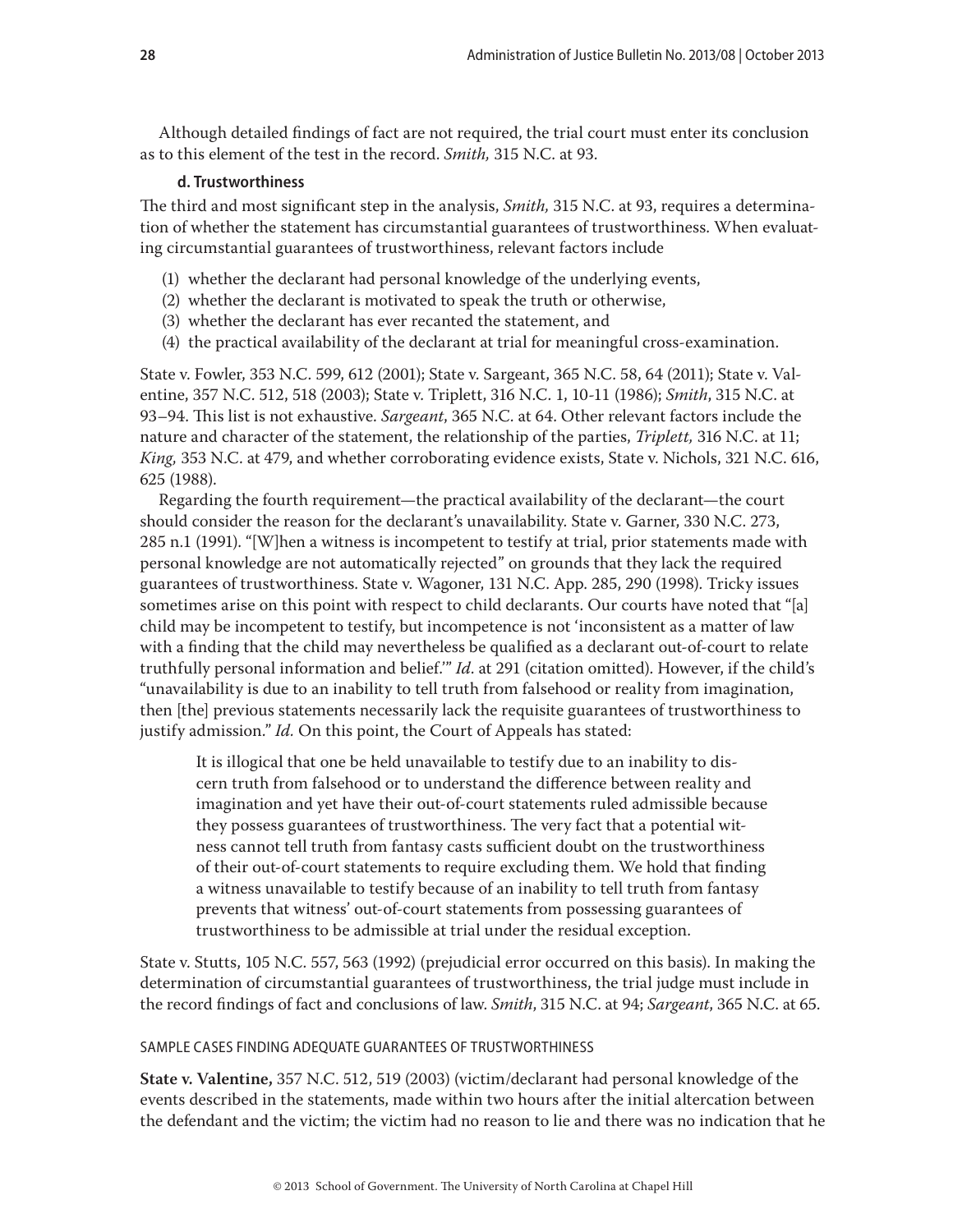Although detailed findings of fact are not required, the trial court must enter its conclusion as to this element of the test in the record. *Smith,* 315 N.C. at 93.

#### d. Trustworthiness

The third and most significant step in the analysis, *Smith,* 315 N.C. at 93, requires a determination of whether the statement has circumstantial guarantees of trustworthiness. When evaluating circumstantial guarantees of trustworthiness, relevant factors include

(1) whether the declarant had personal knowledge of the underlying events,
(2) whether the declarant is motivated to speak the truth or otherwise,
(3) whether the declarant has ever recanted the statement, and
(4) the practical availability of the declarant at trial for meaningful cross-examination.

State v. Fowler, 353 N.C. 599, 612 (2001); State v. Sargeant, 365 N.C. 58, 64 (2011); State v. Valentine, 357 N.C. 512, 518 (2003); State v. Triplett, 316 N.C. 1, 10-11 (1986); *Smith*, 315 N.C. at 93–94. This list is not exhaustive. *Sargeant*, 365 N.C. at 64. Other relevant factors include the nature and character of the statement, the relationship of the parties, *Triplett,* 316 N.C. at 11; *King,* 353 N.C. at 479, and whether corroborating evidence exists, State v. Nichols, 321 N.C. 616, 625 (1988).

Regarding the fourth requirement—the practical availability of the declarant—the court should consider the reason for the declarant's unavailability. State v. Garner, 330 N.C. 273, 285 n.1 (1991). "[W]hen a witness is incompetent to testify at trial, prior statements made with personal knowledge are not automatically rejected" on grounds that they lack the required guarantees of trustworthiness. State v. Wagoner, 131 N.C. App. 285, 290 (1998). Tricky issues sometimes arise on this point with respect to child declarants. Our courts have noted that "[a] child may be incompetent to testify, but incompetence is not 'inconsistent as a matter of law with a finding that the child may nevertheless be qualified as a declarant out-of-court to relate truthfully personal information and belief.'" *Id*. at 291 (citation omitted). However, if the child's "unavailability is due to an inability to tell truth from falsehood or reality from imagination, then [the] previous statements necessarily lack the requisite guarantees of trustworthiness to justify admission." *Id.* On this point, the Court of Appeals has stated:

> It is illogical that one be held unavailable to testify due to an inability to discern truth from falsehood or to understand the difference between reality and imagination and yet have their out-of-court statements ruled admissible because they possess guarantees of trustworthiness. The very fact that a potential witness cannot tell truth from fantasy casts sufficient doubt on the trustworthiness of their out-of-court statements to require excluding them. We hold that finding a witness unavailable to testify because of an inability to tell truth from fantasy prevents that witness' out-of-court statements from possessing guarantees of trustworthiness to be admissible at trial under the residual exception.

State v. Stutts, 105 N.C. 557, 563 (1992) (prejudicial error occurred on this basis). In making the determination of circumstantial guarantees of trustworthiness, the trial judge must include in the record findings of fact and conclusions of law. *Smith*, 315 N.C. at 94; *Sargeant*, 365 N.C. at 65.

SAMPLE CASES FINDING ADEQUATE GUARANTEES OF TRUSTWORTHINESS

**State v. Valentine,** 357 N.C. 512, 519 (2003) (victim/declarant had personal knowledge of the events described in the statements, made within two hours after the initial altercation between the defendant and the victim; the victim had no reason to lie and there was no indication that he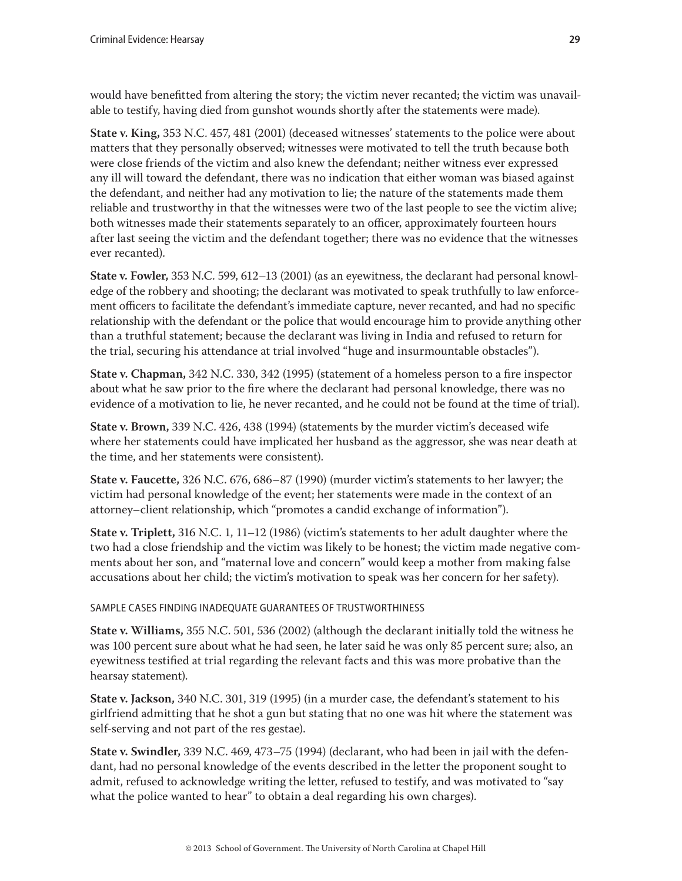would have benefitted from altering the story; the victim never recanted; the victim was unavailable to testify, having died from gunshot wounds shortly after the statements were made).

**State v. King,** 353 N.C. 457, 481 (2001) (deceased witnesses' statements to the police were about matters that they personally observed; witnesses were motivated to tell the truth because both were close friends of the victim and also knew the defendant; neither witness ever expressed any ill will toward the defendant, there was no indication that either woman was biased against the defendant, and neither had any motivation to lie; the nature of the statements made them reliable and trustworthy in that the witnesses were two of the last people to see the victim alive; both witnesses made their statements separately to an officer, approximately fourteen hours after last seeing the victim and the defendant together; there was no evidence that the witnesses ever recanted).

**State v. Fowler,** 353 N.C. 599, 612–13 (2001) (as an eyewitness, the declarant had personal knowledge of the robbery and shooting; the declarant was motivated to speak truthfully to law enforcement officers to facilitate the defendant's immediate capture, never recanted, and had no specific relationship with the defendant or the police that would encourage him to provide anything other than a truthful statement; because the declarant was living in India and refused to return for the trial, securing his attendance at trial involved "huge and insurmountable obstacles").

**State v. Chapman,** 342 N.C. 330, 342 (1995) (statement of a homeless person to a fire inspector about what he saw prior to the fire where the declarant had personal knowledge, there was no evidence of a motivation to lie, he never recanted, and he could not be found at the time of trial).

**State v. Brown,** 339 N.C. 426, 438 (1994) (statements by the murder victim's deceased wife where her statements could have implicated her husband as the aggressor, she was near death at the time, and her statements were consistent).

**State v. Faucette,** 326 N.C. 676, 686–87 (1990) (murder victim's statements to her lawyer; the victim had personal knowledge of the event; her statements were made in the context of an attorney–client relationship, which "promotes a candid exchange of information").

**State v. Triplett,** 316 N.C. 1, 11–12 (1986) (victim's statements to her adult daughter where the two had a close friendship and the victim was likely to be honest; the victim made negative comments about her son, and "maternal love and concern" would keep a mother from making false accusations about her child; the victim's motivation to speak was her concern for her safety).

### SAMPLE CASES FINDING INADEQUATE GUARANTEES OF TRUSTWORTHINESS

**State v. Williams,** 355 N.C. 501, 536 (2002) (although the declarant initially told the witness he was 100 percent sure about what he had seen, he later said he was only 85 percent sure; also, an eyewitness testified at trial regarding the relevant facts and this was more probative than the hearsay statement).

**State v. Jackson,** 340 N.C. 301, 319 (1995) (in a murder case, the defendant's statement to his girlfriend admitting that he shot a gun but stating that no one was hit where the statement was self-serving and not part of the res gestae).

**State v. Swindler,** 339 N.C. 469, 473–75 (1994) (declarant, who had been in jail with the defendant, had no personal knowledge of the events described in the letter the proponent sought to admit, refused to acknowledge writing the letter, refused to testify, and was motivated to "say what the police wanted to hear" to obtain a deal regarding his own charges).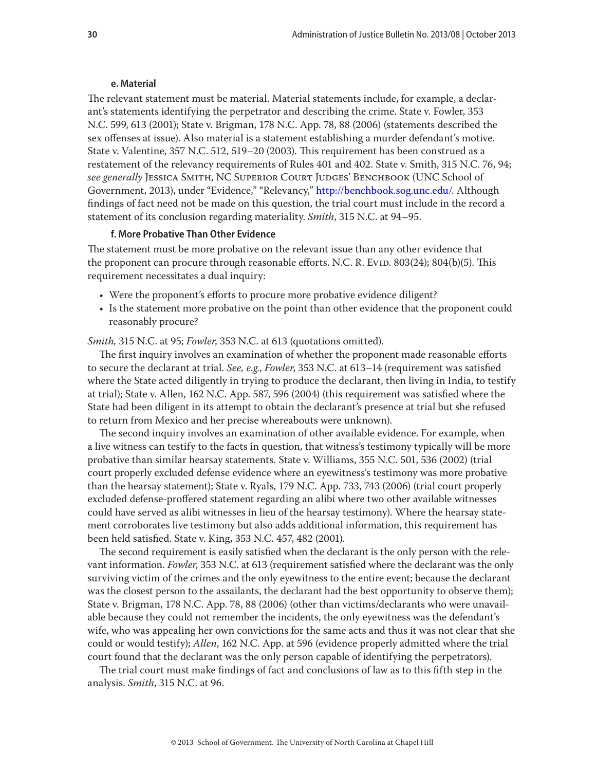#### e. Material

The relevant statement must be material. Material statements include, for example, a declarant's statements identifying the perpetrator and describing the crime. State v. Fowler, 353 N.C. 599, 613 (2001); State v. Brigman, 178 N.C. App. 78, 88 (2006) (statements described the sex offenses at issue). Also material is a statement establishing a murder defendant's motive. State v. Valentine, 357 N.C. 512, 519–20 (2003). This requirement has been construed as a restatement of the relevancy requirements of Rules 401 and 402. State v. Smith, 315 N.C. 76, 94; *see generally* Jessica Smith, NC Superior Court Judges' Benchbook (UNC School of Government, 2013), under "Evidence," "Relevancy," http://benchbook.sog.unc.edu/. Although findings of fact need not be made on this question, the trial court must include in the record a statement of its conclusion regarding materiality. *Smith*, 315 N.C. at 94–95.

#### f. More Probative Than Other Evidence

The statement must be more probative on the relevant issue than any other evidence that the proponent can procure through reasonable efforts. N.C. R. Evid. 803(24); 804(b)(5). This requirement necessitates a dual inquiry:

- Were the proponent's efforts to procure more probative evidence diligent?
- Is the statement more probative on the point than other evidence that the proponent could reasonably procure?

*Smith,* 315 N.C. at 95; *Fowler*, 353 N.C. at 613 (quotations omitted).

The first inquiry involves an examination of whether the proponent made reasonable efforts to secure the declarant at trial. *See, e.g.*, *Fowler*, 353 N.C. at 613–14 (requirement was satisfied where the State acted diligently in trying to produce the declarant, then living in India, to testify at trial); State v. Allen, 162 N.C. App. 587, 596 (2004) (this requirement was satisfied where the State had been diligent in its attempt to obtain the declarant's presence at trial but she refused to return from Mexico and her precise whereabouts were unknown).

The second inquiry involves an examination of other available evidence. For example, when a live witness can testify to the facts in question, that witness's testimony typically will be more probative than similar hearsay statements. State v. Williams, 355 N.C. 501, 536 (2002) (trial court properly excluded defense evidence where an eyewitness's testimony was more probative than the hearsay statement); State v. Ryals, 179 N.C. App. 733, 743 (2006) (trial court properly excluded defense-proffered statement regarding an alibi where two other available witnesses could have served as alibi witnesses in lieu of the hearsay testimony). Where the hearsay statement corroborates live testimony but also adds additional information, this requirement has been held satisfied. State v. King, 353 N.C. 457, 482 (2001).

The second requirement is easily satisfied when the declarant is the only person with the relevant information. *Fowler*, 353 N.C. at 613 (requirement satisfied where the declarant was the only surviving victim of the crimes and the only eyewitness to the entire event; because the declarant was the closest person to the assailants, the declarant had the best opportunity to observe them); State v. Brigman, 178 N.C. App. 78, 88 (2006) (other than victims/declarants who were unavailable because they could not remember the incidents, the only eyewitness was the defendant's wife, who was appealing her own convictions for the same acts and thus it was not clear that she could or would testify); *Allen*, 162 N.C. App. at 596 (evidence properly admitted where the trial court found that the declarant was the only person capable of identifying the perpetrators).

The trial court must make findings of fact and conclusions of law as to this fifth step in the analysis. *Smith*, 315 N.C. at 96.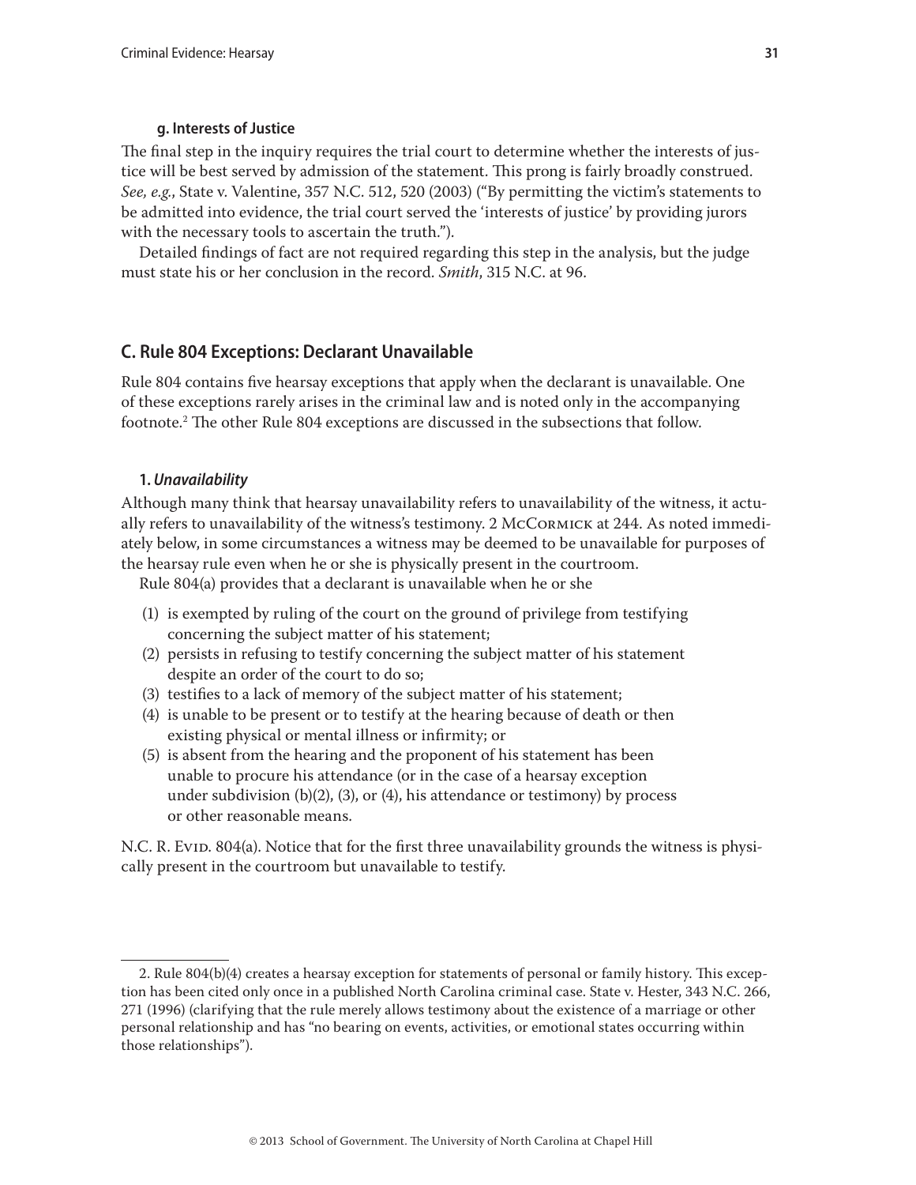#### g. Interests of Justice

The final step in the inquiry requires the trial court to determine whether the interests of justice will be best served by admission of the statement. This prong is fairly broadly construed. *See, e.g.*, State v. Valentine, 357 N.C. 512, 520 (2003) ("By permitting the victim's statements to be admitted into evidence, the trial court served the 'interests of justice' by providing jurors with the necessary tools to ascertain the truth.").

Detailed findings of fact are not required regarding this step in the analysis, but the judge must state his or her conclusion in the record. *Smith*, 315 N.C. at 96.

## C. Rule 804 Exceptions: Declarant Unavailable

Rule 804 contains five hearsay exceptions that apply when the declarant is unavailable. One of these exceptions rarely arises in the criminal law and is noted only in the accompanying footnote.[2] The other Rule 804 exceptions are discussed in the subsections that follow.

### 1. *Unavailability*

Although many think that hearsay unavailability refers to unavailability of the witness, it actually refers to unavailability of the witness's testimony. 2 McCormick at 244. As noted immediately below, in some circumstances a witness may be deemed to be unavailable for purposes of the hearsay rule even when he or she is physically present in the courtroom.

Rule 804(a) provides that a declarant is unavailable when he or she

(1) is exempted by ruling of the court on the ground of privilege from testifying concerning the subject matter of his statement;
(2) persists in refusing to testify concerning the subject matter of his statement despite an order of the court to do so;
(3) testifies to a lack of memory of the subject matter of his statement;
(4) is unable to be present or to testify at the hearing because of death or then existing physical or mental illness or infirmity; or
(5) is absent from the hearing and the proponent of his statement has been unable to procure his attendance (or in the case of a hearsay exception under subdivision (b)(2), (3), or (4), his attendance or testimony) by process or other reasonable means.

N.C. R. Evid. 804(a). Notice that for the first three unavailability grounds the witness is physically present in the courtroom but unavailable to testify.

---

2. Rule 804(b)(4) creates a hearsay exception for statements of personal or family history. This exception has been cited only once in a published North Carolina criminal case. State v. Hester, 343 N.C. 266, 271 (1996) (clarifying that the rule merely allows testimony about the existence of a marriage or other personal relationship and has "no bearing on events, activities, or emotional states occurring within those relationships").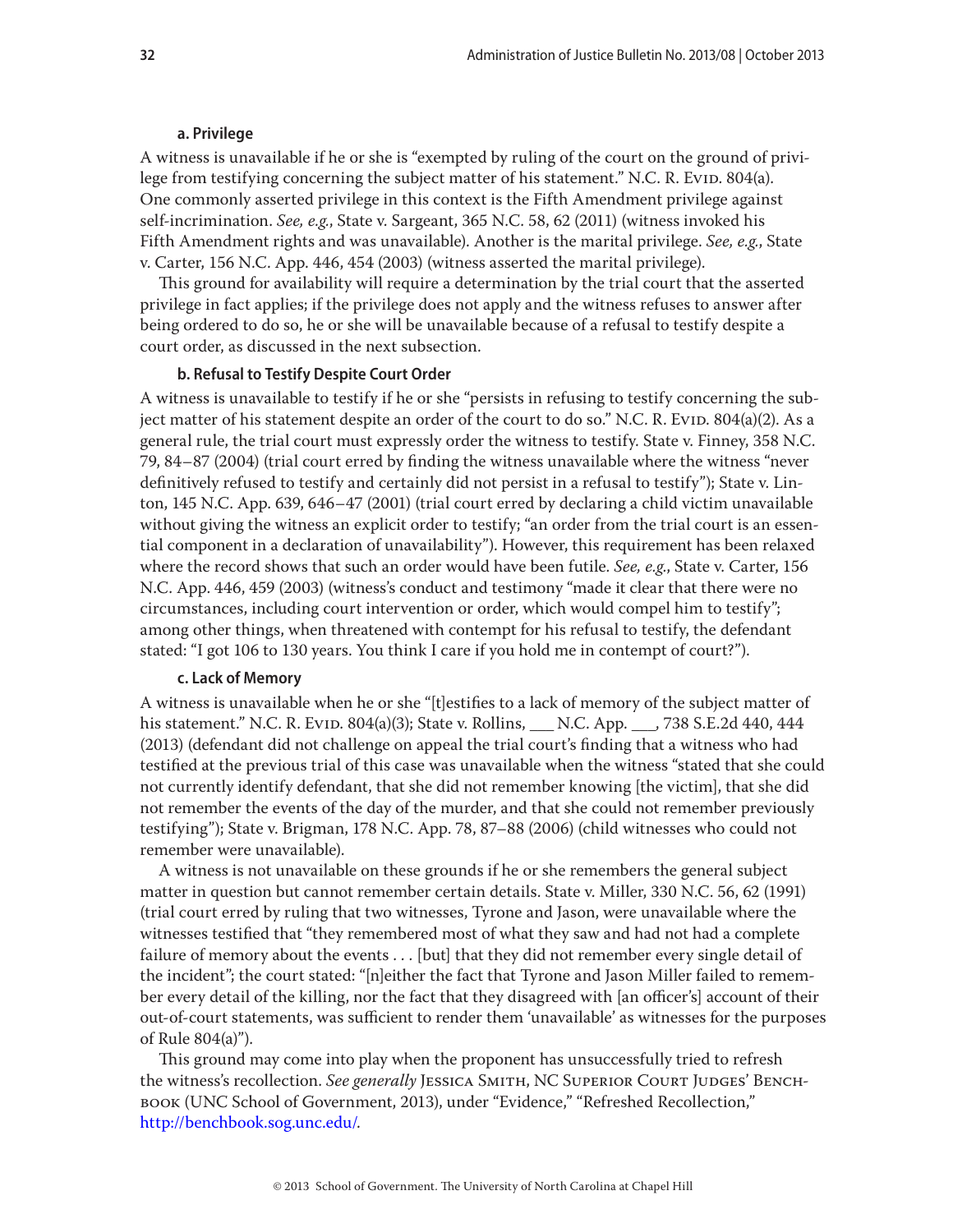#### a. Privilege

A witness is unavailable if he or she is "exempted by ruling of the court on the ground of privilege from testifying concerning the subject matter of his statement." N.C. R. Evid. 804(a). One commonly asserted privilege in this context is the Fifth Amendment privilege against self-incrimination. *See, e.g.*, State v. Sargeant, 365 N.C. 58, 62 (2011) (witness invoked his Fifth Amendment rights and was unavailable). Another is the marital privilege. *See, e.g.*, State v. Carter, 156 N.C. App. 446, 454 (2003) (witness asserted the marital privilege).

This ground for availability will require a determination by the trial court that the asserted privilege in fact applies; if the privilege does not apply and the witness refuses to answer after being ordered to do so, he or she will be unavailable because of a refusal to testify despite a court order, as discussed in the next subsection.

#### b. Refusal to Testify Despite Court Order

A witness is unavailable to testify if he or she "persists in refusing to testify concerning the subject matter of his statement despite an order of the court to do so." N.C. R. Evid. 804(a)(2). As a general rule, the trial court must expressly order the witness to testify. State v. Finney, 358 N.C. 79, 84–87 (2004) (trial court erred by finding the witness unavailable where the witness "never definitively refused to testify and certainly did not persist in a refusal to testify"); State v. Linton, 145 N.C. App. 639, 646–47 (2001) (trial court erred by declaring a child victim unavailable without giving the witness an explicit order to testify; "an order from the trial court is an essential component in a declaration of unavailability"). However, this requirement has been relaxed where the record shows that such an order would have been futile. *See, e.g.*, State v. Carter, 156 N.C. App. 446, 459 (2003) (witness's conduct and testimony "made it clear that there were no circumstances, including court intervention or order, which would compel him to testify"; among other things, when threatened with contempt for his refusal to testify, the defendant stated: "I got 106 to 130 years. You think I care if you hold me in contempt of court?").

#### c. Lack of Memory

A witness is unavailable when he or she "[t]estifies to a lack of memory of the subject matter of his statement." N.C. R. Evid. 804(a)(3); State v. Rollins, ___ N.C. App. ___, 738 S.E.2d 440, 444 (2013) (defendant did not challenge on appeal the trial court's finding that a witness who had testified at the previous trial of this case was unavailable when the witness "stated that she could not currently identify defendant, that she did not remember knowing [the victim], that she did not remember the events of the day of the murder, and that she could not remember previously testifying"); State v. Brigman, 178 N.C. App. 78, 87–88 (2006) (child witnesses who could not remember were unavailable).

A witness is not unavailable on these grounds if he or she remembers the general subject matter in question but cannot remember certain details. State v. Miller, 330 N.C. 56, 62 (1991) (trial court erred by ruling that two witnesses, Tyrone and Jason, were unavailable where the witnesses testified that "they remembered most of what they saw and had not had a complete failure of memory about the events . . . [but] that they did not remember every single detail of the incident"; the court stated: "[n]either the fact that Tyrone and Jason Miller failed to remember every detail of the killing, nor the fact that they disagreed with [an officer's] account of their out-of-court statements, was sufficient to render them 'unavailable' as witnesses for the purposes of Rule 804(a)").

This ground may come into play when the proponent has unsuccessfully tried to refresh the witness's recollection. *See generally* Jessica Smith, NC Superior Court Judges' Benchbook (UNC School of Government, 2013), under "Evidence," "Refreshed Recollection," http://benchbook.sog.unc.edu/.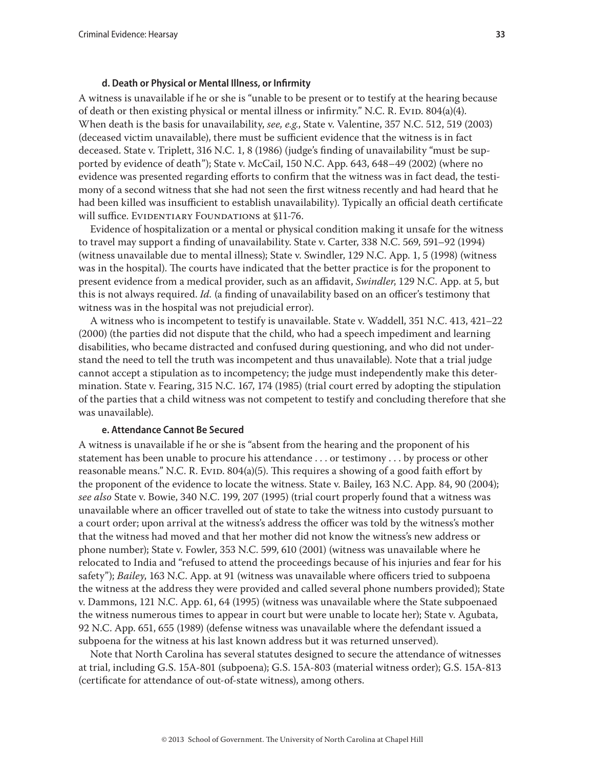#### d. Death or Physical or Mental Illness, or Infirmity

A witness is unavailable if he or she is "unable to be present or to testify at the hearing because of death or then existing physical or mental illness or infirmity." N.C. R. Evid. 804(a)(4). When death is the basis for unavailability, *see, e.g.*, State v. Valentine, 357 N.C. 512, 519 (2003) (deceased victim unavailable), there must be sufficient evidence that the witness is in fact deceased. State v. Triplett, 316 N.C. 1, 8 (1986) (judge's finding of unavailability "must be supported by evidence of death"); State v. McCail, 150 N.C. App. 643, 648–49 (2002) (where no evidence was presented regarding efforts to confirm that the witness was in fact dead, the testimony of a second witness that she had not seen the first witness recently and had heard that he had been killed was insufficient to establish unavailability). Typically an official death certificate will suffice. Evidentiary Foundations at §11-76.

Evidence of hospitalization or a mental or physical condition making it unsafe for the witness to travel may support a finding of unavailability. State v. Carter, 338 N.C. 569, 591–92 (1994) (witness unavailable due to mental illness); State v. Swindler, 129 N.C. App. 1, 5 (1998) (witness was in the hospital). The courts have indicated that the better practice is for the proponent to present evidence from a medical provider, such as an affidavit, *Swindler*, 129 N.C. App. at 5, but this is not always required. *Id.* (a finding of unavailability based on an officer's testimony that witness was in the hospital was not prejudicial error).

A witness who is incompetent to testify is unavailable. State v. Waddell, 351 N.C. 413, 421–22 (2000) (the parties did not dispute that the child, who had a speech impediment and learning disabilities, who became distracted and confused during questioning, and who did not understand the need to tell the truth was incompetent and thus unavailable). Note that a trial judge cannot accept a stipulation as to incompetency; the judge must independently make this determination. State v. Fearing, 315 N.C. 167, 174 (1985) (trial court erred by adopting the stipulation of the parties that a child witness was not competent to testify and concluding therefore that she was unavailable).

#### e. Attendance Cannot Be Secured

A witness is unavailable if he or she is "absent from the hearing and the proponent of his statement has been unable to procure his attendance . . . or testimony . . . by process or other reasonable means." N.C. R. Evid. 804(a)(5). This requires a showing of a good faith effort by the proponent of the evidence to locate the witness. State v. Bailey, 163 N.C. App. 84, 90 (2004); *see also* State v. Bowie, 340 N.C. 199, 207 (1995) (trial court properly found that a witness was unavailable where an officer travelled out of state to take the witness into custody pursuant to a court order; upon arrival at the witness's address the officer was told by the witness's mother that the witness had moved and that her mother did not know the witness's new address or phone number); State v. Fowler, 353 N.C. 599, 610 (2001) (witness was unavailable where he relocated to India and "refused to attend the proceedings because of his injuries and fear for his safety"); *Bailey*, 163 N.C. App. at 91 (witness was unavailable where officers tried to subpoena the witness at the address they were provided and called several phone numbers provided); State v. Dammons, 121 N.C. App. 61, 64 (1995) (witness was unavailable where the State subpoenaed the witness numerous times to appear in court but were unable to locate her); State v. Agubata, 92 N.C. App. 651, 655 (1989) (defense witness was unavailable where the defendant issued a subpoena for the witness at his last known address but it was returned unserved).

Note that North Carolina has several statutes designed to secure the attendance of witnesses at trial, including G.S. 15A-801 (subpoena); G.S. 15A-803 (material witness order); G.S. 15A-813 (certificate for attendance of out-of-state witness), among others.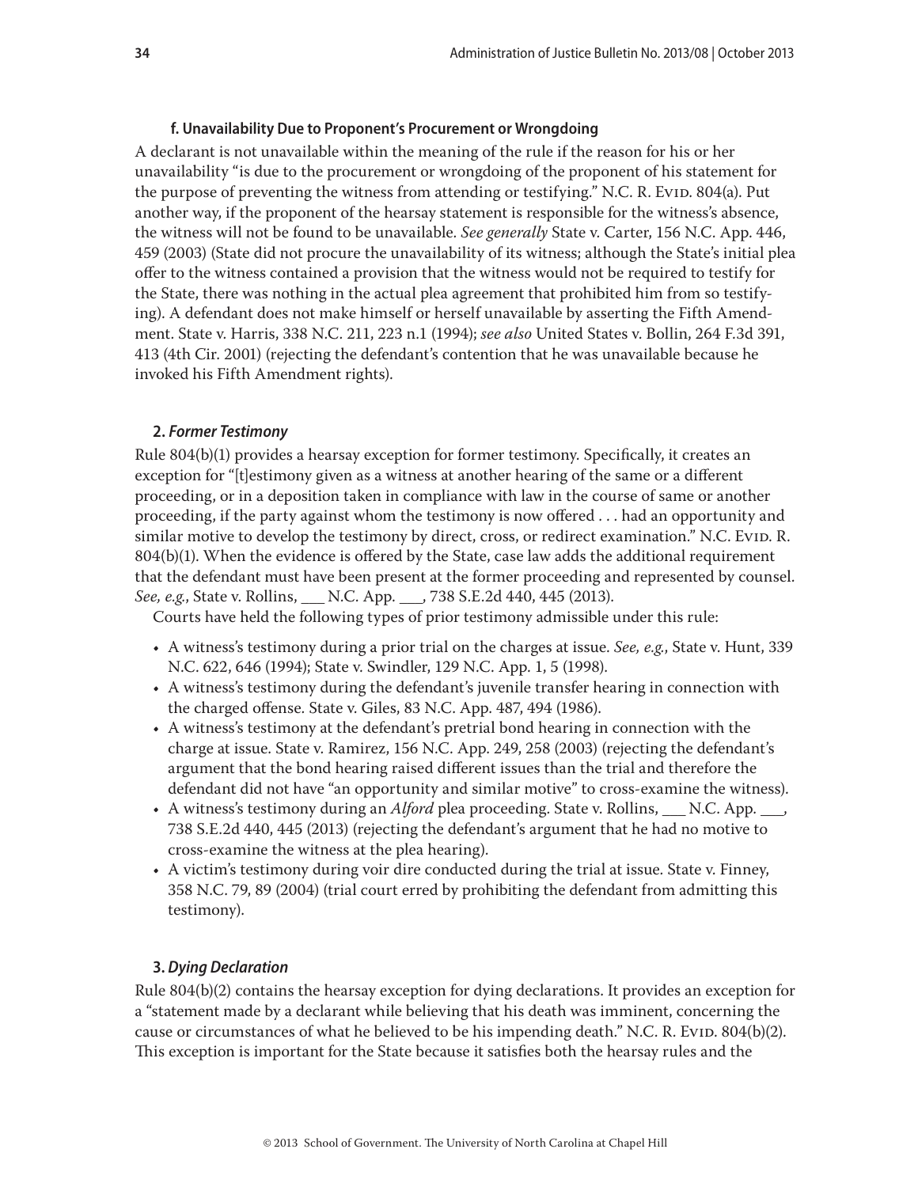#### f. Unavailability Due to Proponent's Procurement or Wrongdoing

A declarant is not unavailable within the meaning of the rule if the reason for his or her unavailability "is due to the procurement or wrongdoing of the proponent of his statement for the purpose of preventing the witness from attending or testifying." N.C. R. Evid. 804(a). Put another way, if the proponent of the hearsay statement is responsible for the witness's absence, the witness will not be found to be unavailable. *See generally* State v. Carter, 156 N.C. App. 446, 459 (2003) (State did not procure the unavailability of its witness; although the State's initial plea offer to the witness contained a provision that the witness would not be required to testify for the State, there was nothing in the actual plea agreement that prohibited him from so testifying). A defendant does not make himself or herself unavailable by asserting the Fifth Amendment. State v. Harris, 338 N.C. 211, 223 n.1 (1994); *see also* United States v. Bollin, 264 F.3d 391, 413 (4th Cir. 2001) (rejecting the defendant's contention that he was unavailable because he invoked his Fifth Amendment rights).

### 2. *Former Testimony*

Rule 804(b)(1) provides a hearsay exception for former testimony. Specifically, it creates an exception for "[t]estimony given as a witness at another hearing of the same or a different proceeding, or in a deposition taken in compliance with law in the course of same or another proceeding, if the party against whom the testimony is now offered . . . had an opportunity and similar motive to develop the testimony by direct, cross, or redirect examination." N.C. Evid. R. 804(b)(1). When the evidence is offered by the State, case law adds the additional requirement that the defendant must have been present at the former proceeding and represented by counsel. *See, e.g.*, State v. Rollins, ___ N.C. App. ___, 738 S.E.2d 440, 445 (2013).

Courts have held the following types of prior testimony admissible under this rule:

- A witness's testimony during a prior trial on the charges at issue. *See, e.g.*, State v. Hunt, 339 N.C. 622, 646 (1994); State v. Swindler, 129 N.C. App. 1, 5 (1998).
- A witness's testimony during the defendant's juvenile transfer hearing in connection with the charged offense. State v. Giles, 83 N.C. App. 487, 494 (1986).
- A witness's testimony at the defendant's pretrial bond hearing in connection with the charge at issue. State v. Ramirez, 156 N.C. App. 249, 258 (2003) (rejecting the defendant's argument that the bond hearing raised different issues than the trial and therefore the defendant did not have "an opportunity and similar motive" to cross-examine the witness).
- A witness's testimony during an *Alford* plea proceeding. State v. Rollins, ___ N.C. App. ___, 738 S.E.2d 440, 445 (2013) (rejecting the defendant's argument that he had no motive to cross-examine the witness at the plea hearing).
- A victim's testimony during voir dire conducted during the trial at issue. State v. Finney, 358 N.C. 79, 89 (2004) (trial court erred by prohibiting the defendant from admitting this testimony).

### 3. *Dying Declaration*

Rule 804(b)(2) contains the hearsay exception for dying declarations. It provides an exception for a "statement made by a declarant while believing that his death was imminent, concerning the cause or circumstances of what he believed to be his impending death." N.C. R. Evid. 804(b)(2). This exception is important for the State because it satisfies both the hearsay rules and the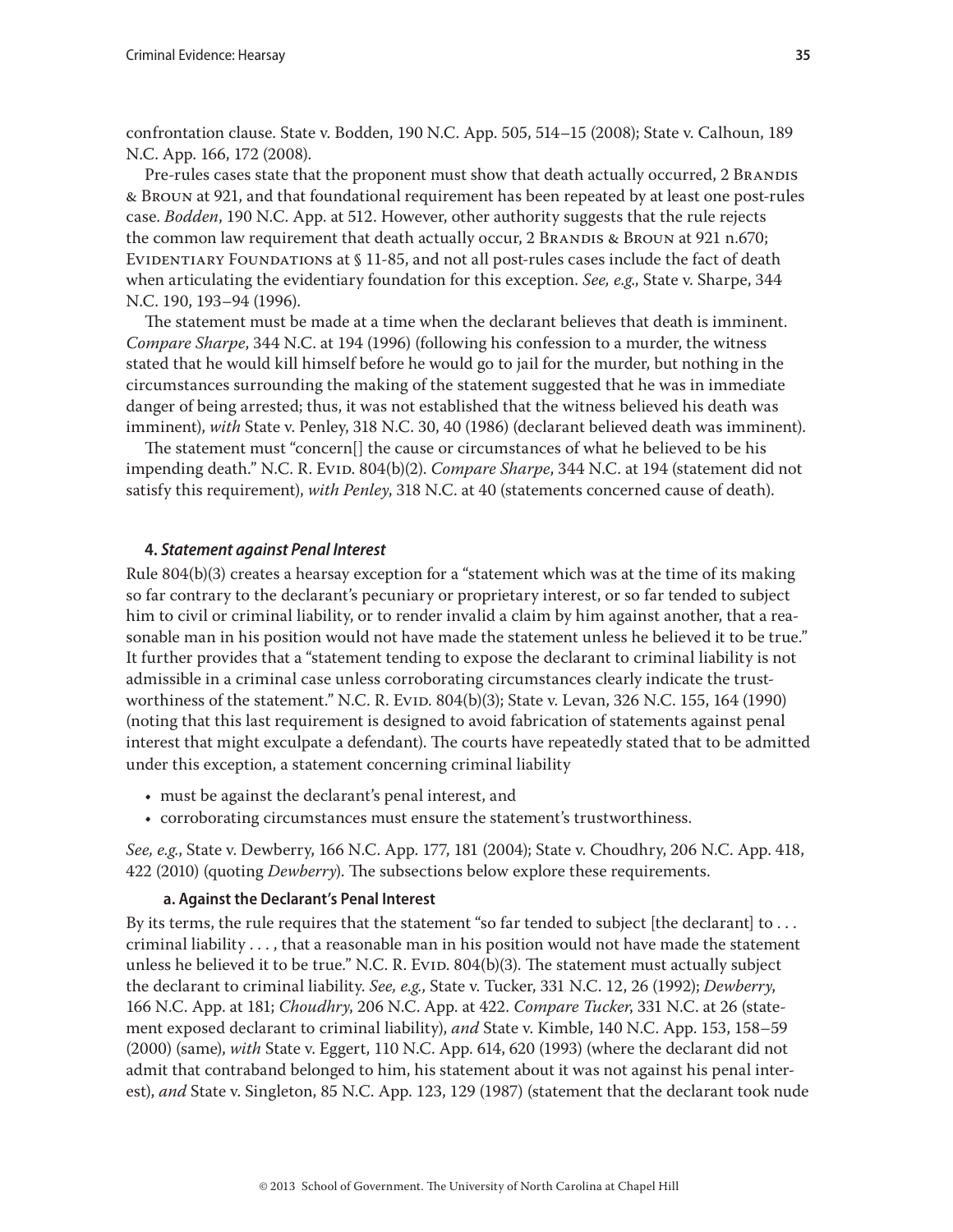confrontation clause. State v. Bodden, 190 N.C. App. 505, 514–15 (2008); State v. Calhoun, 189 N.C. App. 166, 172 (2008).

Pre-rules cases state that the proponent must show that death actually occurred, 2 Brandis & Broun at 921, and that foundational requirement has been repeated by at least one post-rules case. *Bodden*, 190 N.C. App. at 512. However, other authority suggests that the rule rejects the common law requirement that death actually occur, 2 Brandis & Broun at 921 n.670; Evidentiary Foundations at § 11-85, and not all post-rules cases include the fact of death when articulating the evidentiary foundation for this exception. *See, e.g.*, State v. Sharpe, 344 N.C. 190, 193–94 (1996).

The statement must be made at a time when the declarant believes that death is imminent. *Compare Sharpe*, 344 N.C. at 194 (1996) (following his confession to a murder, the witness stated that he would kill himself before he would go to jail for the murder, but nothing in the circumstances surrounding the making of the statement suggested that he was in immediate danger of being arrested; thus, it was not established that the witness believed his death was imminent), *with* State v. Penley, 318 N.C. 30, 40 (1986) (declarant believed death was imminent).

The statement must "concern[] the cause or circumstances of what he believed to be his impending death." N.C. R. Evid. 804(b)(2). *Compare Sharpe*, 344 N.C. at 194 (statement did not satisfy this requirement), *with Penley*, 318 N.C. at 40 (statements concerned cause of death).

### 4. *Statement against Penal Interest*

Rule 804(b)(3) creates a hearsay exception for a "statement which was at the time of its making so far contrary to the declarant's pecuniary or proprietary interest, or so far tended to subject him to civil or criminal liability, or to render invalid a claim by him against another, that a reasonable man in his position would not have made the statement unless he believed it to be true." It further provides that a "statement tending to expose the declarant to criminal liability is not admissible in a criminal case unless corroborating circumstances clearly indicate the trustworthiness of the statement." N.C. R. Evid. 804(b)(3); State v. Levan, 326 N.C. 155, 164 (1990) (noting that this last requirement is designed to avoid fabrication of statements against penal interest that might exculpate a defendant). The courts have repeatedly stated that to be admitted under this exception, a statement concerning criminal liability

- must be against the declarant's penal interest, and
- corroborating circumstances must ensure the statement's trustworthiness.

*See, e.g.*, State v. Dewberry, 166 N.C. App. 177, 181 (2004); State v. Choudhry, 206 N.C. App. 418, 422 (2010) (quoting *Dewberry*). The subsections below explore these requirements.

#### a. Against the Declarant's Penal Interest

By its terms, the rule requires that the statement "so far tended to subject [the declarant] to . . . criminal liability . . . , that a reasonable man in his position would not have made the statement unless he believed it to be true." N.C. R. Evid. 804(b)(3). The statement must actually subject the declarant to criminal liability. *See, e.g.*, State v. Tucker, 331 N.C. 12, 26 (1992); *Dewberry*, 166 N.C. App. at 181; *Choudhry*, 206 N.C. App. at 422. *Compare Tucker*, 331 N.C. at 26 (statement exposed declarant to criminal liability), *and* State v. Kimble, 140 N.C. App. 153, 158–59 (2000) (same), *with* State v. Eggert, 110 N.C. App. 614, 620 (1993) (where the declarant did not admit that contraband belonged to him, his statement about it was not against his penal interest), *and* State v. Singleton, 85 N.C. App. 123, 129 (1987) (statement that the declarant took nude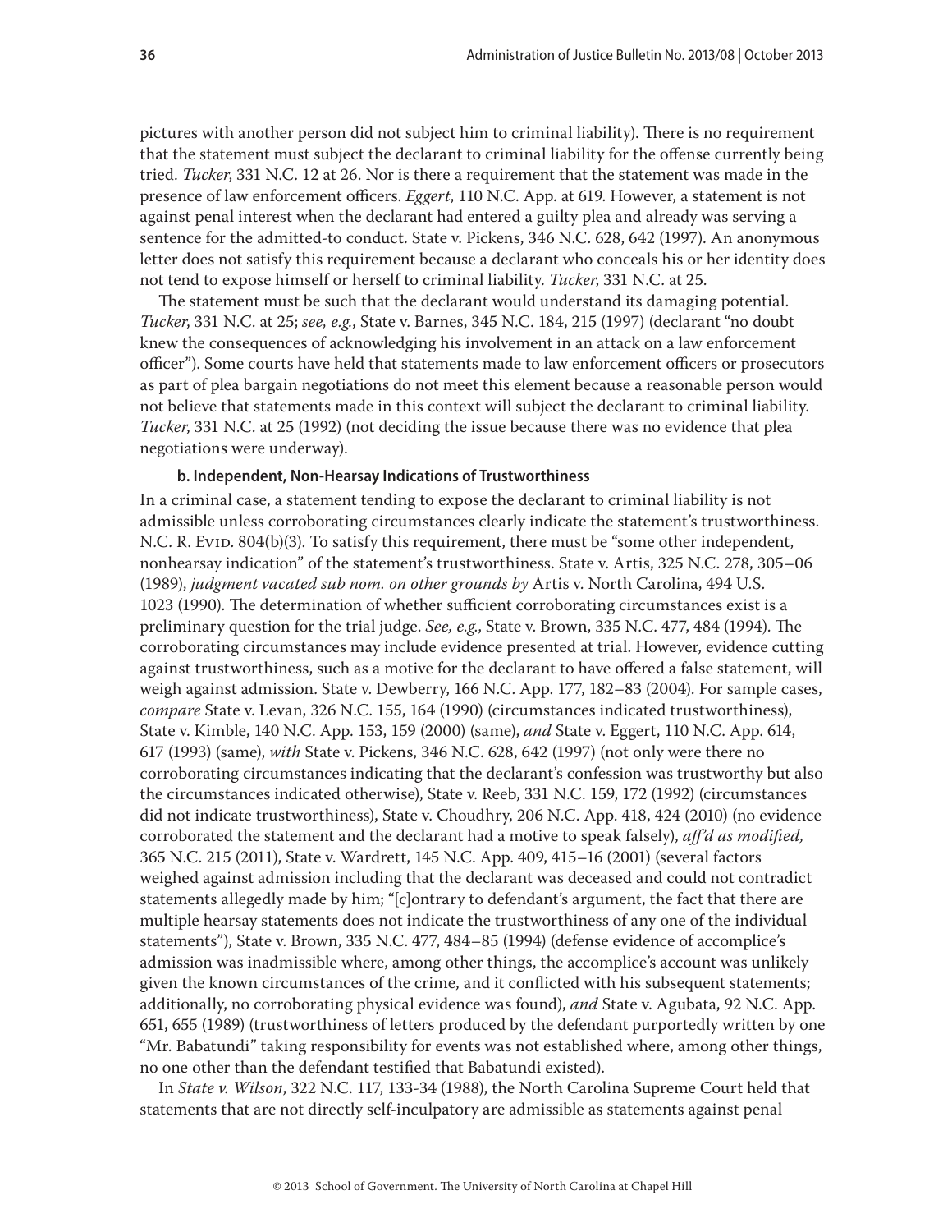pictures with another person did not subject him to criminal liability). There is no requirement that the statement must subject the declarant to criminal liability for the offense currently being tried. *Tucker*, 331 N.C. 12 at 26. Nor is there a requirement that the statement was made in the presence of law enforcement officers. *Eggert*, 110 N.C. App. at 619. However, a statement is not against penal interest when the declarant had entered a guilty plea and already was serving a sentence for the admitted-to conduct. State v. Pickens, 346 N.C. 628, 642 (1997). An anonymous letter does not satisfy this requirement because a declarant who conceals his or her identity does not tend to expose himself or herself to criminal liability. *Tucker*, 331 N.C. at 25.

The statement must be such that the declarant would understand its damaging potential. *Tucker*, 331 N.C. at 25; *see, e.g.*, State v. Barnes, 345 N.C. 184, 215 (1997) (declarant "no doubt knew the consequences of acknowledging his involvement in an attack on a law enforcement officer"). Some courts have held that statements made to law enforcement officers or prosecutors as part of plea bargain negotiations do not meet this element because a reasonable person would not believe that statements made in this context will subject the declarant to criminal liability. *Tucker*, 331 N.C. at 25 (1992) (not deciding the issue because there was no evidence that plea negotiations were underway).

#### b. Independent, Non-Hearsay Indications of Trustworthiness

In a criminal case, a statement tending to expose the declarant to criminal liability is not admissible unless corroborating circumstances clearly indicate the statement's trustworthiness. N.C. R. Evid. 804(b)(3). To satisfy this requirement, there must be "some other independent, nonhearsay indication" of the statement's trustworthiness. State v. Artis, 325 N.C. 278, 305–06 (1989), *judgment vacated sub nom. on other grounds by* Artis v. North Carolina, 494 U.S. 1023 (1990). The determination of whether sufficient corroborating circumstances exist is a preliminary question for the trial judge. *See, e.g.*, State v. Brown, 335 N.C. 477, 484 (1994). The corroborating circumstances may include evidence presented at trial. However, evidence cutting against trustworthiness, such as a motive for the declarant to have offered a false statement, will weigh against admission. State v. Dewberry, 166 N.C. App. 177, 182–83 (2004). For sample cases, *compare* State v. Levan, 326 N.C. 155, 164 (1990) (circumstances indicated trustworthiness), State v. Kimble, 140 N.C. App. 153, 159 (2000) (same), *and* State v. Eggert, 110 N.C. App. 614, 617 (1993) (same), *with* State v. Pickens, 346 N.C. 628, 642 (1997) (not only were there no corroborating circumstances indicating that the declarant's confession was trustworthy but also the circumstances indicated otherwise), State v. Reeb, 331 N.C. 159, 172 (1992) (circumstances did not indicate trustworthiness), State v. Choudhry, 206 N.C. App. 418, 424 (2010) (no evidence corroborated the statement and the declarant had a motive to speak falsely), *aff'd as modified,* 365 N.C. 215 (2011), State v. Wardrett, 145 N.C. App. 409, 415–16 (2001) (several factors weighed against admission including that the declarant was deceased and could not contradict statements allegedly made by him; "[c]ontrary to defendant's argument, the fact that there are multiple hearsay statements does not indicate the trustworthiness of any one of the individual statements"), State v. Brown, 335 N.C. 477, 484–85 (1994) (defense evidence of accomplice's admission was inadmissible where, among other things, the accomplice's account was unlikely given the known circumstances of the crime, and it conflicted with his subsequent statements; additionally, no corroborating physical evidence was found), *and* State v. Agubata, 92 N.C. App. 651, 655 (1989) (trustworthiness of letters produced by the defendant purportedly written by one "Mr. Babatundi" taking responsibility for events was not established where, among other things, no one other than the defendant testified that Babatundi existed).

In *State v. Wilson*, 322 N.C. 117, 133-34 (1988), the North Carolina Supreme Court held that statements that are not directly self-inculpatory are admissible as statements against penal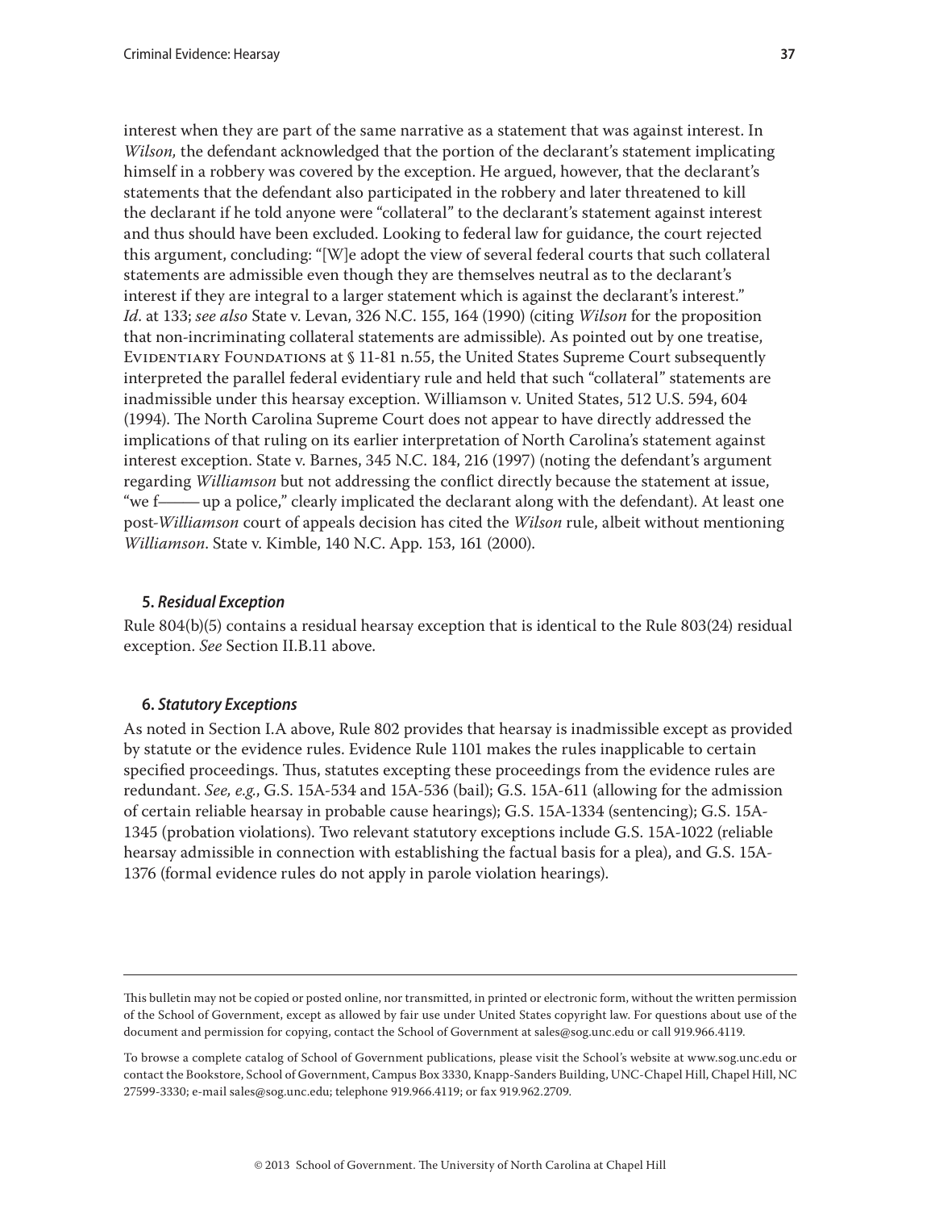interest when they are part of the same narrative as a statement that was against interest. In *Wilson,* the defendant acknowledged that the portion of the declarant's statement implicating himself in a robbery was covered by the exception. He argued, however, that the declarant's statements that the defendant also participated in the robbery and later threatened to kill the declarant if he told anyone were "collateral" to the declarant's statement against interest and thus should have been excluded. Looking to federal law for guidance, the court rejected this argument, concluding: "[W]e adopt the view of several federal courts that such collateral statements are admissible even though they are themselves neutral as to the declarant's interest if they are integral to a larger statement which is against the declarant's interest." *Id.* at 133; *see also* State v. Levan, 326 N.C. 155, 164 (1990) (citing *Wilson* for the proposition that non-incriminating collateral statements are admissible). As pointed out by one treatise, Evidentiary Foundations at § 11-81 n.55, the United States Supreme Court subsequently interpreted the parallel federal evidentiary rule and held that such "collateral" statements are inadmissible under this hearsay exception. Williamson v. United States, 512 U.S. 594, 604 (1994). The North Carolina Supreme Court does not appear to have directly addressed the implications of that ruling on its earlier interpretation of North Carolina's statement against interest exception. State v. Barnes, 345 N.C. 184, 216 (1997) (noting the defendant's argument regarding *Williamson* but not addressing the conflict directly because the statement at issue, "we f——— up a police," clearly implicated the declarant along with the defendant). At least one post-*Williamson* court of appeals decision has cited the *Wilson* rule, albeit without mentioning *Williamson*. State v. Kimble, 140 N.C. App. 153, 161 (2000).

#### 5. *Residual Exception*

Rule 804(b)(5) contains a residual hearsay exception that is identical to the Rule 803(24) residual exception. *See* Section II.B.11 above.

#### 6. *Statutory Exceptions*

As noted in Section I.A above, Rule 802 provides that hearsay is inadmissible except as provided by statute or the evidence rules. Evidence Rule 1101 makes the rules inapplicable to certain specified proceedings. Thus, statutes excepting these proceedings from the evidence rules are redundant. *See, e.g.,* G.S. 15A-534 and 15A-536 (bail); G.S. 15A-611 (allowing for the admission of certain reliable hearsay in probable cause hearings); G.S. 15A-1334 (sentencing); G.S. 15A-1345 (probation violations). Two relevant statutory exceptions include G.S. 15A-1022 (reliable hearsay admissible in connection with establishing the factual basis for a plea), and G.S. 15A-1376 (formal evidence rules do not apply in parole violation hearings).

---

This bulletin may not be copied or posted online, nor transmitted, in printed or electronic form, without the written permission of the School of Government, except as allowed by fair use under United States copyright law. For questions about use of the document and permission for copying, contact the School of Government at sales@sog.unc.edu or call 919.966.4119.

To browse a complete catalog of School of Government publications, please visit the School's website at www.sog.unc.edu or contact the Bookstore, School of Government, Campus Box 3330, Knapp-Sanders Building, UNC-Chapel Hill, Chapel Hill, NC 27599-3330; e-mail sales@sog.unc.edu; telephone 919.966.4119; or fax 919.962.2709.

© 2013 School of Government. The University of North Carolina at Chapel Hill